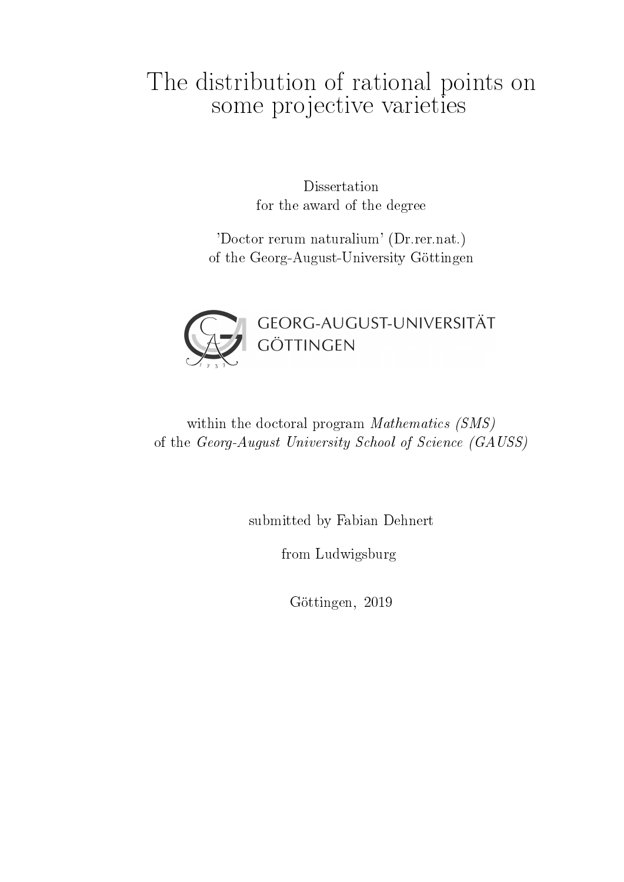# The distribution of rational points on some projective varieties

Dissertation
for the award of the degree

'Doctor rerum naturalium' (Dr.rer.nat.)
of the Georg-August-University Göttingen

GEORG-AUGUST-UNIVERSITÄT
GÖTTINGEN

within the doctoral program *Mathematics (SMS)*
of the *Georg-August University School of Science (GAUSS)*

submitted by Fabian Dehnert

from Ludwigsburg

Göttingen, 2019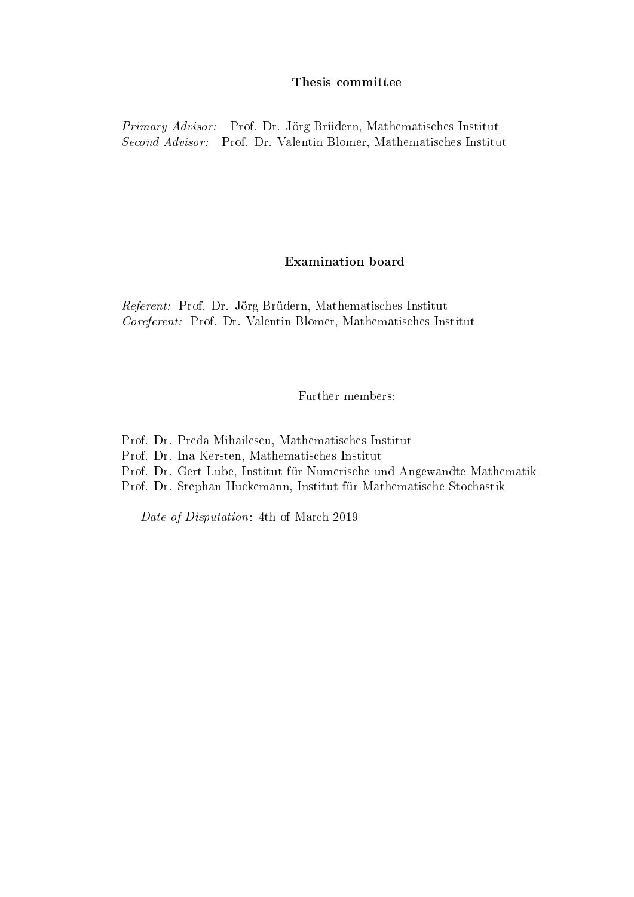**Thesis committee**

*Primary Advisor:* Prof. Dr. Jörg Brüdern, Mathematisches Institut
*Second Advisor:* Prof. Dr. Valentin Blomer, Mathematisches Institut

**Examination board**

*Referent:* Prof. Dr. Jörg Brüdern, Mathematisches Institut
*Coreferent:* Prof. Dr. Valentin Blomer, Mathematisches Institut

Further members:

Prof. Dr. Preda Mihailescu, Mathematisches Institut
Prof. Dr. Ina Kersten, Mathematisches Institut
Prof. Dr. Gert Lube, Institut für Numerische und Angewandte Mathematik
Prof. Dr. Stephan Huckemann, Institut für Mathematische Stochastik

*Date of Disputation*: 4th of March 2019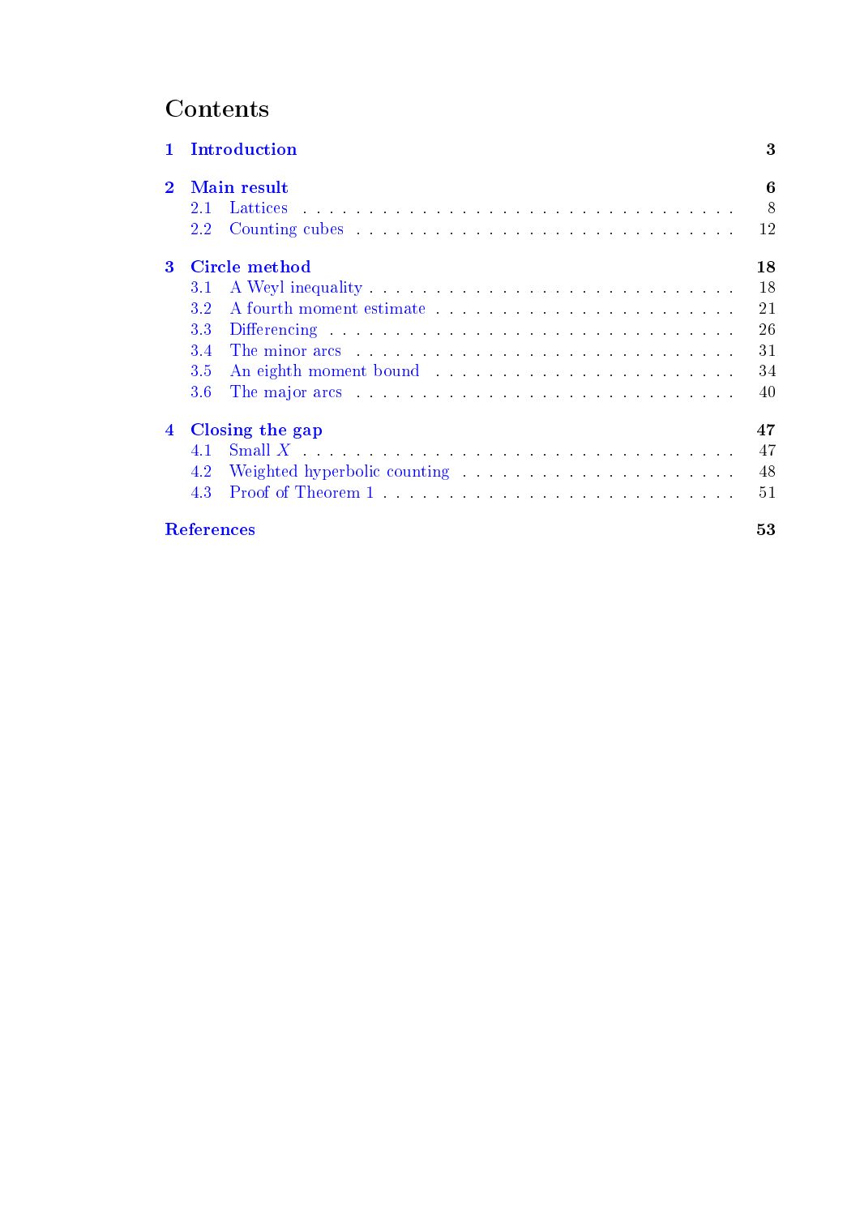# Contents

**1 Introduction** **3**

**2 Main result** **6**

- 2.1 Lattices . . . 8
- 2.2 Counting cubes . . . 12

**3 Circle method** **18**

- 3.1 A Weyl inequality . . . 18
- 3.2 A fourth moment estimate . . . 21
- 3.3 Differencing . . . 26
- 3.4 The minor arcs . . . 31
- 3.5 An eighth moment bound . . . 34
- 3.6 The major arcs . . . 40

**4 Closing the gap** **47**

- 4.1 Small $X$ . . . 47
- 4.2 Weighted hyperbolic counting . . . 48
- 4.3 Proof of Theorem 1 . . . 51

**References** **53**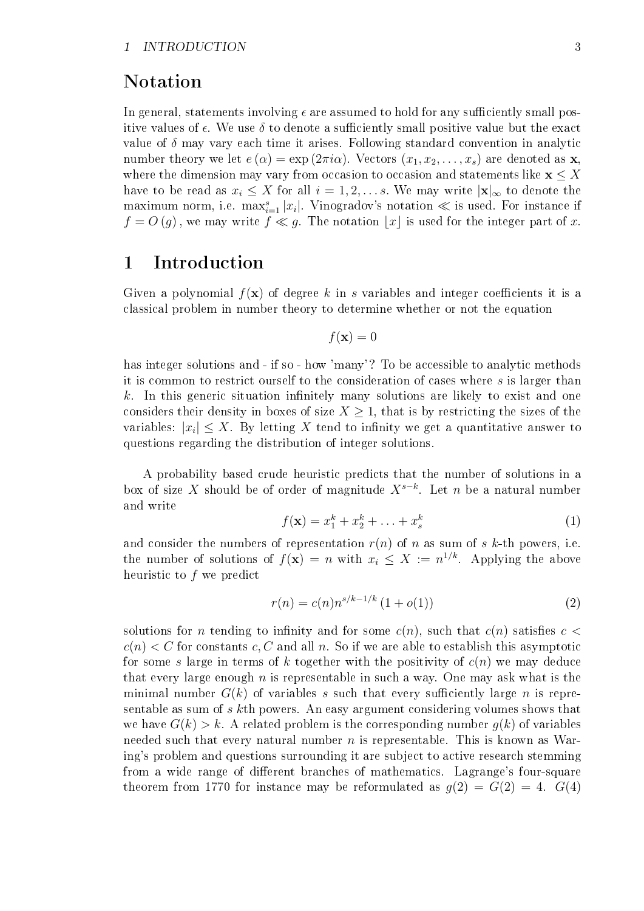## Notation

In general, statements involving $\epsilon$ are assumed to hold for any sufficiently small positive values of $\epsilon$. We use $\delta$ to denote a sufficiently small positive value but the exact value of $\delta$ may vary each time it arises. Following standard convention in analytic number theory we let $e(\alpha) = \exp(2\pi i\alpha)$. Vectors $(x_1, x_2, \ldots, x_s)$ are denoted as $\mathbf{x}$, where the dimension may vary from occasion to occasion and statements like $\mathbf{x} \leq X$ have to be read as $x_i \leq X$ for all $i = 1, 2, \ldots s$. We may write $|\mathbf{x}|_\infty$ to denote the maximum norm, i.e. $\max_{i=1}^{s} |x_i|$. Vinogradov's notation $\ll$ is used. For instance if $f = O(g)$, we may write $f \ll g$. The notation $\lfloor x \rfloor$ is used for the integer part of $x$.

# 1 Introduction

Given a polynomial $f(\mathbf{x})$ of degree $k$ in $s$ variables and integer coefficients it is a classical problem in number theory to determine whether or not the equation

$$f(\mathbf{x}) = 0$$

has integer solutions and - if so - how 'many'? To be accessible to analytic methods it is common to restrict ourself to the consideration of cases where $s$ is larger than $k$. In this generic situation infinitely many solutions are likely to exist and one considers their density in boxes of size $X \geq 1$, that is by restricting the sizes of the variables: $|x_i| \leq X$. By letting $X$ tend to infinity we get a quantitative answer to questions regarding the distribution of integer solutions.

A probability based crude heuristic predicts that the number of solutions in a box of size $X$ should be of order of magnitude $X^{s-k}$. Let $n$ be a natural number and write

$$f(\mathbf{x}) = x_1^k + x_2^k + \ldots + x_s^k \tag{1}$$

and consider the numbers of representation $r(n)$ of $n$ as sum of $s$ $k$-th powers, i.e. the number of solutions of $f(\mathbf{x}) = n$ with $x_i \leq X := n^{1/k}$. Applying the above heuristic to $f$ we predict

$$r(n) = c(n) n^{s/k - 1/k} (1 + o(1)) \tag{2}$$

solutions for $n$ tending to infinity and for some $c(n)$, such that $c(n)$ satisfies $c < c(n) < C$ for constants $c, C$ and all $n$. So if we are able to establish this asymptotic for some $s$ large in terms of $k$ together with the positivity of $c(n)$ we may deduce that every large enough $n$ is representable in such a way. One may ask what is the minimal number $G(k)$ of variables $s$ such that every sufficiently large $n$ is representable as sum of $s$ $k$th powers. An easy argument considering volumes shows that we have $G(k) > k$. A related problem is the corresponding number $g(k)$ of variables needed such that every natural number $n$ is representable. This is known as Waring's problem and questions surrounding it are subject to active research stemming from a wide range of different branches of mathematics. Lagrange's four-square theorem from 1770 for instance may be reformulated as $g(2) = G(2) = 4$. $G(4)$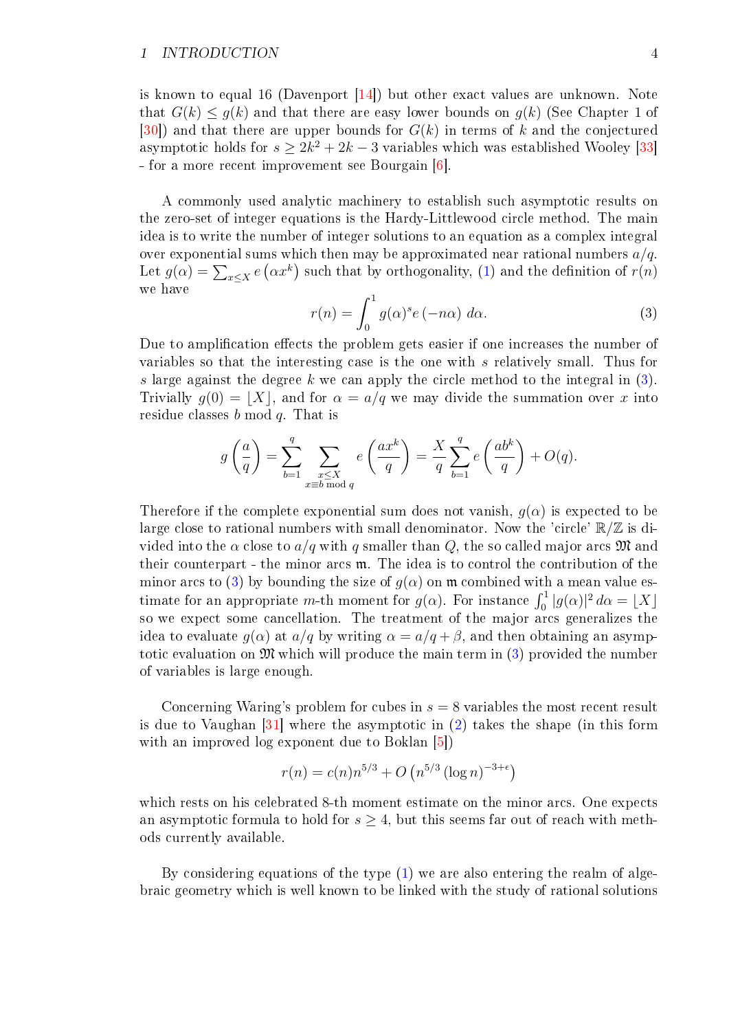is known to equal 16 (Davenport [14]) but other exact values are unknown. Note that $G(k) \leq g(k)$ and that there are easy lower bounds on $g(k)$ (See Chapter 1 of [30]) and that there are upper bounds for $G(k)$ in terms of $k$ and the conjectured asymptotic holds for $s \geq 2k^2 + 2k - 3$ variables which was established Wooley [33] - for a more recent improvement see Bourgain [6].

A commonly used analytic machinery to establish such asymptotic results on the zero-set of integer equations is the Hardy-Littlewood circle method. The main idea is to write the number of integer solutions to an equation as a complex integral over exponential sums which then may be approximated near rational numbers $a/q$. Let $g(\alpha) = \sum_{x \leq X} e\left(\alpha x^k\right)$ such that by orthogonality, (1) and the definition of $r(n)$ we have

$$r(n) = \int_0^1 g(\alpha)^s e\left(-n\alpha\right) \, d\alpha. \tag{3}$$

Due to amplification effects the problem gets easier if one increases the number of variables so that the interesting case is the one with $s$ relatively small. Thus for $s$ large against the degree $k$ we can apply the circle method to the integral in (3). Trivially $g(0) = \lfloor X \rfloor$, and for $\alpha = a/q$ we may divide the summation over $x$ into residue classes $b$ mod $q$. That is

$$g\left(\frac{a}{q}\right) = \sum_{b=1}^{q} \sum_{\substack{x \leq X \\ x \equiv b \bmod q}} e\left(\frac{ax^k}{q}\right) = \frac{X}{q} \sum_{b=1}^{q} e\left(\frac{ab^k}{q}\right) + O(q).$$

Therefore if the complete exponential sum does not vanish, $g(\alpha)$ is expected to be large close to rational numbers with small denominator. Now the 'circle' $\mathbb{R}/\mathbb{Z}$ is divided into the $\alpha$ close to $a/q$ with $q$ smaller than $Q$, the so called major arcs $\mathfrak{M}$ and their counterpart - the minor arcs $\mathfrak{m}$. The idea is to control the contribution of the minor arcs to (3) by bounding the size of $g(\alpha)$ on $\mathfrak{m}$ combined with a mean value estimate for an appropriate $m$-th moment for $g(\alpha)$. For instance $\int_0^1 |g(\alpha)|^2 \, d\alpha = \lfloor X \rfloor$ so we expect some cancellation. The treatment of the major arcs generalizes the idea to evaluate $g(\alpha)$ at $a/q$ by writing $\alpha = a/q + \beta$, and then obtaining an asymptotic evaluation on $\mathfrak{M}$ which will produce the main term in (3) provided the number of variables is large enough.

Concerning Waring's problem for cubes in $s = 8$ variables the most recent result is due to Vaughan [31] where the asymptotic in (2) takes the shape (in this form with an improved log exponent due to Boklan [5])

$$r(n) = c(n) n^{5/3} + O\left(n^{5/3} \left(\log n\right)^{-3+\epsilon}\right)$$

which rests on his celebrated 8-th moment estimate on the minor arcs. One expects an asymptotic formula to hold for $s \geq 4$, but this seems far out of reach with methods currently available.

By considering equations of the type (1) we are also entering the realm of algebraic geometry which is well known to be linked with the study of rational solutions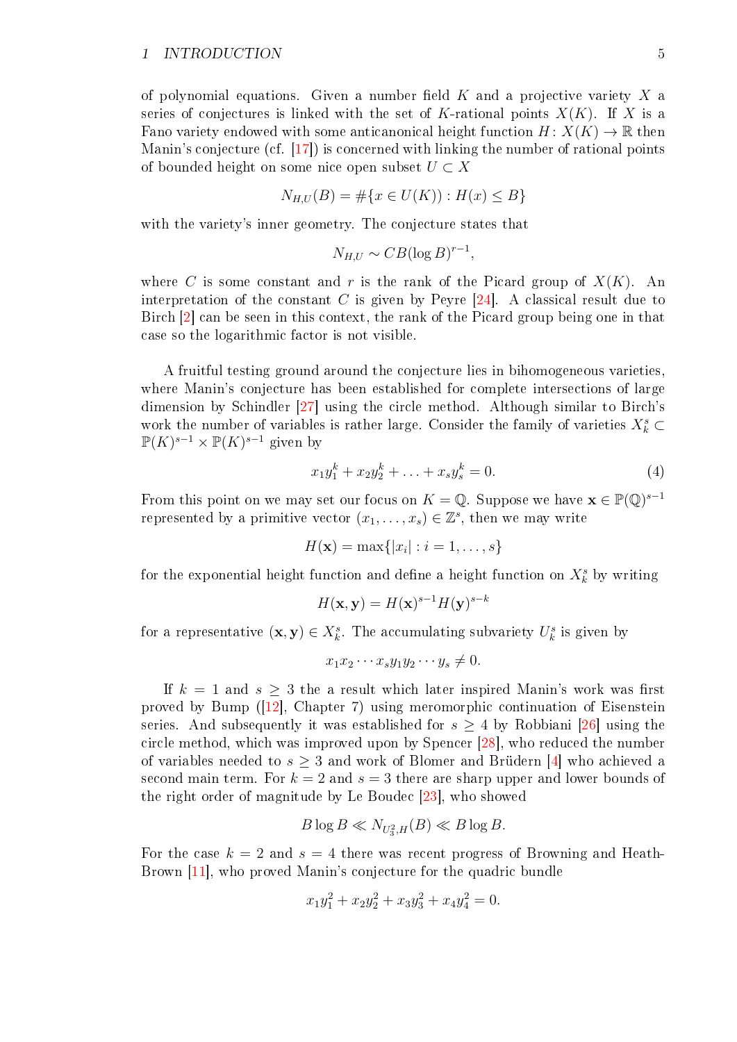of polynomial equations. Given a number field $K$ and a projective variety $X$ a series of conjectures is linked with the set of $K$-rational points $X(K)$. If $X$ is a Fano variety endowed with some anticanonical height function $H\colon X(K) \to \mathbb{R}$ then Manin's conjecture (cf. [17]) is concerned with linking the number of rational points of bounded height on some nice open subset $U \subset X$

$$N_{H,U}(B) = \#\{x \in U(K)) : H(x) \leq B\}$$

with the variety's inner geometry. The conjecture states that

$$N_{H,U} \sim CB(\log B)^{r-1},$$

where $C$ is some constant and $r$ is the rank of the Picard group of $X(K)$. An interpretation of the constant $C$ is given by Peyre [24]. A classical result due to Birch [2] can be seen in this context, the rank of the Picard group being one in that case so the logarithmic factor is not visible.

A fruitful testing ground around the conjecture lies in bihomogeneous varieties, where Manin's conjecture has been established for complete intersections of large dimension by Schindler [27] using the circle method. Although similar to Birch's work the number of variables is rather large. Consider the family of varieties $X_k^s \subset \mathbb{P}(K)^{s-1} \times \mathbb{P}(K)^{s-1}$ given by

$$x_1y_1^k + x_2y_2^k + \ldots + x_sy_s^k = 0. \tag{4}$$

From this point on we may set our focus on $K = \mathbb{Q}$. Suppose we have $\mathbf{x} \in \mathbb{P}(\mathbb{Q})^{s-1}$ represented by a primitive vector $(x_1, \ldots, x_s) \in \mathbb{Z}^s$, then we may write

$$H(\mathbf{x}) = \max\{|x_i| : i = 1, \ldots, s\}$$

for the exponential height function and define a height function on $X_k^s$ by writing

$$H(\mathbf{x}, \mathbf{y}) = H(\mathbf{x})^{s-1}H(\mathbf{y})^{s-k}$$

for a representative $(\mathbf{x}, \mathbf{y}) \in X_k^s$. The accumulating subvariety $U_k^s$ is given by

$$x_1x_2\cdots x_sy_1y_2\cdots y_s \neq 0.$$

If $k = 1$ and $s \geq 3$ the a result which later inspired Manin's work was first proved by Bump ([12], Chapter 7) using meromorphic continuation of Eisenstein series. And subsequently it was established for $s \geq 4$ by Robbiani [26] using the circle method, which was improved upon by Spencer [28], who reduced the number of variables needed to $s \geq 3$ and work of Blomer and Brüdern [4] who achieved a second main term. For $k = 2$ and $s = 3$ there are sharp upper and lower bounds of the right order of magnitude by Le Boudec [23], who showed

$$B \log B \ll N_{U_3^2,H}(B) \ll B \log B.$$

For the case $k = 2$ and $s = 4$ there was recent progress of Browning and Heath-Brown [11], who proved Manin's conjecture for the quadric bundle

$$x_1y_1^2 + x_2y_2^2 + x_3y_3^2 + x_4y_4^2 = 0.$$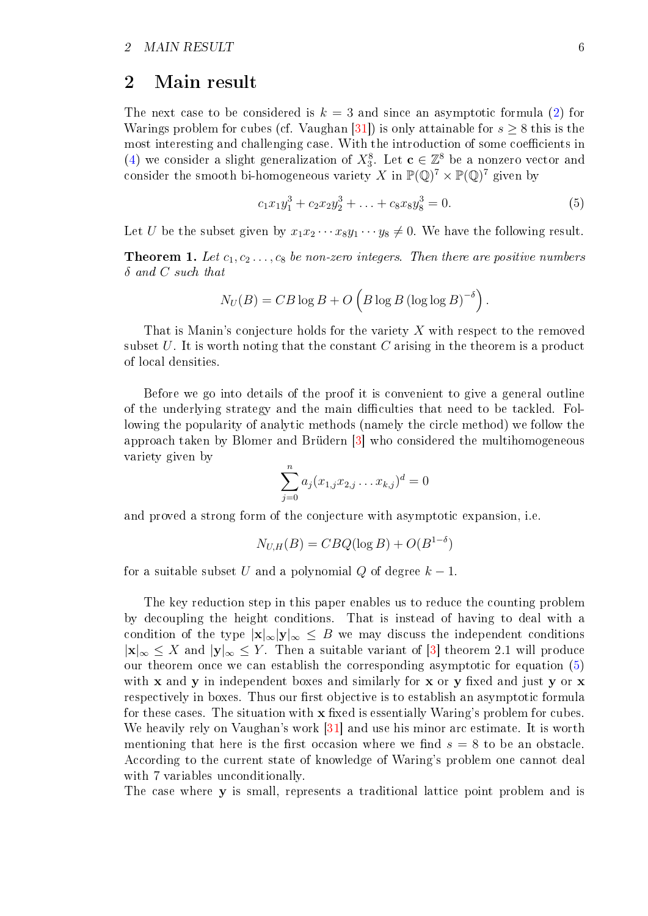## 2 Main result

The next case to be considered is $k = 3$ and since an asymptotic formula (2) for Warings problem for cubes (cf. Vaughan [31]) is only attainable for $s \geq 8$ this is the most interesting and challenging case. With the introduction of some coefficients in (4) we consider a slight generalization of $X_3^8$. Let $\mathbf{c} \in \mathbb{Z}^8$ be a nonzero vector and consider the smooth bi-homogeneous variety $X$ in $\mathbb{P}(\mathbb{Q})^7 \times \mathbb{P}(\mathbb{Q})^7$ given by

$$c_1 x_1 y_1^3 + c_2 x_2 y_2^3 + \ldots + c_8 x_8 y_8^3 = 0. \tag{5}$$

Let $U$ be the subset given by $x_1 x_2 \cdots x_8 y_1 \cdots y_8 \neq 0$. We have the following result.

**Theorem 1.** *Let $c_1, c_2 \ldots, c_8$ be non-zero integers. Then there are positive numbers $\delta$ and $C$ such that*

$$N_U(B) = CB \log B + O\left(B \log B \left(\log\log B\right)^{-\delta}\right).$$

That is Manin's conjecture holds for the variety $X$ with respect to the removed subset $U$. It is worth noting that the constant $C$ arising in the theorem is a product of local densities.

Before we go into details of the proof it is convenient to give a general outline of the underlying strategy and the main difficulties that need to be tackled. Following the popularity of analytic methods (namely the circle method) we follow the approach taken by Blomer and Brüdern [3] who considered the multihomogeneous variety given by

$$\sum_{j=0}^{n} a_j (x_{1,j} x_{2,j} \ldots x_{k,j})^d = 0$$

and proved a strong form of the conjecture with asymptotic expansion, i.e.

$$N_{U,H}(B) = CBQ(\log B) + O(B^{1-\delta})$$

for a suitable subset $U$ and a polynomial $Q$ of degree $k - 1$.

The key reduction step in this paper enables us to reduce the counting problem by decoupling the height conditions. That is instead of having to deal with a condition of the type $|\mathbf{x}|_\infty |\mathbf{y}|_\infty \leq B$ we may discuss the independent conditions $|\mathbf{x}|_\infty \leq X$ and $|\mathbf{y}|_\infty \leq Y$. Then a suitable variant of [3] theorem 2.1 will produce our theorem once we can establish the corresponding asymptotic for equation (5) with $\mathbf{x}$ and $\mathbf{y}$ in independent boxes and similarly for $\mathbf{x}$ or $\mathbf{y}$ fixed and just $\mathbf{y}$ or $\mathbf{x}$ respectively in boxes. Thus our first objective is to establish an asymptotic formula for these cases. The situation with $\mathbf{x}$ fixed is essentially Waring's problem for cubes. We heavily rely on Vaughan's work [31] and use his minor arc estimate. It is worth mentioning that here is the first occasion where we find $s = 8$ to be an obstacle. According to the current state of knowledge of Waring's problem one cannot deal with 7 variables unconditionally.

The case where $\mathbf{y}$ is small, represents a traditional lattice point problem and is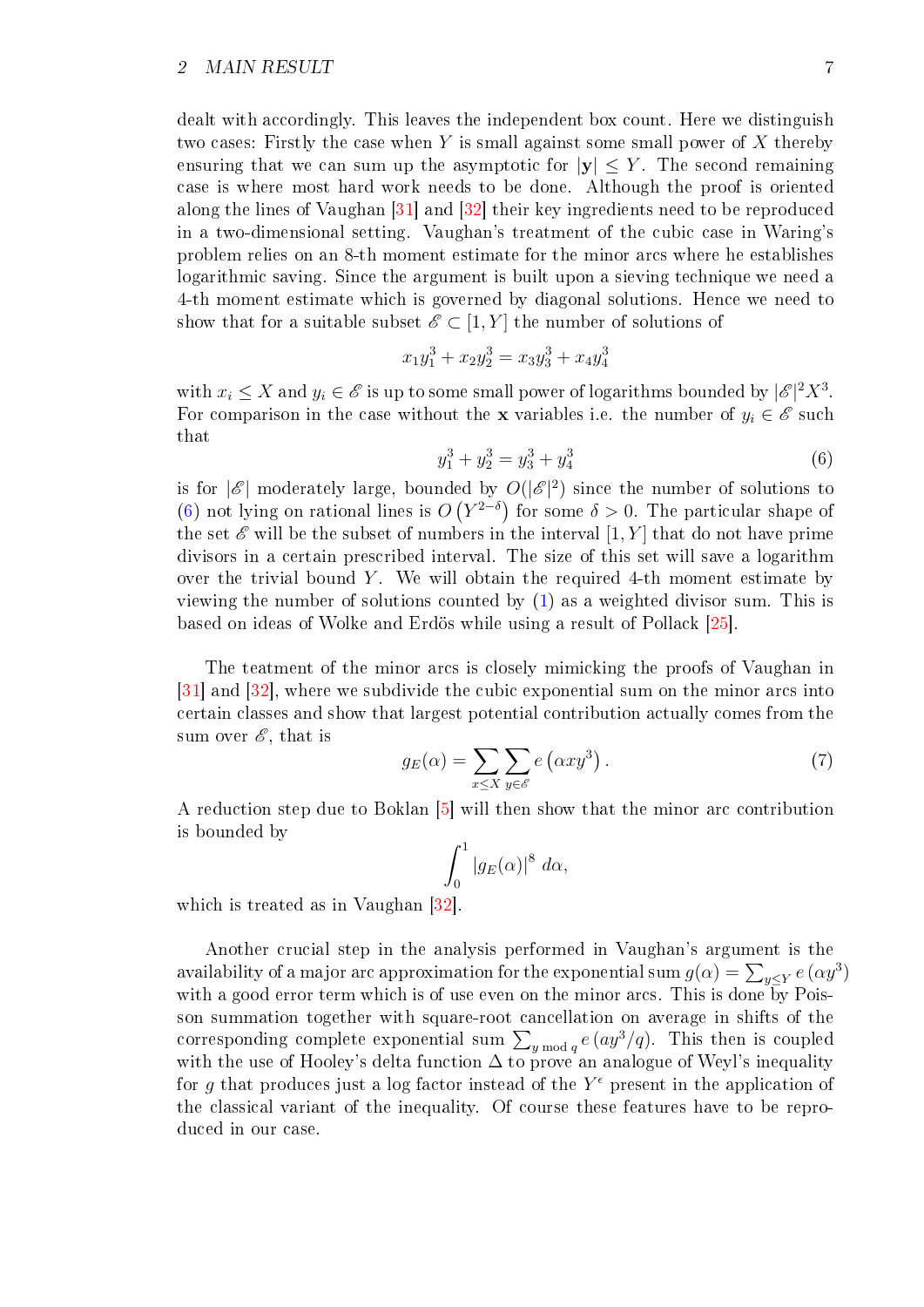dealt with accordingly. This leaves the independent box count. Here we distinguish two cases: Firstly the case when $Y$ is small against some small power of $X$ thereby ensuring that we can sum up the asymptotic for $|\mathbf{y}| \leq Y$. The second remaining case is where most hard work needs to be done. Although the proof is oriented along the lines of Vaughan [31] and [32] their key ingredients need to be reproduced in a two-dimensional setting. Vaughan's treatment of the cubic case in Waring's problem relies on an 8-th moment estimate for the minor arcs where he establishes logarithmic saving. Since the argument is built upon a sieving technique we need a 4-th moment estimate which is governed by diagonal solutions. Hence we need to show that for a suitable subset $\mathscr{E} \subset [1, Y]$ the number of solutions of

$$x_1 y_1^3 + x_2 y_2^3 = x_3 y_3^3 + x_4 y_4^3$$

with $x_i \leq X$ and $y_i \in \mathscr{E}$ is up to some small power of logarithms bounded by $|\mathscr{E}|^2 X^3$. For comparison in the case without the $\mathbf{x}$ variables i.e. the number of $y_i \in \mathscr{E}$ such that

$$y_1^3 + y_2^3 = y_3^3 + y_4^3 \tag{6}$$

is for $|\mathscr{E}|$ moderately large, bounded by $O(|\mathscr{E}|^2)$ since the number of solutions to (6) not lying on rational lines is $O\left(Y^{2-\delta}\right)$ for some $\delta > 0$. The particular shape of the set $\mathscr{E}$ will be the subset of numbers in the interval $[1, Y]$ that do not have prime divisors in a certain prescribed interval. The size of this set will save a logarithm over the trivial bound $Y$. We will obtain the required 4-th moment estimate by viewing the number of solutions counted by (1) as a weighted divisor sum. This is based on ideas of Wolke and Erdös while using a result of Pollack [25].

The teatment of the minor arcs is closely mimicking the proofs of Vaughan in [31] and [32], where we subdivide the cubic exponential sum on the minor arcs into certain classes and show that largest potential contribution actually comes from the sum over $\mathscr{E}$, that is

$$g_E(\alpha) = \sum_{x \leq X} \sum_{y \in \mathscr{E}} e\left(\alpha x y^3\right). \tag{7}$$

A reduction step due to Boklan [5] will then show that the minor arc contribution is bounded by

$$\int_0^1 |g_E(\alpha)|^8 \, d\alpha,$$

which is treated as in Vaughan [32].

Another crucial step in the analysis performed in Vaughan's argument is the availability of a major arc approximation for the exponential sum $g(\alpha) = \sum_{y \leq Y} e\left(\alpha y^3\right)$ with a good error term which is of use even on the minor arcs. This is done by Poisson summation together with square-root cancellation on average in shifts of the corresponding complete exponential sum $\sum_{y \bmod q} e\left(ay^3/q\right)$. This then is coupled with the use of Hooley's delta function $\Delta$ to prove an analogue of Weyl's inequality for $g$ that produces just a log factor instead of the $Y^\epsilon$ present in the application of the classical variant of the inequality. Of course these features have to be reproduced in our case.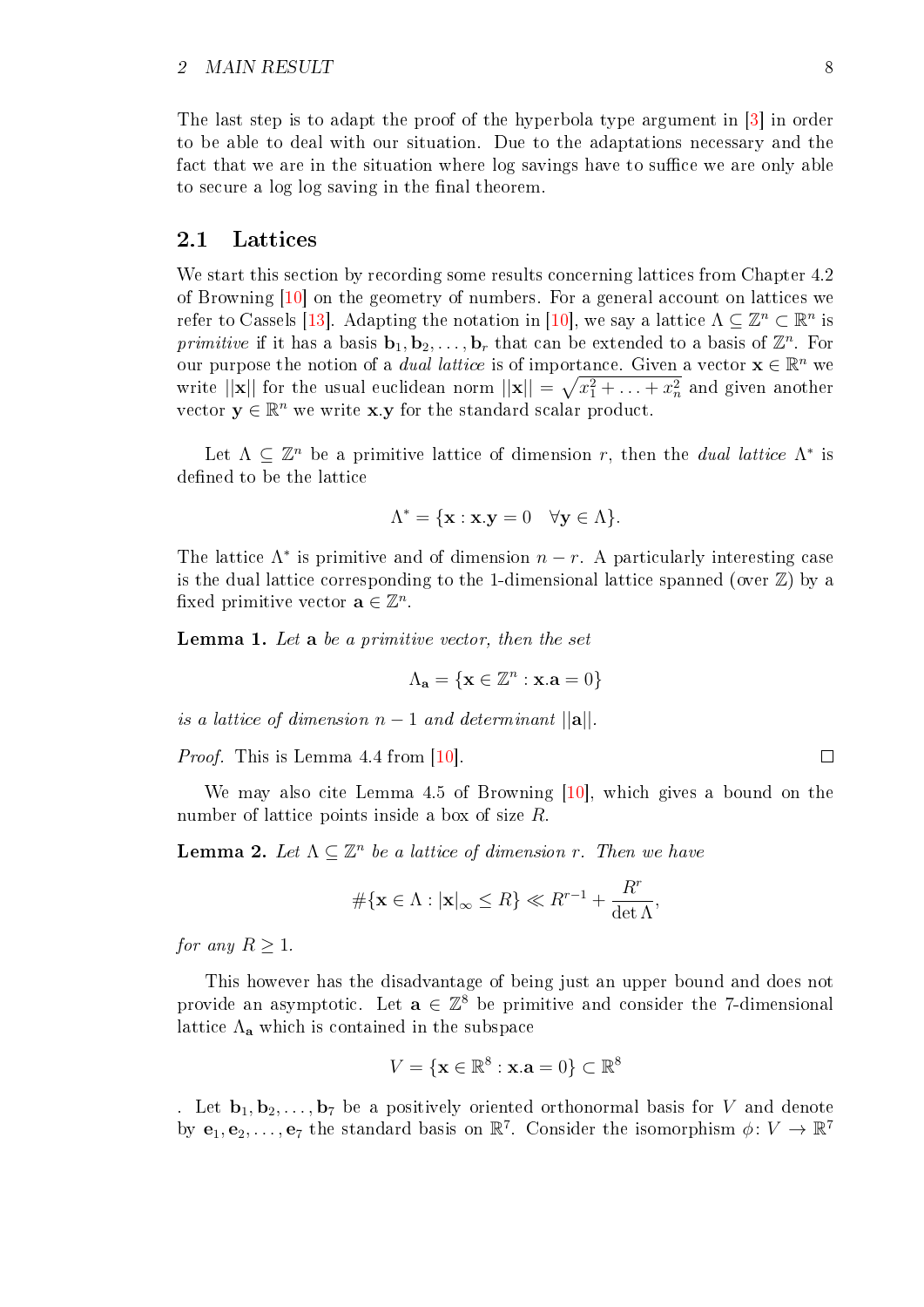The last step is to adapt the proof of the hyperbola type argument in [3] in order to be able to deal with our situation. Due to the adaptations necessary and the fact that we are in the situation where log savings have to suffice we are only able to secure a log log saving in the final theorem.

## 2.1 Lattices

We start this section by recording some results concerning lattices from Chapter 4.2 of Browning [10] on the geometry of numbers. For a general account on lattices we refer to Cassels [13]. Adapting the notation in [10], we say a lattice $\Lambda \subseteq \mathbb{Z}^n \subset \mathbb{R}^n$ is *primitive* if it has a basis $\mathbf{b}_1, \mathbf{b}_2, \ldots, \mathbf{b}_r$ that can be extended to a basis of $\mathbb{Z}^n$. For our purpose the notion of a *dual lattice* is of importance. Given a vector $\mathbf{x} \in \mathbb{R}^n$ we write $||\mathbf{x}||$ for the usual euclidean norm $||\mathbf{x}|| = \sqrt{x_1^2 + \ldots + x_n^2}$ and given another vector $\mathbf{y} \in \mathbb{R}^n$ we write $\mathbf{x}.\mathbf{y}$ for the standard scalar product.

Let $\Lambda \subseteq \mathbb{Z}^n$ be a primitive lattice of dimension $r$, then the *dual lattice* $\Lambda^*$ is defined to be the lattice

$$\Lambda^* = \{\mathbf{x} : \mathbf{x}.\mathbf{y} = 0 \quad \forall \mathbf{y} \in \Lambda\}.$$

The lattice $\Lambda^*$ is primitive and of dimension $n - r$. A particularly interesting case is the dual lattice corresponding to the 1-dimensional lattice spanned (over $\mathbb{Z}$) by a fixed primitive vector $\mathbf{a} \in \mathbb{Z}^n$.

**Lemma 1.** *Let* $\mathbf{a}$ *be a primitive vector, then the set*

$$\Lambda_{\mathbf{a}} = \{\mathbf{x} \in \mathbb{Z}^n : \mathbf{x}.\mathbf{a} = 0\}$$

*is a lattice of dimension* $n - 1$ *and determinant* $||\mathbf{a}||$.

*Proof.* This is Lemma 4.4 from [10]. □

We may also cite Lemma 4.5 of Browning [10], which gives a bound on the number of lattice points inside a box of size $R$.

**Lemma 2.** *Let* $\Lambda \subseteq \mathbb{Z}^n$ *be a lattice of dimension* $r$. *Then we have*

$$\#\{\mathbf{x} \in \Lambda : |\mathbf{x}|_\infty \leq R\} \ll R^{r-1} + \frac{R^r}{\det \Lambda},$$

*for any* $R \geq 1$.

This however has the disadvantage of being just an upper bound and does not provide an asymptotic. Let $\mathbf{a} \in \mathbb{Z}^8$ be primitive and consider the 7-dimensional lattice $\Lambda_{\mathbf{a}}$ which is contained in the subspace

$$V = \{\mathbf{x} \in \mathbb{R}^8 : \mathbf{x}.\mathbf{a} = 0\} \subset \mathbb{R}^8$$

. Let $\mathbf{b}_1, \mathbf{b}_2, \ldots, \mathbf{b}_7$ be a positively oriented orthonormal basis for $V$ and denote by $\mathbf{e}_1, \mathbf{e}_2, \ldots, \mathbf{e}_7$ the standard basis on $\mathbb{R}^7$. Consider the isomorphism $\phi \colon V \to \mathbb{R}^7$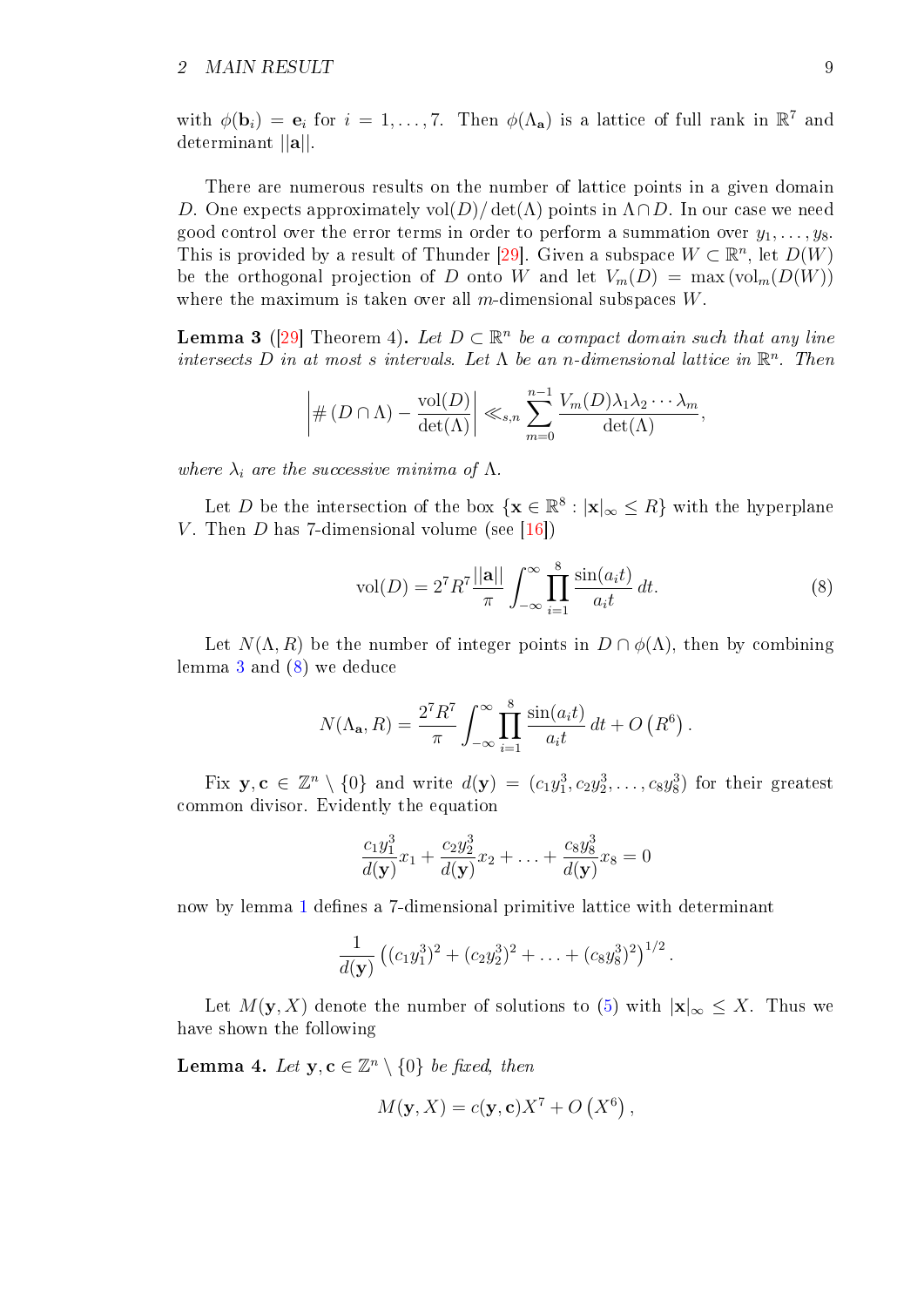with $\phi(\mathbf{b}_i) = \mathbf{e}_i$ for $i = 1, \ldots, 7$. Then $\phi(\Lambda_{\mathbf{a}})$ is a lattice of full rank in $\mathbb{R}^7$ and determinant $||\mathbf{a}||$.

There are numerous results on the number of lattice points in a given domain $D$. One expects approximately $\mathrm{vol}(D)/\det(\Lambda)$ points in $\Lambda \cap D$. In our case we need good control over the error terms in order to perform a summation over $y_1, \ldots, y_8$. This is provided by a result of Thunder [29]. Given a subspace $W \subset \mathbb{R}^n$, let $D(W)$ be the orthogonal projection of $D$ onto $W$ and let $V_m(D) = \max(\mathrm{vol}_m(D(W))$ where the maximum is taken over all $m$-dimensional subspaces $W$.

**Lemma 3** ([29] Theorem 4)**.** *Let $D \subset \mathbb{R}^n$ be a compact domain such that any line intersects $D$ in at most $s$ intervals. Let $\Lambda$ be an $n$-dimensional lattice in $\mathbb{R}^n$. Then*

$$\left| \#\left(D \cap \Lambda\right) - \frac{\mathrm{vol}(D)}{\det(\Lambda)} \right| \ll_{s,n} \sum_{m=0}^{n-1} \frac{V_m(D)\lambda_1\lambda_2\cdots\lambda_m}{\det(\Lambda)},$$

*where $\lambda_i$ are the successive minima of $\Lambda$.*

Let $D$ be the intersection of the box $\{\mathbf{x} \in \mathbb{R}^8 : |\mathbf{x}|_\infty \leq R\}$ with the hyperplane $V$. Then $D$ has 7-dimensional volume (see [16])

$$\mathrm{vol}(D) = 2^7 R^7 \frac{||\mathbf{a}||}{\pi} \int_{-\infty}^{\infty} \prod_{i=1}^{8} \frac{\sin(a_i t)}{a_i t}\, dt. \tag{8}$$

Let $N(\Lambda, R)$ be the number of integer points in $D \cap \phi(\Lambda)$, then by combining lemma 3 and (8) we deduce

$$N(\Lambda_{\mathbf{a}}, R) = \frac{2^7 R^7}{\pi} \int_{-\infty}^{\infty} \prod_{i=1}^{8} \frac{\sin(a_i t)}{a_i t}\, dt + O\left(R^6\right).$$

Fix $\mathbf{y}, \mathbf{c} \in \mathbb{Z}^n \setminus \{0\}$ and write $d(\mathbf{y}) = (c_1 y_1^3, c_2 y_2^3, \ldots, c_8 y_8^3)$ for their greatest common divisor. Evidently the equation

$$\frac{c_1 y_1^3}{d(\mathbf{y})} x_1 + \frac{c_2 y_2^3}{d(\mathbf{y})} x_2 + \ldots + \frac{c_8 y_8^3}{d(\mathbf{y})} x_8 = 0$$

now by lemma 1 defines a 7-dimensional primitive lattice with determinant

$$\frac{1}{d(\mathbf{y})} \left((c_1 y_1^3)^2 + (c_2 y_2^3)^2 + \ldots + (c_8 y_8^3)^2\right)^{1/2}.$$

Let $M(\mathbf{y}, X)$ denote the number of solutions to (5) with $|\mathbf{x}|_\infty \leq X$. Thus we have shown the following

**Lemma 4.** *Let $\mathbf{y}, \mathbf{c} \in \mathbb{Z}^n \setminus \{0\}$ be fixed, then*

$$M(\mathbf{y}, X) = c(\mathbf{y}, \mathbf{c}) X^7 + O\left(X^6\right),$$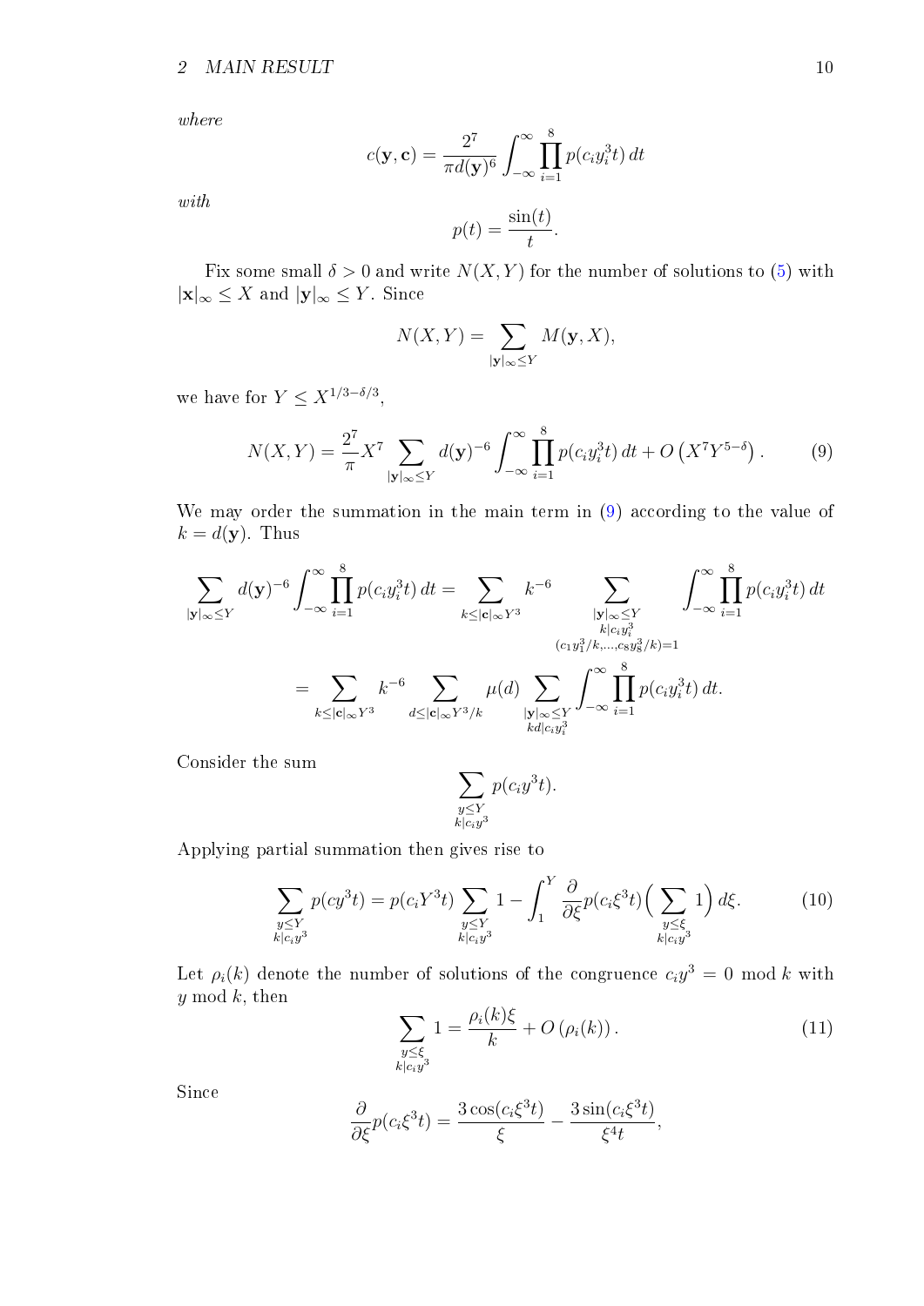*where*

$$c(\mathbf{y}, \mathbf{c}) = \frac{2^7}{\pi d(\mathbf{y})^6} \int_{-\infty}^{\infty} \prod_{i=1}^{8} p(c_i y_i^3 t)\, dt$$

*with*

$$p(t) = \frac{\sin(t)}{t}.$$

Fix some small $\delta > 0$ and write $N(X, Y)$ for the number of solutions to (5) with $|\mathbf{x}|_\infty \leq X$ and $|\mathbf{y}|_\infty \leq Y$. Since

$$N(X, Y) = \sum_{|\mathbf{y}|_\infty \leq Y} M(\mathbf{y}, X),$$

we have for $Y \leq X^{1/3 - \delta/3}$,

$$N(X, Y) = \frac{2^7}{\pi} X^7 \sum_{|\mathbf{y}|_\infty \leq Y} d(\mathbf{y})^{-6} \int_{-\infty}^{\infty} \prod_{i=1}^{8} p(c_i y_i^3 t)\, dt + O\left(X^7 Y^{5-\delta}\right). \tag{9}$$

We may order the summation in the main term in (9) according to the value of $k = d(\mathbf{y})$. Thus

$$\begin{aligned}
\sum_{|\mathbf{y}|_\infty \leq Y} d(\mathbf{y})^{-6} \int_{-\infty}^{\infty} \prod_{i=1}^{8} p(c_i y_i^3 t)\, dt &= \sum_{k \leq |\mathbf{c}|_\infty Y^3} k^{-6} \sum_{\substack{|\mathbf{y}|_\infty \leq Y \\ k | c_i y_i^3 \\ (c_1 y_1^3/k, \ldots, c_8 y_8^3/k) = 1}} \int_{-\infty}^{\infty} \prod_{i=1}^{8} p(c_i y_i^3 t)\, dt \\
&= \sum_{k \leq |\mathbf{c}|_\infty Y^3} k^{-6} \sum_{d \leq |\mathbf{c}|_\infty Y^3/k} \mu(d) \sum_{\substack{|\mathbf{y}|_\infty \leq Y \\ kd | c_i y_i^3}} \int_{-\infty}^{\infty} \prod_{i=1}^{8} p(c_i y_i^3 t)\, dt.
\end{aligned}$$

Consider the sum

$$\sum_{\substack{y \leq Y \\ k | c_i y^3}} p(c_i y^3 t).$$

Applying partial summation then gives rise to

$$\sum_{\substack{y \leq Y \\ k | c_i y^3}} p(c y^3 t) = p(c_i Y^3 t) \sum_{\substack{y \leq Y \\ k | c_i y^3}} 1 - \int_1^Y \frac{\partial}{\partial \xi} p(c_i \xi^3 t) \Big( \sum_{\substack{y \leq \xi \\ k | c_i y^3}} 1 \Big)\, d\xi. \tag{10}$$

Let $\rho_i(k)$ denote the number of solutions of the congruence $c_i y^3 = 0 \bmod k$ with $y \bmod k$, then

$$\sum_{\substack{y \leq \xi \\ k | c_i y^3}} 1 = \frac{\rho_i(k) \xi}{k} + O\left(\rho_i(k)\right). \tag{11}$$

Since

$$\frac{\partial}{\partial \xi} p(c_i \xi^3 t) = \frac{3 \cos(c_i \xi^3 t)}{\xi} - \frac{3 \sin(c_i \xi^3 t)}{\xi^4 t},$$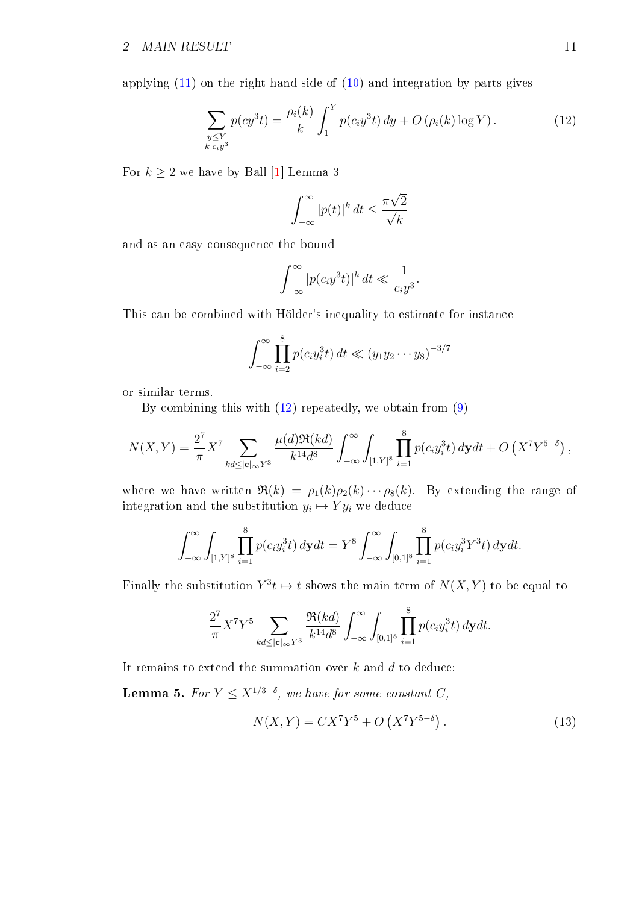applying (11) on the right-hand-side of (10) and integration by parts gives

$$\sum_{\substack{y \le Y \\ k | c_i y^3}} p(cy^3 t) = \frac{\rho_i(k)}{k} \int_1^Y p(c_i y^3 t)\, dy + O\left(\rho_i(k) \log Y\right). \tag{12}$$

For $k \ge 2$ we have by Ball [1] Lemma 3

$$\int_{-\infty}^{\infty} |p(t)|^k \, dt \le \frac{\pi \sqrt{2}}{\sqrt{k}}$$

and as an easy consequence the bound

$$\int_{-\infty}^{\infty} |p(c_i y^3 t)|^k \, dt \ll \frac{1}{c_i y^3}.$$

This can be combined with Hölder's inequality to estimate for instance

$$\int_{-\infty}^{\infty} \prod_{i=2}^{8} p(c_i y_i^3 t)\, dt \ll (y_1 y_2 \cdots y_8)^{-3/7}$$

or similar terms.

By combining this with (12) repeatedly, we obtain from (9)

$$N(X,Y) = \frac{2^7}{\pi} X^7 \sum_{kd \le |\mathbf{c}|_\infty Y^3} \frac{\mu(d) \mathfrak{R}(kd)}{k^{14} d^8} \int_{-\infty}^{\infty} \int_{[1,Y]^8} \prod_{i=1}^{8} p(c_i y_i^3 t)\, d\mathbf{y} dt + O\left(X^7 Y^{5-\delta}\right),$$

where we have written $\mathfrak{R}(k) = \rho_1(k)\rho_2(k)\cdots\rho_8(k)$. By extending the range of integration and the substitution $y_i \mapsto Y y_i$ we deduce

$$\int_{-\infty}^{\infty} \int_{[1,Y]^8} \prod_{i=1}^{8} p(c_i y_i^3 t)\, d\mathbf{y} dt = Y^8 \int_{-\infty}^{\infty} \int_{[0,1]^8} \prod_{i=1}^{8} p(c_i y_i^3 Y^3 t)\, d\mathbf{y} dt.$$

Finally the substitution $Y^3 t \mapsto t$ shows the main term of $N(X,Y)$ to be equal to

$$\frac{2^7}{\pi} X^7 Y^5 \sum_{kd \le |\mathbf{c}|_\infty Y^3} \frac{\mathfrak{R}(kd)}{k^{14} d^8} \int_{-\infty}^{\infty} \int_{[0,1]^8} \prod_{i=1}^{8} p(c_i y_i^3 t)\, d\mathbf{y} dt.$$

It remains to extend the summation over $k$ and $d$ to deduce:

**Lemma 5.** *For $Y \le X^{1/3-\delta}$, we have for some constant $C$,*

$$N(X,Y) = C X^7 Y^5 + O\left(X^7 Y^{5-\delta}\right). \tag{13}$$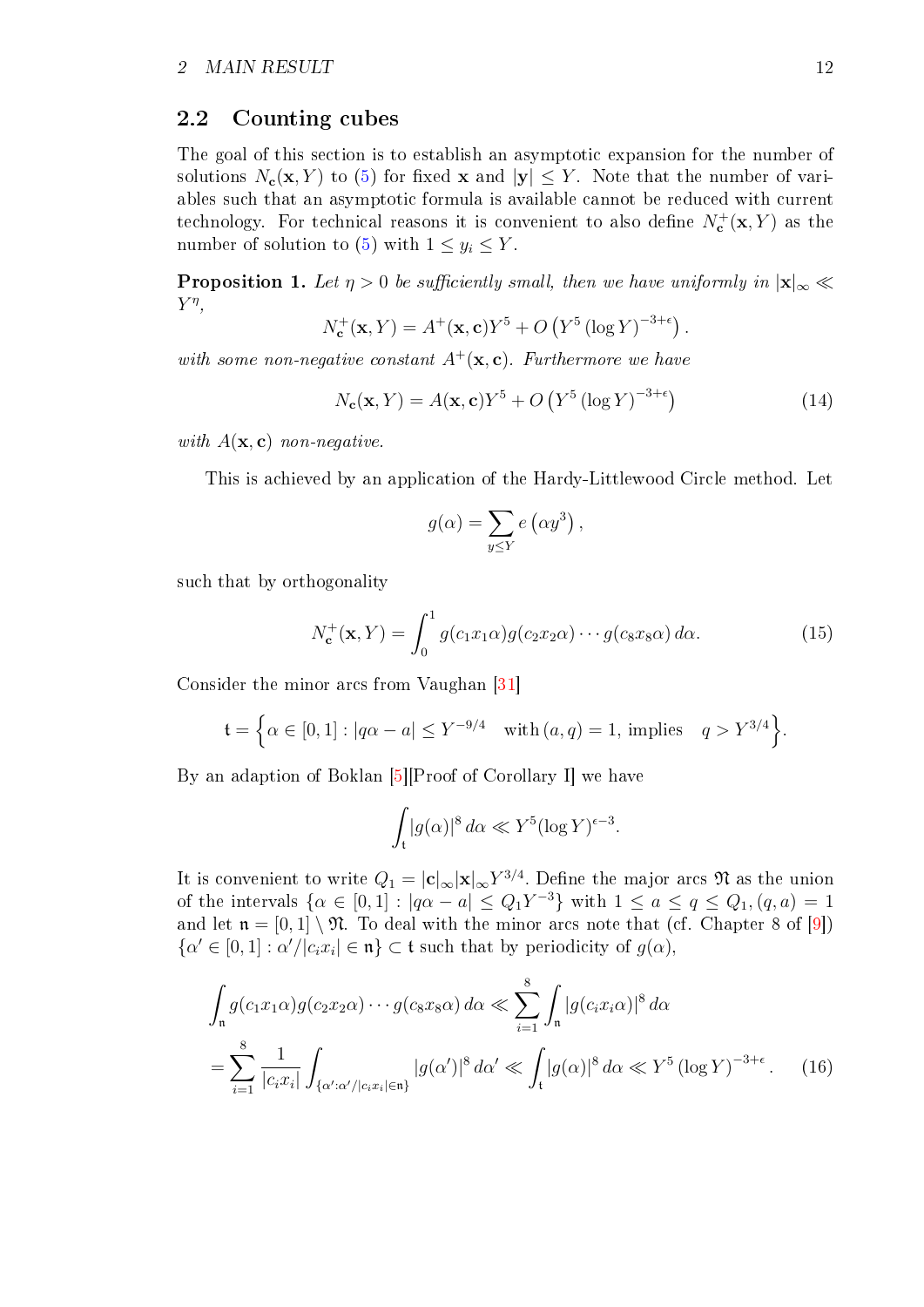## 2.2 Counting cubes

The goal of this section is to establish an asymptotic expansion for the number of solutions $N_{\mathbf{c}}(\mathbf{x}, Y)$ to (5) for fixed $\mathbf{x}$ and $|\mathbf{y}| \leq Y$. Note that the number of variables such that an asymptotic formula is available cannot be reduced with current technology. For technical reasons it is convenient to also define $N^+_{\mathbf{c}}(\mathbf{x}, Y)$ as the number of solution to (5) with $1 \leq y_i \leq Y$.

**Proposition 1.** *Let $\eta > 0$ be sufficiently small, then we have uniformly in $|\mathbf{x}|_\infty \ll Y^\eta$,*

$$N^+_{\mathbf{c}}(\mathbf{x}, Y) = A^+(\mathbf{x}, \mathbf{c}) Y^5 + O\left(Y^5 (\log Y)^{-3+\epsilon}\right).$$

*with some non-negative constant $A^+(\mathbf{x}, \mathbf{c})$. Furthermore we have*

$$N_{\mathbf{c}}(\mathbf{x}, Y) = A(\mathbf{x}, \mathbf{c}) Y^5 + O\left(Y^5 (\log Y)^{-3+\epsilon}\right) \tag{14}$$

*with $A(\mathbf{x}, \mathbf{c})$ non-negative.*

This is achieved by an application of the Hardy-Littlewood Circle method. Let

$$g(\alpha) = \sum_{y \leq Y} e\left(\alpha y^3\right),$$

such that by orthogonality

$$N^+_{\mathbf{c}}(\mathbf{x}, Y) = \int_0^1 g(c_1 x_1 \alpha) g(c_2 x_2 \alpha) \cdots g(c_8 x_8 \alpha)\, d\alpha. \tag{15}$$

Consider the minor arcs from Vaughan [31]

$$\mathfrak{t} = \Big\{ \alpha \in [0,1] : |q\alpha - a| \leq Y^{-9/4} \quad \text{with}\, (a, q) = 1, \text{ implies} \quad q > Y^{3/4} \Big\}.$$

By an adaption of Boklan [5][Proof of Corollary I] we have

$$\int_{\mathfrak{t}} |g(\alpha)|^8\, d\alpha \ll Y^5 (\log Y)^{\epsilon - 3}.$$

It is convenient to write $Q_1 = |\mathbf{c}|_\infty |\mathbf{x}|_\infty Y^{3/4}$. Define the major arcs $\mathfrak{N}$ as the union of the intervals $\{\alpha \in [0,1] : |q\alpha - a| \leq Q_1 Y^{-3}\}$ with $1 \leq a \leq q \leq Q_1, (q, a) = 1$ and let $\mathfrak{n} = [0,1] \setminus \mathfrak{N}$. To deal with the minor arcs note that (cf. Chapter 8 of [9]) $\{\alpha' \in [0,1] : \alpha'/|c_i x_i| \in \mathfrak{n}\} \subset \mathfrak{t}$ such that by periodicity of $g(\alpha)$,

$$\begin{aligned}
&\int_{\mathfrak{n}} g(c_1 x_1 \alpha) g(c_2 x_2 \alpha) \cdots g(c_8 x_8 \alpha)\, d\alpha \ll \sum_{i=1}^{8} \int_{\mathfrak{n}} |g(c_i x_i \alpha)|^8\, d\alpha \\
&= \sum_{i=1}^{8} \frac{1}{|c_i x_i|} \int_{\{\alpha' : \alpha'/|c_i x_i| \in \mathfrak{n}\}} |g(\alpha')|^8\, d\alpha' \ll \int_{\mathfrak{t}} |g(\alpha)|^8\, d\alpha \ll Y^5 (\log Y)^{-3+\epsilon}.
\end{aligned} \tag{16}$$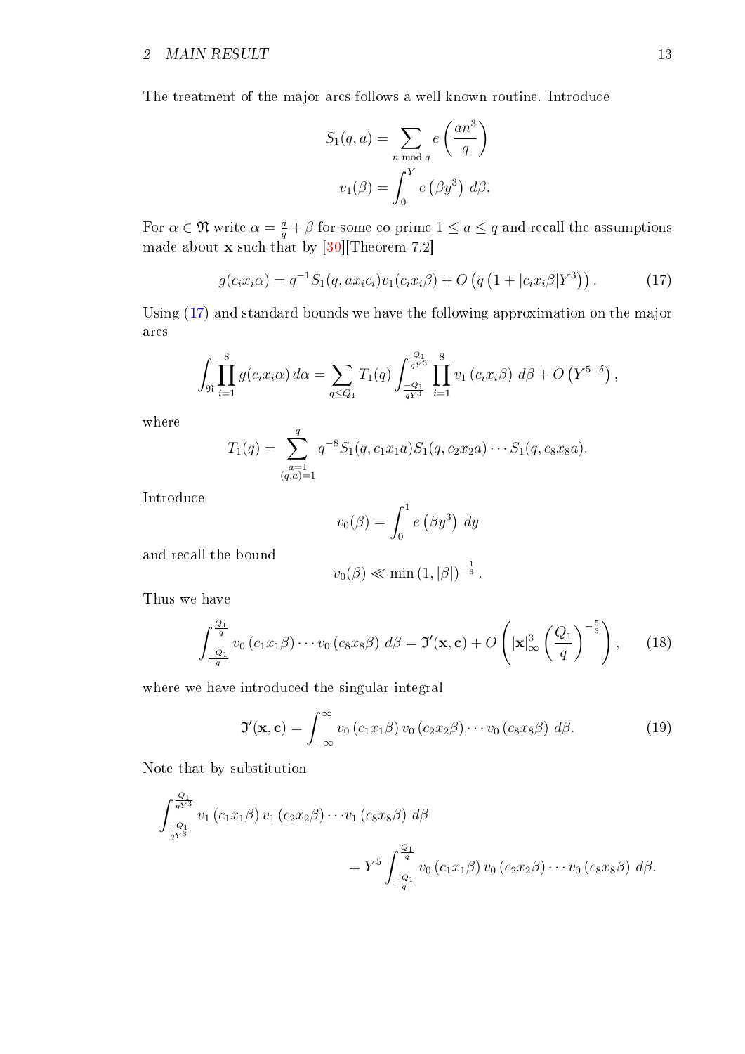The treatment of the major arcs follows a well known routine. Introduce

$$S_1(q,a) = \sum_{n \bmod q} e\left(\frac{an^3}{q}\right)$$

$$v_1(\beta) = \int_0^Y e\left(\beta y^3\right)\, d\beta.$$

For $\alpha \in \mathfrak{N}$ write $\alpha = \frac{a}{q} + \beta$ for some co prime $1 \leq a \leq q$ and recall the assumptions made about $\mathbf{x}$ such that by [30][Theorem 7.2]

$$g(c_i x_i \alpha) = q^{-1} S_1(q, a x_i c_i) v_1(c_i x_i \beta) + O\left(q\left(1 + |c_i x_i \beta| Y^3\right)\right). \tag{17}$$

Using (17) and standard bounds we have the following approximation on the major arcs

$$\int_{\mathfrak{N}} \prod_{i=1}^{8} g(c_i x_i \alpha)\, d\alpha = \sum_{q \leq Q_1} T_1(q) \int_{\frac{-Q_1}{qY^3}}^{\frac{Q_1}{qY^3}} \prod_{i=1}^{8} v_1\left(c_i x_i \beta\right)\, d\beta + O\left(Y^{5-\delta}\right),$$

where

$$T_1(q) = \sum_{\substack{a=1 \\ (q,a)=1}}^{q} q^{-8} S_1(q, c_1 x_1 a) S_1(q, c_2 x_2 a) \cdots S_1(q, c_8 x_8 a).$$

Introduce

$$v_0(\beta) = \int_0^1 e\left(\beta y^3\right)\, dy$$

and recall the bound

$$v_0(\beta) \ll \min\left(1, |\beta|\right)^{-\frac{1}{3}}.$$

Thus we have

$$\int_{\frac{-Q_1}{q}}^{\frac{Q_1}{q}} v_0\left(c_1 x_1 \beta\right) \cdots v_0\left(c_8 x_8 \beta\right)\, d\beta = \mathfrak{I}'(\mathbf{x}, \mathbf{c}) + O\left(|\mathbf{x}|_\infty^3 \left(\frac{Q_1}{q}\right)^{-\frac{5}{3}}\right), \tag{18}$$

where we have introduced the singular integral

$$\mathfrak{I}'(\mathbf{x}, \mathbf{c}) = \int_{-\infty}^{\infty} v_0\left(c_1 x_1 \beta\right) v_0\left(c_2 x_2 \beta\right) \cdots v_0\left(c_8 x_8 \beta\right)\, d\beta. \tag{19}$$

Note that by substitution

$$\int_{\frac{-Q_1}{qY^3}}^{\frac{Q_1}{qY^3}} v_1\left(c_1 x_1 \beta\right) v_1\left(c_2 x_2 \beta\right) \cdots v_1\left(c_8 x_8 \beta\right)\, d\beta = Y^5 \int_{\frac{-Q_1}{q}}^{\frac{Q_1}{q}} v_0\left(c_1 x_1 \beta\right) v_0\left(c_2 x_2 \beta\right) \cdots v_0\left(c_8 x_8 \beta\right)\, d\beta.$$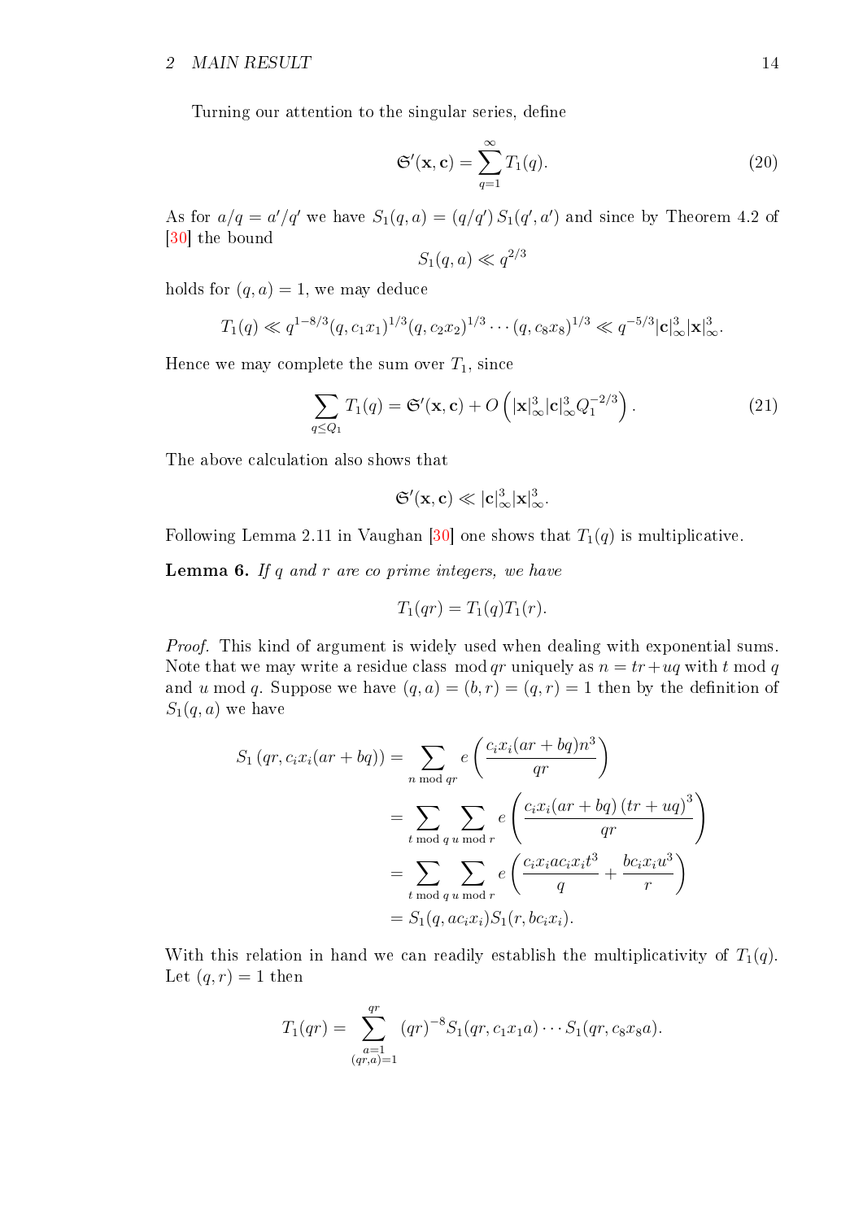Turning our attention to the singular series, define

$$\mathfrak{S}'(\mathbf{x}, \mathbf{c}) = \sum_{q=1}^{\infty} T_1(q). \tag{20}$$

As for $a/q = a'/q'$ we have $S_1(q,a) = (q/q')\, S_1(q', a')$ and since by Theorem 4.2 of [30] the bound

$$S_1(q,a) \ll q^{2/3}$$

holds for $(q,a) = 1$, we may deduce

$$T_1(q) \ll q^{1-8/3}(q, c_1x_1)^{1/3}(q, c_2x_2)^{1/3} \cdots (q, c_8x_8)^{1/3} \ll q^{-5/3}|\mathbf{c}|_\infty^3 |\mathbf{x}|_\infty^3.$$

Hence we may complete the sum over $T_1$, since

$$\sum_{q \le Q_1} T_1(q) = \mathfrak{S}'(\mathbf{x}, \mathbf{c}) + O\left(|\mathbf{x}|_\infty^3 |\mathbf{c}|_\infty^3 Q_1^{-2/3}\right). \tag{21}$$

The above calculation also shows that

$$\mathfrak{S}'(\mathbf{x}, \mathbf{c}) \ll |\mathbf{c}|_\infty^3 |\mathbf{x}|_\infty^3.$$

Following Lemma 2.11 in Vaughan [30] one shows that $T_1(q)$ is multiplicative.

**Lemma 6.** *If $q$ and $r$ are co prime integers, we have*

$$T_1(qr) = T_1(q)T_1(r).$$

*Proof.* This kind of argument is widely used when dealing with exponential sums. Note that we may write a residue class $\bmod\, qr$ uniquely as $n = tr + uq$ with $t \bmod q$ and $u \bmod q$. Suppose we have $(q,a) = (b,r) = (q,r) = 1$ then by the definition of $S_1(q,a)$ we have

$$\begin{aligned}
S_1\left(qr, c_ix_i(ar+bq)\right) &= \sum_{n \bmod qr} e\left(\frac{c_ix_i(ar+bq)n^3}{qr}\right) \\
&= \sum_{t \bmod q}\sum_{u \bmod r} e\left(\frac{c_ix_i(ar+bq)\left(tr+uq\right)^3}{qr}\right) \\
&= \sum_{t \bmod q}\sum_{u \bmod r} e\left(\frac{c_ix_iac_ix_it^3}{q} + \frac{bc_ix_iu^3}{r}\right) \\
&= S_1(q, ac_ix_i)S_1(r, bc_ix_i).
\end{aligned}$$

With this relation in hand we can readily establish the multiplicativity of $T_1(q)$. Let $(q,r) = 1$ then

$$T_1(qr) = \sum_{\substack{a=1 \\ (qr,a)=1}}^{qr} (qr)^{-8} S_1(qr, c_1x_1a) \cdots S_1(qr, c_8x_8a).$$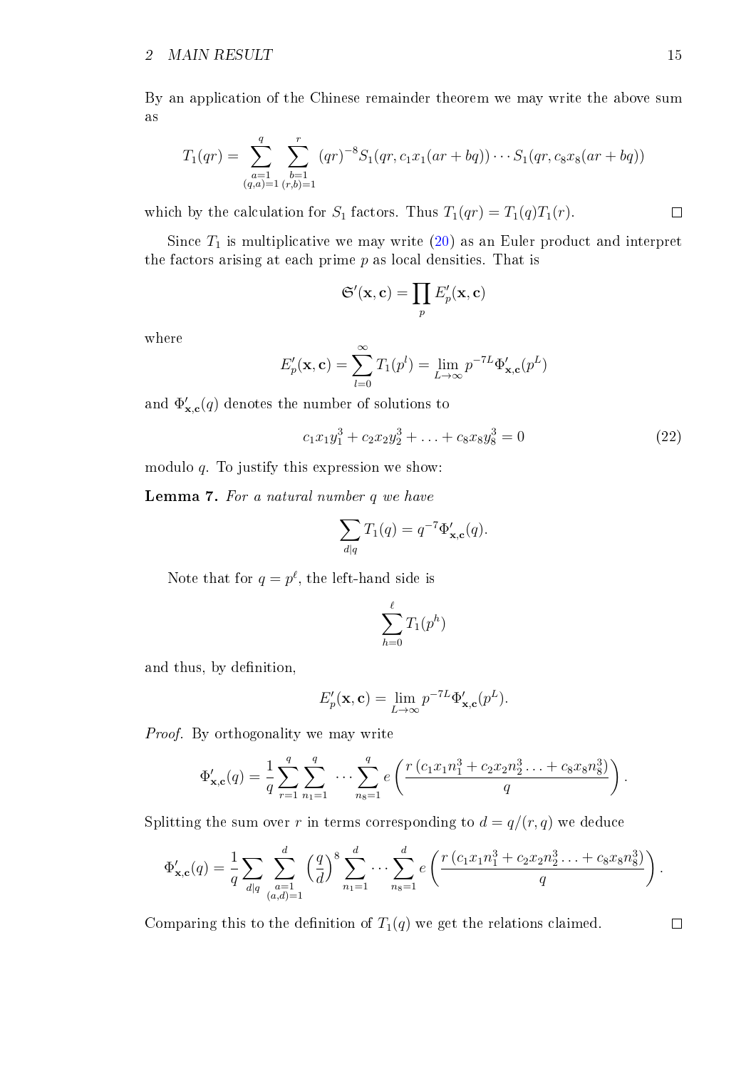By an application of the Chinese remainder theorem we may write the above sum as

$$T_1(qr) = \sum_{\substack{a=1\\(q,a)=1}}^{q} \sum_{\substack{b=1\\(r,b)=1}}^{r} (qr)^{-8} S_1(qr, c_1x_1(ar+bq)) \cdots S_1(qr, c_8x_8(ar+bq))$$

which by the calculation for $S_1$ factors. Thus $T_1(qr) = T_1(q)T_1(r)$. $\square$

Since $T_1$ is multiplicative we may write (20) as an Euler product and interpret the factors arising at each prime $p$ as local densities. That is

$$\mathfrak{S}'(\mathbf{x}, \mathbf{c}) = \prod_p E_p'(\mathbf{x}, \mathbf{c})$$

where

$$E_p'(\mathbf{x}, \mathbf{c}) = \sum_{l=0}^{\infty} T_1(p^l) = \lim_{L\to\infty} p^{-7L} \Phi'_{\mathbf{x},\mathbf{c}}(p^L)$$

and $\Phi'_{\mathbf{x},\mathbf{c}}(q)$ denotes the number of solutions to

$$c_1x_1y_1^3 + c_2x_2y_2^3 + \ldots + c_8x_8y_8^3 = 0 \tag{22}$$

modulo $q$. To justify this expression we show:

**Lemma 7.** *For a natural number $q$ we have*

$$\sum_{d|q} T_1(q) = q^{-7}\Phi'_{\mathbf{x},\mathbf{c}}(q).$$

Note that for $q = p^\ell$, the left-hand side is

$$\sum_{h=0}^{\ell} T_1(p^h)$$

and thus, by definition,

$$E_p'(\mathbf{x}, \mathbf{c}) = \lim_{L\to\infty} p^{-7L} \Phi'_{\mathbf{x},\mathbf{c}}(p^L).$$

*Proof.* By orthogonality we may write

$$\Phi'_{\mathbf{x},\mathbf{c}}(q) = \frac{1}{q} \sum_{r=1}^{q} \sum_{n_1=1}^{q} \cdots \sum_{n_8=1}^{q} e\left(\frac{r\,(c_1x_1n_1^3 + c_2x_2n_2^3 \ldots + c_8x_8n_8^3)}{q}\right).$$

Splitting the sum over $r$ in terms corresponding to $d = q/(r,q)$ we deduce

$$\Phi'_{\mathbf{x},\mathbf{c}}(q) = \frac{1}{q} \sum_{d|q} \sum_{\substack{a=1\\(a,d)=1}}^{d} \left(\frac{q}{d}\right)^8 \sum_{n_1=1}^{d} \cdots \sum_{n_8=1}^{d} e\left(\frac{r\,(c_1x_1n_1^3 + c_2x_2n_2^3 \ldots + c_8x_8n_8^3)}{q}\right).$$

Comparing this to the definition of $T_1(q)$ we get the relations claimed. $\square$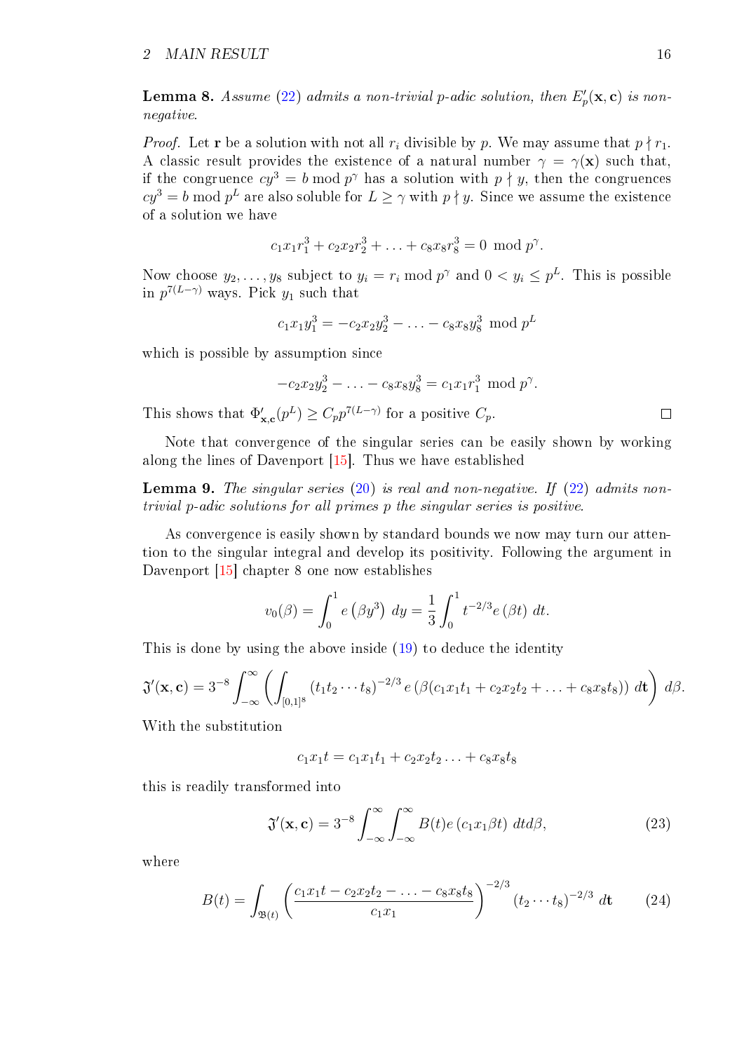**Lemma 8.** *Assume (22) admits a non-trivial p-adic solution, then $E'_p(\mathbf{x}, \mathbf{c})$ is non-negative.*

*Proof.* Let $\mathbf{r}$ be a solution with not all $r_i$ divisible by $p$. We may assume that $p \nmid r_1$. A classic result provides the existence of a natural number $\gamma = \gamma(\mathbf{x})$ such that, if the congruence $cy^3 = b \bmod p^\gamma$ has a solution with $p \nmid y$, then the congruences $cy^3 = b \bmod p^L$ are also soluble for $L \geq \gamma$ with $p \nmid y$. Since we assume the existence of a solution we have

$$c_1x_1r_1^3 + c_2x_2r_2^3 + \ldots + c_8x_8r_8^3 = 0 \mod p^\gamma.$$

Now choose $y_2, \ldots, y_8$ subject to $y_i = r_i \bmod p^\gamma$ and $0 < y_i \leq p^L$. This is possible in $p^{7(L-\gamma)}$ ways. Pick $y_1$ such that

$$c_1x_1y_1^3 = -c_2x_2y_2^3 - \ldots - c_8x_8y_8^3 \mod p^L$$

which is possible by assumption since

$$-c_2x_2y_2^3 - \ldots - c_8x_8y_8^3 = c_1x_1r_1^3 \mod p^\gamma.$$

This shows that $\Phi'_{\mathbf{x},\mathbf{c}}(p^L) \geq C_p p^{7(L-\gamma)}$ for a positive $C_p$. □

Note that convergence of the singular series can be easily shown by working along the lines of Davenport [15]. Thus we have established

**Lemma 9.** *The singular series (20) is real and non-negative. If (22) admits non-trivial p-adic solutions for all primes p the singular series is positive.*

As convergence is easily shown by standard bounds we now may turn our attention to the singular integral and develop its positivity. Following the argument in Davenport [15] chapter 8 one now establishes

$$v_0(\beta) = \int_0^1 e\left(\beta y^3\right)\, dy = \frac{1}{3}\int_0^1 t^{-2/3} e\left(\beta t\right)\, dt.$$

This is done by using the above inside (19) to deduce the identity

$$\mathfrak{J}'(\mathbf{x}, \mathbf{c}) = 3^{-8}\int_{-\infty}^{\infty}\left(\int_{[0,1]^8} (t_1t_2\cdots t_8)^{-2/3} e\left(\beta(c_1x_1t_1 + c_2x_2t_2 + \ldots + c_8x_8t_8)\right)\, d\mathbf{t}\right)\, d\beta.$$

With the substitution

$$c_1x_1t = c_1x_1t_1 + c_2x_2t_2 \ldots + c_8x_8t_8$$

this is readily transformed into

$$\mathfrak{J}'(\mathbf{x}, \mathbf{c}) = 3^{-8}\int_{-\infty}^{\infty}\int_{-\infty}^{\infty} B(t) e\left(c_1x_1\beta t\right)\, dt d\beta, \tag{23}$$

where

$$B(t) = \int_{\mathfrak{B}(t)} \left(\frac{c_1x_1t - c_2x_2t_2 - \ldots - c_8x_8t_8}{c_1x_1}\right)^{-2/3} (t_2\cdots t_8)^{-2/3}\, d\mathbf{t} \tag{24}$$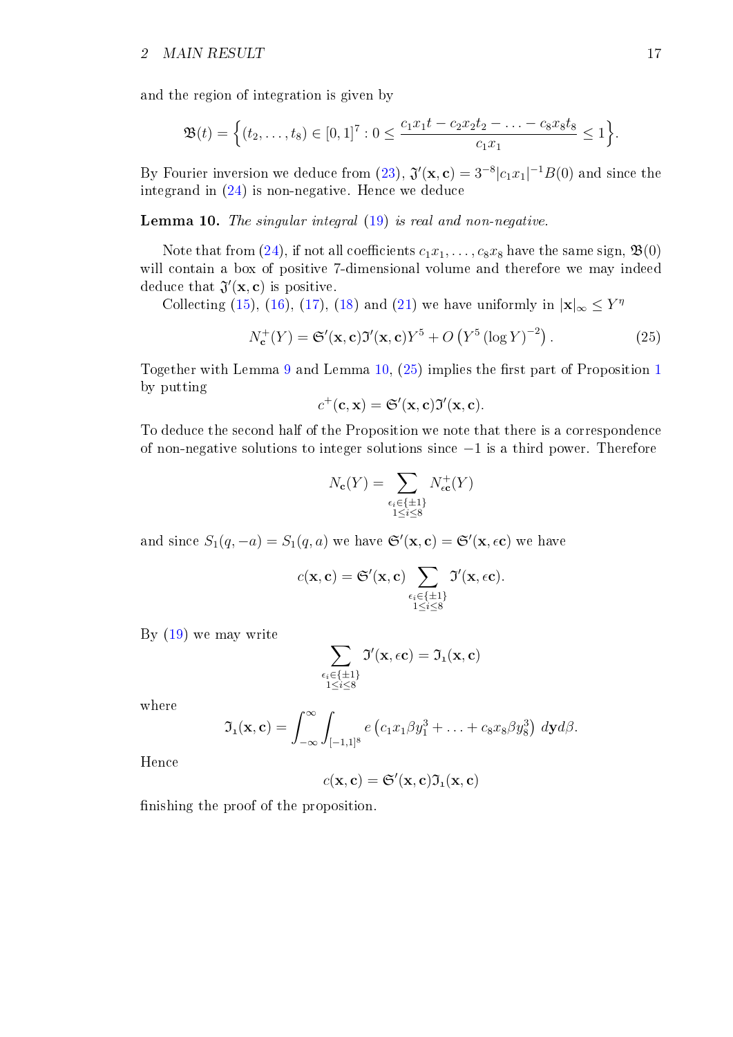and the region of integration is given by

$$\mathfrak{B}(t) = \Big\{ (t_2, \ldots, t_8) \in [0,1]^7 : 0 \leq \frac{c_1 x_1 t - c_2 x_2 t_2 - \ldots - c_8 x_8 t_8}{c_1 x_1} \leq 1 \Big\}.$$

By Fourier inversion we deduce from (23), $\mathfrak{J}'(\mathbf{x}, \mathbf{c}) = 3^{-8} |c_1 x_1|^{-1} B(0)$ and since the integrand in (24) is non-negative. Hence we deduce

**Lemma 10.** *The singular integral (19) is real and non-negative.*

Note that from (24), if not all coefficients $c_1 x_1, \ldots, c_8 x_8$ have the same sign, $\mathfrak{B}(0)$ will contain a box of positive 7-dimensional volume and therefore we may indeed deduce that $\mathfrak{J}'(\mathbf{x}, \mathbf{c})$ is positive.

Collecting (15), (16), (17), (18) and (21) we have uniformly in $|\mathbf{x}|_\infty \leq Y^\eta$

$$N_{\mathbf{c}}^+(Y) = \mathfrak{S}'(\mathbf{x}, \mathbf{c}) \mathfrak{J}'(\mathbf{x}, \mathbf{c}) Y^5 + O\left( Y^5 (\log Y)^{-2} \right). \tag{25}$$

Together with Lemma 9 and Lemma 10, (25) implies the first part of Proposition 1 by putting

$$c^+(\mathbf{c}, \mathbf{x}) = \mathfrak{S}'(\mathbf{x}, \mathbf{c}) \mathfrak{J}'(\mathbf{x}, \mathbf{c}).$$

To deduce the second half of the Proposition we note that there is a correspondence of non-negative solutions to integer solutions since $-1$ is a third power. Therefore

$$N_{\mathbf{c}}(Y) = \sum_{\substack{\epsilon_i \in \{\pm 1\} \\ 1 \leq i \leq 8}} N_{\epsilon \mathbf{c}}^+(Y)$$

and since $S_1(q, -a) = S_1(q, a)$ we have $\mathfrak{S}'(\mathbf{x}, \mathbf{c}) = \mathfrak{S}'(\mathbf{x}, \epsilon \mathbf{c})$ we have

$$c(\mathbf{x}, \mathbf{c}) = \mathfrak{S}'(\mathbf{x}, \mathbf{c}) \sum_{\substack{\epsilon_i \in \{\pm 1\} \\ 1 \leq i \leq 8}} \mathfrak{J}'(\mathbf{x}, \epsilon \mathbf{c}).$$

By (19) we may write

$$\sum_{\substack{\epsilon_i \in \{\pm 1\} \\ 1 \leq i \leq 8}} \mathfrak{J}'(\mathbf{x}, \epsilon \mathbf{c}) = \mathfrak{J}_1(\mathbf{x}, \mathbf{c})$$

where

$$\mathfrak{J}_1(\mathbf{x}, \mathbf{c}) = \int_{-\infty}^{\infty} \int_{[-1,1]^8} e\left( c_1 x_1 \beta y_1^3 + \ldots + c_8 x_8 \beta y_8^3 \right) \, d\mathbf{y} d\beta.$$

Hence

$$c(\mathbf{x}, \mathbf{c}) = \mathfrak{S}'(\mathbf{x}, \mathbf{c}) \mathfrak{J}_1(\mathbf{x}, \mathbf{c})$$

finishing the proof of the proposition.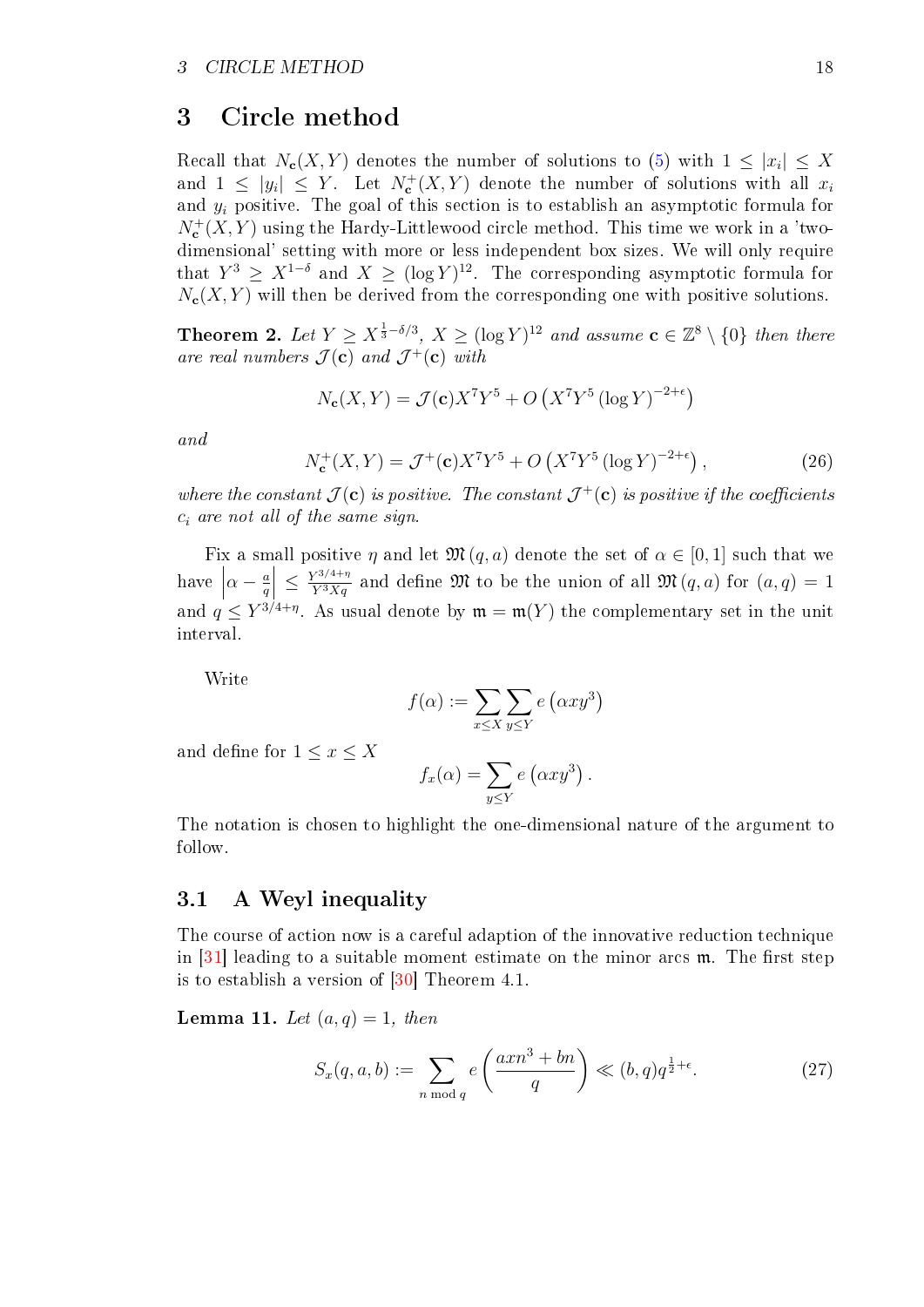# 3 Circle method

Recall that $N_{\mathbf{c}}(X,Y)$ denotes the number of solutions to (5) with $1 \le |x_i| \le X$ and $1 \le |y_i| \le Y$. Let $N_{\mathbf{c}}^{+}(X,Y)$ denote the number of solutions with all $x_i$ and $y_i$ positive. The goal of this section is to establish an asymptotic formula for $N_{\mathbf{c}}^{+}(X,Y)$ using the Hardy-Littlewood circle method. This time we work in a 'two-dimensional' setting with more or less independent box sizes. We will only require that $Y^3 \ge X^{1-\delta}$ and $X \ge (\log Y)^{12}$. The corresponding asymptotic formula for $N_{\mathbf{c}}(X,Y)$ will then be derived from the corresponding one with positive solutions.

**Theorem 2.** *Let $Y \ge X^{\frac{1}{3}-\delta/3}$, $X \ge (\log Y)^{12}$ and assume $\mathbf{c} \in \mathbb{Z}^8 \setminus \{0\}$ then there are real numbers $\mathcal{J}(\mathbf{c})$ and $\mathcal{J}^{+}(\mathbf{c})$ with*

$$N_{\mathbf{c}}(X,Y) = \mathcal{J}(\mathbf{c}) X^7 Y^5 + O\left(X^7 Y^5 (\log Y)^{-2+\epsilon}\right)$$

*and*

$$N_{\mathbf{c}}^{+}(X,Y) = \mathcal{J}^{+}(\mathbf{c}) X^7 Y^5 + O\left(X^7 Y^5 (\log Y)^{-2+\epsilon}\right), \tag{26}$$

*where the constant $\mathcal{J}(\mathbf{c})$ is positive. The constant $\mathcal{J}^{+}(\mathbf{c})$ is positive if the coefficients $c_i$ are not all of the same sign.*

Fix a small positive $\eta$ and let $\mathfrak{M}(q,a)$ denote the set of $\alpha \in [0,1]$ such that we have $\left|\alpha - \frac{a}{q}\right| \le \frac{Y^{3/4+\eta}}{Y^3 X q}$ and define $\mathfrak{M}$ to be the union of all $\mathfrak{M}(q,a)$ for $(a,q) = 1$ and $q \le Y^{3/4+\eta}$. As usual denote by $\mathfrak{m} = \mathfrak{m}(Y)$ the complementary set in the unit interval.

Write

$$f(\alpha) := \sum_{x \le X} \sum_{y \le Y} e\left(\alpha x y^3\right)$$

and define for $1 \le x \le X$

$$f_x(\alpha) = \sum_{y \le Y} e\left(\alpha x y^3\right).$$

The notation is chosen to highlight the one-dimensional nature of the argument to follow.

## 3.1 A Weyl inequality

The course of action now is a careful adaption of the innovative reduction technique in [31] leading to a suitable moment estimate on the minor arcs $\mathfrak{m}$. The first step is to establish a version of [30] Theorem 4.1.

**Lemma 11.** *Let $(a,q) = 1$, then*

$$S_x(q,a,b) := \sum_{n \bmod q} e\left(\frac{axn^3 + bn}{q}\right) \ll (b,q) q^{\frac{1}{2}+\epsilon}. \tag{27}$$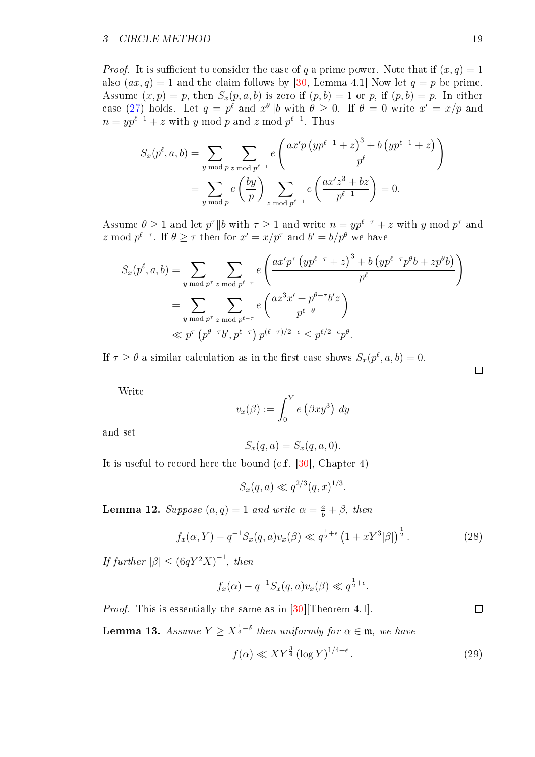*Proof.* It is sufficient to consider the case of $q$ a prime power. Note that if $(x, q) = 1$ also $(ax, q) = 1$ and the claim follows by [30, Lemma 4.1] Now let $q = p$ be prime. Assume $(x, p) = p$, then $S_x(p, a, b)$ is zero if $(p, b) = 1$ or $p$, if $(p, b) = p$. In either case (27) holds. Let $q = p^\ell$ and $x^\theta \| b$ with $\theta \geq 0$. If $\theta = 0$ write $x' = x/p$ and $n = yp^{\ell-1} + z$ with $y$ mod $p$ and $z$ mod $p^{\ell-1}$. Thus

$$
\begin{aligned}
S_x(p^\ell, a, b) &= \sum_{y \bmod p} \sum_{z \bmod p^{\ell-1}} e\left(\frac{ax'p\left(yp^{\ell-1}+z\right)^3 + b\left(yp^{\ell-1}+z\right)}{p^\ell}\right) \\
&= \sum_{y \bmod p} e\left(\frac{by}{p}\right) \sum_{z \bmod p^{\ell-1}} e\left(\frac{ax'z^3 + bz}{p^{\ell-1}}\right) = 0.
\end{aligned}
$$

Assume $\theta \geq 1$ and let $p^\tau \| b$ with $\tau \geq 1$ and write $n = yp^{\ell-\tau} + z$ with $y$ mod $p^\tau$ and $z$ mod $p^{\ell-\tau}$. If $\theta \geq \tau$ then for $x' = x/p^\tau$ and $b' = b/p^\theta$ we have

$$
\begin{aligned}
S_x(p^\ell, a, b) &= \sum_{y \bmod p^\tau} \sum_{z \bmod p^{\ell-\tau}} e\left(\frac{ax'p^\tau\left(yp^{\ell-\tau}+z\right)^3 + b\left(yp^{\ell-\tau}p^\theta b + zp^\theta b\right)}{p^\ell}\right) \\
&= \sum_{y \bmod p^\tau} \sum_{z \bmod p^{\ell-\tau}} e\left(\frac{az^3x' + p^{\theta-\tau}b'z}{p^{\ell-\theta}}\right) \\
&\ll p^\tau \left(p^{\theta-\tau}b', p^{\ell-\tau}\right) p^{(\ell-\tau)/2+\epsilon} \leq p^{\ell/2+\epsilon}p^\theta.
\end{aligned}
$$

If $\tau \geq \theta$ a similar calculation as in the first case shows $S_x(p^\ell, a, b) = 0$. ∎

Write

$$v_x(\beta) := \int_0^Y e\left(\beta xy^3\right)\, dy$$

and set

$$S_x(q, a) = S_x(q, a, 0).$$

It is useful to record here the bound (c.f. [30], Chapter 4)

$$S_x(q, a) \ll q^{2/3}(q, x)^{1/3}.$$

**Lemma 12.** *Suppose $(a, q) = 1$ and write $\alpha = \frac{a}{b} + \beta$, then*

$$f_x(\alpha, Y) - q^{-1}S_x(q, a)v_x(\beta) \ll q^{\frac{1}{2}+\epsilon}\left(1 + xY^3|\beta|\right)^{\frac{1}{2}}. \tag{28}$$

*If further $|\beta| \leq (6qY^2X)^{-1}$, then*

$$f_x(\alpha) - q^{-1}S_x(q, a)v_x(\beta) \ll q^{\frac{1}{2}+\epsilon}.$$

*Proof.* This is essentially the same as in [30][Theorem 4.1]. ∎

**Lemma 13.** *Assume $Y \geq X^{\frac{1}{3}-\delta}$ then uniformly for $\alpha \in \mathfrak{m}$, we have*

$$f(\alpha) \ll XY^{\frac{3}{4}}\left(\log Y\right)^{1/4+\epsilon}. \tag{29}$$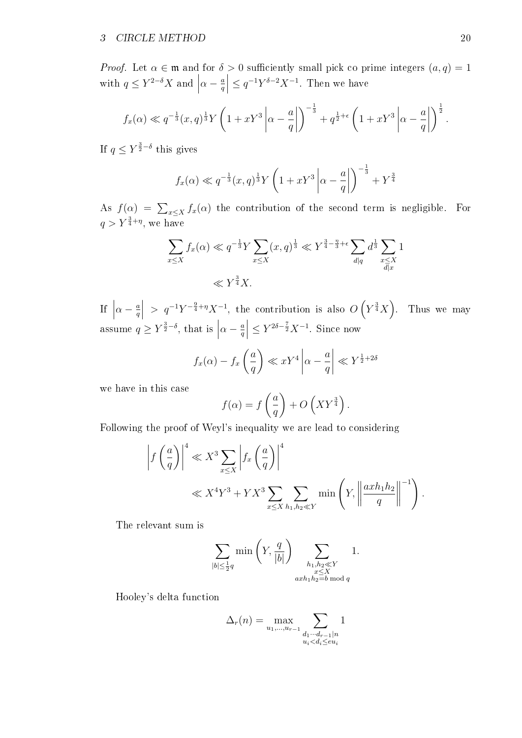*Proof.* Let $\alpha \in \mathfrak{m}$ and for $\delta > 0$ sufficiently small pick co prime integers $(a, q) = 1$ with $q \le Y^{2-\delta}X$ and $\left|\alpha - \frac{a}{q}\right| \le q^{-1}Y^{\delta-2}X^{-1}$. Then we have

$$f_x(\alpha) \ll q^{-\frac{1}{3}}(x,q)^{\frac{1}{3}}Y\left(1 + xY^3\left|\alpha - \frac{a}{q}\right|\right)^{-\frac{1}{3}} + q^{\frac{1}{2}+\epsilon}\left(1 + xY^3\left|\alpha - \frac{a}{q}\right|\right)^{\frac{1}{2}}.$$

If $q \le Y^{\frac{3}{2}-\delta}$ this gives

$$f_x(\alpha) \ll q^{-\frac{1}{3}}(x,q)^{\frac{1}{3}}Y\left(1 + xY^3\left|\alpha - \frac{a}{q}\right|\right)^{-\frac{1}{3}} + Y^{\frac{3}{4}}$$

As $f(\alpha) = \sum_{x \le X} f_x(\alpha)$ the contribution of the second term is negligible. For $q > Y^{\frac{3}{4}+\eta}$, we have

$$\begin{aligned}\sum_{x \le X} f_x(\alpha) &\ll q^{-\frac{1}{3}}Y\sum_{x \le X}(x,q)^{\frac{1}{3}} \ll Y^{\frac{3}{4}-\frac{\eta}{3}+\epsilon}\sum_{d|q}d^{\frac{1}{3}}\sum_{\substack{x \le X\\ d|x}}1\\ &\ll Y^{\frac{3}{4}}X.\end{aligned}$$

If $\left|\alpha - \frac{a}{q}\right| > q^{-1}Y^{-\frac{9}{4}+\eta}X^{-1}$, the contribution is also $O\left(Y^{\frac{3}{4}}X\right)$. Thus we may assume $q \ge Y^{\frac{3}{2}-\delta}$, that is $\left|\alpha - \frac{a}{q}\right| \le Y^{2\delta-\frac{7}{2}}X^{-1}$. Since now

$$f_x(\alpha) - f_x\left(\frac{a}{q}\right) \ll xY^4\left|\alpha - \frac{a}{q}\right| \ll Y^{\frac{1}{2}+2\delta}$$

we have in this case

$$f(\alpha) = f\left(\frac{a}{q}\right) + O\left(XY^{\frac{3}{4}}\right).$$

Following the proof of Weyl's inequality we are lead to considering

$$\begin{aligned}\left|f\left(\frac{a}{q}\right)\right|^4 &\ll X^3\sum_{x \le X}\left|f_x\left(\frac{a}{q}\right)\right|^4\\ &\ll X^4Y^3 + YX^3\sum_{x \le X}\sum_{h_1,h_2 \ll Y}\min\left(Y, \left\|\frac{axh_1h_2}{q}\right\|^{-1}\right).\end{aligned}$$

The relevant sum is

$$\sum_{|b| \le \frac{1}{2}q}\min\left(Y, \frac{q}{|b|}\right)\sum_{\substack{h_1,h_2 \ll Y\\ x \le X\\ axh_1h_2 \equiv b \bmod q}}1.$$

Hooley's delta function

$$\Delta_r(n) = \max_{u_1,\ldots,u_{r-1}}\sum_{\substack{d_1\cdots d_{r-1}|n\\ u_i < d_i \le eu_i}}1$$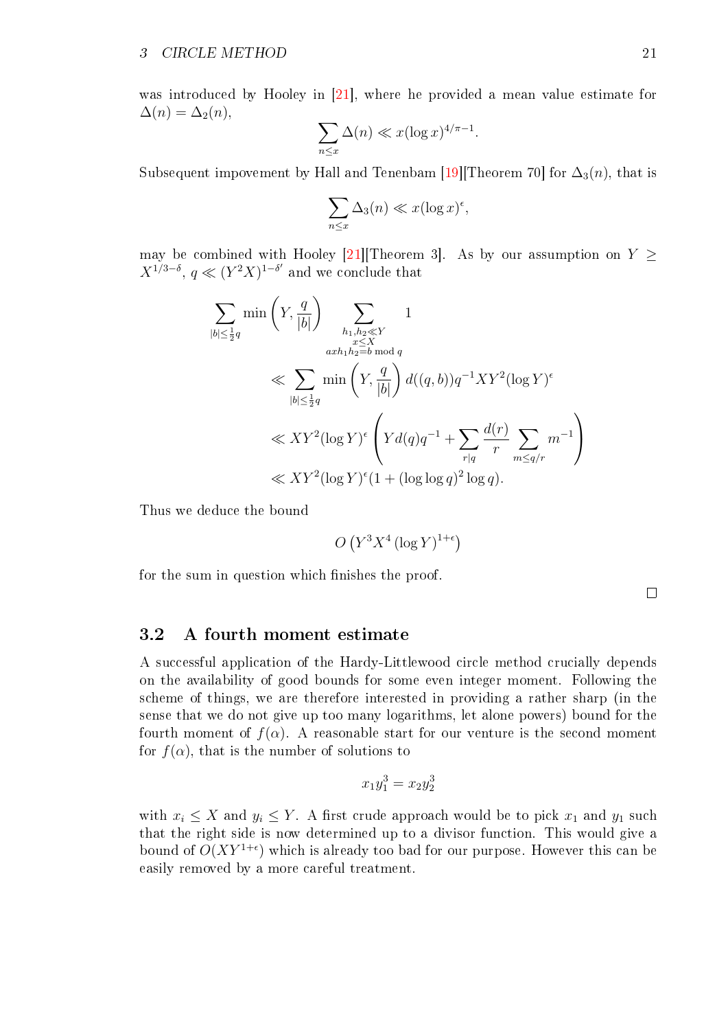was introduced by Hooley in [21], where he provided a mean value estimate for $\Delta(n) = \Delta_2(n)$,

$$\sum_{n \leq x} \Delta(n) \ll x(\log x)^{4/\pi - 1}.$$

Subsequent impovement by Hall and Tenenbam [19][Theorem 70] for $\Delta_3(n)$, that is

$$\sum_{n \leq x} \Delta_3(n) \ll x(\log x)^{\epsilon},$$

may be combined with Hooley [21][Theorem 3]. As by our assumption on $Y \geq X^{1/3-\delta}$, $q \ll (Y^2X)^{1-\delta'}$ and we conclude that

$$\begin{aligned}
\sum_{|b| \leq \frac{1}{2}q} \min\left(Y, \frac{q}{|b|}\right) & \sum_{\substack{h_1, h_2 \ll Y \\ x \leq X \\ axh_1h_2 = b \bmod q}} 1 \\
& \ll \sum_{|b| \leq \frac{1}{2}q} \min\left(Y, \frac{q}{|b|}\right) d((q,b)) q^{-1} XY^2 (\log Y)^{\epsilon} \\
& \ll XY^2 (\log Y)^{\epsilon} \left( Y d(q) q^{-1} + \sum_{r|q} \frac{d(r)}{r} \sum_{m \leq q/r} m^{-1} \right) \\
& \ll XY^2 (\log Y)^{\epsilon} (1 + (\log\log q)^2 \log q).
\end{aligned}$$

Thus we deduce the bound

$$O\left(Y^3 X^4 (\log Y)^{1+\epsilon}\right)$$

for the sum in question which finishes the proof.

□

## 3.2 A fourth moment estimate

A successful application of the Hardy-Littlewood circle method crucially depends on the availability of good bounds for some even integer moment. Following the scheme of things, we are therefore interested in providing a rather sharp (in the sense that we do not give up too many logarithms, let alone powers) bound for the fourth moment of $f(\alpha)$. A reasonable start for our venture is the second moment for $f(\alpha)$, that is the number of solutions to

$$x_1 y_1^3 = x_2 y_2^3$$

with $x_i \leq X$ and $y_i \leq Y$. A first crude approach would be to pick $x_1$ and $y_1$ such that the right side is now determined up to a divisor function. This would give a bound of $O(XY^{1+\epsilon})$ which is already too bad for our purpose. However this can be easily removed by a more careful treatment.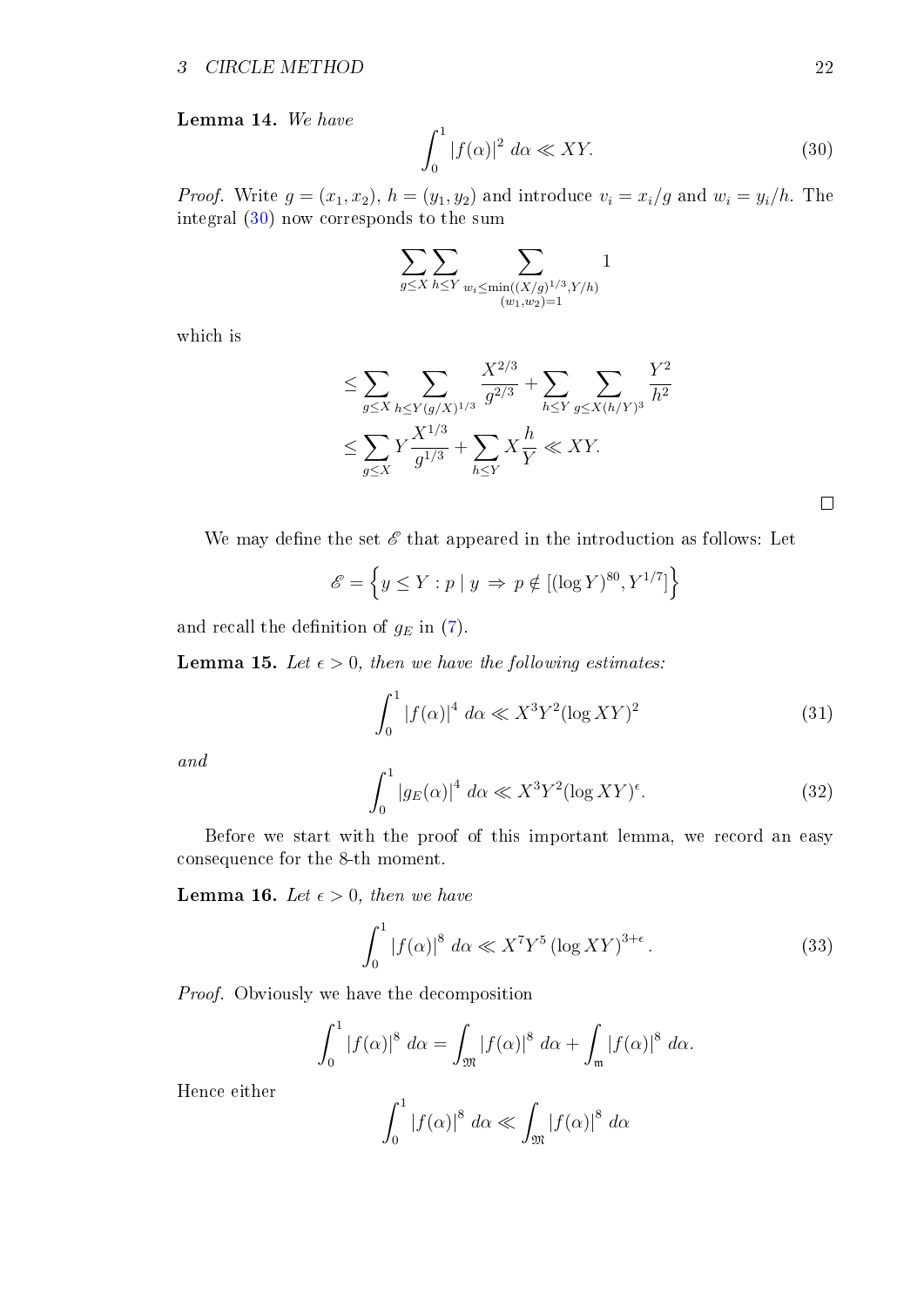**Lemma 14.** *We have*

$$\int_0^1 |f(\alpha)|^2 \, d\alpha \ll XY. \tag{30}$$

*Proof.* Write $g = (x_1, x_2)$, $h = (y_1, y_2)$ and introduce $v_i = x_i/g$ and $w_i = y_i/h$. The integral (30) now corresponds to the sum

$$\sum_{g \leq X} \sum_{h \leq Y} \sum_{\substack{w_i \leq \min((X/g)^{1/3}, Y/h) \\ (w_1, w_2)=1}} 1$$

which is

$$\begin{aligned}
&\leq \sum_{g \leq X} \sum_{h \leq Y(g/X)^{1/3}} \frac{X^{2/3}}{g^{2/3}} + \sum_{h \leq Y} \sum_{g \leq X(h/Y)^3} \frac{Y^2}{h^2} \\
&\leq \sum_{g \leq X} Y \frac{X^{1/3}}{g^{1/3}} + \sum_{h \leq Y} X \frac{h}{Y} \ll XY.
\end{aligned}$$

$\square$

We may define the set $\mathscr{E}$ that appeared in the introduction as follows: Let

$$\mathscr{E} = \left\{ y \leq Y : p \mid y \ \Rightarrow \ p \notin [(\log Y)^{80}, Y^{1/7}] \right\}$$

and recall the definition of $g_E$ in (7).

**Lemma 15.** *Let $\epsilon > 0$, then we have the following estimates:*

$$\int_0^1 |f(\alpha)|^4 \, d\alpha \ll X^3 Y^2 (\log XY)^2 \tag{31}$$

*and*

$$\int_0^1 |g_E(\alpha)|^4 \, d\alpha \ll X^3 Y^2 (\log XY)^{\epsilon}. \tag{32}$$

Before we start with the proof of this important lemma, we record an easy consequence for the 8-th moment.

**Lemma 16.** *Let $\epsilon > 0$, then we have*

$$\int_0^1 |f(\alpha)|^8 \, d\alpha \ll X^7 Y^5 (\log XY)^{3+\epsilon}. \tag{33}$$

*Proof.* Obviously we have the decomposition

$$\int_0^1 |f(\alpha)|^8 \, d\alpha = \int_{\mathfrak{M}} |f(\alpha)|^8 \, d\alpha + \int_{\mathfrak{m}} |f(\alpha)|^8 \, d\alpha.$$

Hence either

$$\int_0^1 |f(\alpha)|^8 \, d\alpha \ll \int_{\mathfrak{M}} |f(\alpha)|^8 \, d\alpha$$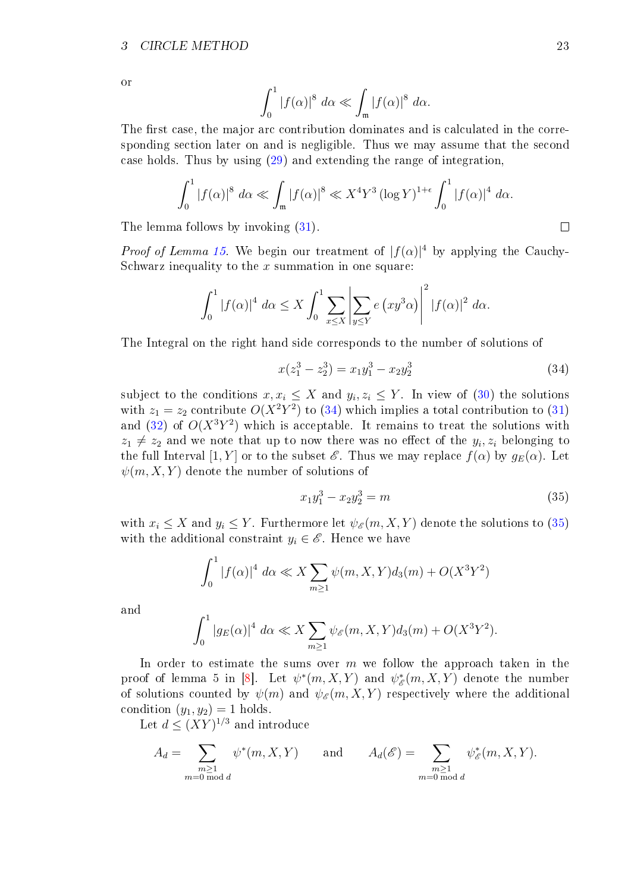or

$$\int_0^1 |f(\alpha)|^8 \, d\alpha \ll \int_{\mathfrak{m}} |f(\alpha)|^8 \, d\alpha.$$

The first case, the major arc contribution dominates and is calculated in the corresponding section later on and is negligible. Thus we may assume that the second case holds. Thus by using (29) and extending the range of integration,

$$\int_0^1 |f(\alpha)|^8 \, d\alpha \ll \int_{\mathfrak{m}} |f(\alpha)|^8 \ll X^4 Y^3 (\log Y)^{1+\epsilon} \int_0^1 |f(\alpha)|^4 \, d\alpha.$$

The lemma follows by invoking (31). □

*Proof of Lemma 15.* We begin our treatment of $|f(\alpha)|^4$ by applying the Cauchy-Schwarz inequality to the $x$ summation in one square:

$$\int_0^1 |f(\alpha)|^4 \, d\alpha \leq X \int_0^1 \sum_{x \leq X} \left| \sum_{y \leq Y} e\left(xy^3\alpha\right) \right|^2 |f(\alpha)|^2 \, d\alpha.$$

The Integral on the right hand side corresponds to the number of solutions of

$$x(z_1^3 - z_2^3) = x_1 y_1^3 - x_2 y_2^3 \tag{34}$$

subject to the conditions $x, x_i \leq X$ and $y_i, z_i \leq Y$. In view of (30) the solutions with $z_1 = z_2$ contribute $O(X^2 Y^2)$ to (34) which implies a total contribution to (31) and (32) of $O(X^3 Y^2)$ which is acceptable. It remains to treat the solutions with $z_1 \neq z_2$ and we note that up to now there was no effect of the $y_i, z_i$ belonging to the full Interval $[1, Y]$ or to the subset $\mathscr{E}$. Thus we may replace $f(\alpha)$ by $g_E(\alpha)$. Let $\psi(m, X, Y)$ denote the number of solutions of

$$x_1 y_1^3 - x_2 y_2^3 = m \tag{35}$$

with $x_i \leq X$ and $y_i \leq Y$. Furthermore let $\psi_{\mathscr{E}}(m, X, Y)$ denote the solutions to (35) with the additional constraint $y_i \in \mathscr{E}$. Hence we have

$$\int_0^1 |f(\alpha)|^4 \, d\alpha \ll X \sum_{m \geq 1} \psi(m, X, Y) d_3(m) + O(X^3 Y^2)$$

and

$$\int_0^1 |g_E(\alpha)|^4 \, d\alpha \ll X \sum_{m \geq 1} \psi_{\mathscr{E}}(m, X, Y) d_3(m) + O(X^3 Y^2).$$

In order to estimate the sums over $m$ we follow the approach taken in the proof of lemma 5 in [8]. Let $\psi^*(m, X, Y)$ and $\psi^*_{\mathscr{E}}(m, X, Y)$ denote the number of solutions counted by $\psi(m)$ and $\psi_{\mathscr{E}}(m, X, Y)$ respectively where the additional condition $(y_1, y_2) = 1$ holds.

Let $d \leq (XY)^{1/3}$ and introduce

$$A_d = \sum_{\substack{m \geq 1 \\ m = 0 \bmod d}} \psi^*(m, X, Y) \qquad \text{and} \qquad A_d(\mathscr{E}) = \sum_{\substack{m \geq 1 \\ m = 0 \bmod d}} \psi^*_{\mathscr{E}}(m, X, Y).$$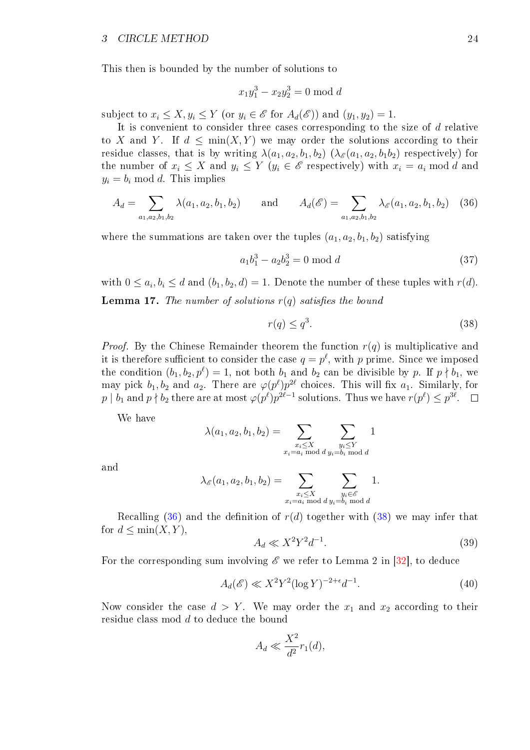This then is bounded by the number of solutions to

$$x_1 y_1^3 - x_2 y_2^3 = 0 \bmod d$$

subject to $x_i \le X, y_i \le Y$ (or $y_i \in \mathscr{E}$ for $A_d(\mathscr{E})$) and $(y_1, y_2) = 1$.

It is convenient to consider three cases corresponding to the size of $d$ relative to $X$ and $Y$. If $d \le \min(X, Y)$ we may order the solutions according to their residue classes, that is by writing $\lambda(a_1, a_2, b_1, b_2)$ ($\lambda_{\mathscr{E}}(a_1, a_2, b_1 b_2)$ respectively) for the number of $x_i \le X$ and $y_i \le Y$ ($y_i \in \mathscr{E}$ respectively) with $x_i = a_i \bmod d$ and $y_i = b_i \bmod d$. This implies

$$A_d = \sum_{a_1, a_2, b_1, b_2} \lambda(a_1, a_2, b_1, b_2) \qquad \text{and} \qquad A_d(\mathscr{E}) = \sum_{a_1, a_2, b_1, b_2} \lambda_{\mathscr{E}}(a_1, a_2, b_1, b_2) \tag{36}$$

where the summations are taken over the tuples $(a_1, a_2, b_1, b_2)$ satisfying

$$a_1 b_1^3 - a_2 b_2^3 = 0 \bmod d \tag{37}$$

with $0 \le a_i, b_i \le d$ and $(b_1, b_2, d) = 1$. Denote the number of these tuples with $r(d)$.

**Lemma 17.** *The number of solutions $r(q)$ satisfies the bound*

$$r(q) \le q^3. \tag{38}$$

*Proof.* By the Chinese Remainder theorem the function $r(q)$ is multiplicative and it is therefore sufficient to consider the case $q = p^\ell$, with $p$ prime. Since we imposed the condition $(b_1, b_2, p^\ell) = 1$, not both $b_1$ and $b_2$ can be divisible by $p$. If $p \nmid b_1$, we may pick $b_1, b_2$ and $a_2$. There are $\varphi(p^\ell) p^{2\ell}$ choices. This will fix $a_1$. Similarly, for $p \mid b_1$ and $p \nmid b_2$ there are at most $\varphi(p^\ell) p^{2\ell - 1}$ solutions. Thus we have $r(p^\ell) \le p^{3\ell}$. $\square$

We have

$$\lambda(a_1, a_2, b_1, b_2) = \sum_{\substack{x_i \le X \\ x_i = a_i \bmod d}} \sum_{\substack{y_i \le Y \\ y_i = b_i \bmod d}} 1$$

and

$$\lambda_{\mathscr{E}}(a_1, a_2, b_1, b_2) = \sum_{\substack{x_i \le X \\ x_i = a_i \bmod d}} \sum_{\substack{y_i \in \mathscr{E} \\ y_i = b_i \bmod d}} 1.$$

Recalling (36) and the definition of $r(d)$ together with (38) we may infer that for $d \le \min(X, Y)$,

$$A_d \ll X^2 Y^2 d^{-1}. \tag{39}$$

For the corresponding sum involving $\mathscr{E}$ we refer to Lemma 2 in [32], to deduce

$$A_d(\mathscr{E}) \ll X^2 Y^2 (\log Y)^{-2+\epsilon} d^{-1}. \tag{40}$$

Now consider the case $d > Y$. We may order the $x_1$ and $x_2$ according to their residue class mod $d$ to deduce the bound

$$A_d \ll \frac{X^2}{d^2} r_1(d),$$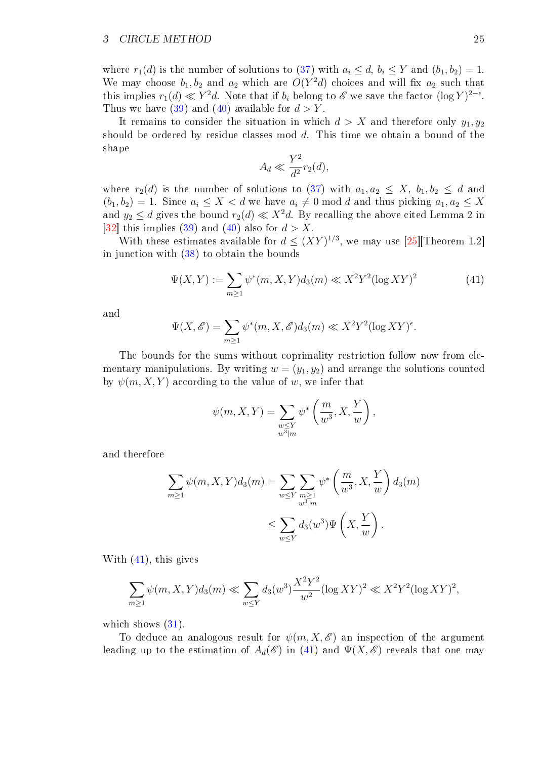where $r_1(d)$ is the number of solutions to (37) with $a_i \leq d$, $b_i \leq Y$ and $(b_1, b_2) = 1$. We may choose $b_1, b_2$ and $a_2$ which are $O(Y^2 d)$ choices and will fix $a_2$ such that this implies $r_1(d) \ll Y^2 d$. Note that if $b_i$ belong to $\mathscr{E}$ we save the factor $(\log Y)^{2-\epsilon}$. Thus we have (39) and (40) available for $d > Y$.

It remains to consider the situation in which $d > X$ and therefore only $y_1, y_2$ should be ordered by residue classes mod $d$. This time we obtain a bound of the shape

$$A_d \ll \frac{Y^2}{d^2} r_2(d),$$

where $r_2(d)$ is the number of solutions to (37) with $a_1, a_2 \leq X$, $b_1, b_2 \leq d$ and $(b_1, b_2) = 1$. Since $a_i \leq X < d$ we have $a_i \neq 0 \bmod d$ and thus picking $a_1, a_2 \leq X$ and $y_2 \leq d$ gives the bound $r_2(d) \ll X^2 d$. By recalling the above cited Lemma 2 in [32] this implies (39) and (40) also for $d > X$.

With these estimates available for $d \leq (XY)^{1/3}$, we may use [25][Theorem 1.2] in junction with (38) to obtain the bounds

$$\Psi(X, Y) := \sum_{m \geq 1} \psi^*(m, X, Y) d_3(m) \ll X^2 Y^2 (\log XY)^2 \tag{41}$$

and

$$\Psi(X, \mathscr{E}) = \sum_{m \geq 1} \psi^*(m, X, \mathscr{E}) d_3(m) \ll X^2 Y^2 (\log XY)^{\epsilon}.$$

The bounds for the sums without coprimality restriction follow now from elementary manipulations. By writing $w = (y_1, y_2)$ and arrange the solutions counted by $\psi(m, X, Y)$ according to the value of $w$, we infer that

$$\psi(m, X, Y) = \sum_{\substack{w \leq Y \\ w^3 | m}} \psi^* \left( \frac{m}{w^3}, X, \frac{Y}{w} \right),$$

and therefore

$$\begin{aligned} \sum_{m \geq 1} \psi(m, X, Y) d_3(m) &= \sum_{w \leq Y} \sum_{\substack{m \geq 1 \\ w^3 | m}} \psi^* \left( \frac{m}{w^3}, X, \frac{Y}{w} \right) d_3(m) \\ &\leq \sum_{w \leq Y} d_3(w^3) \Psi\left( X, \frac{Y}{w} \right). \end{aligned}$$

With (41), this gives

$$\sum_{m \geq 1} \psi(m, X, Y) d_3(m) \ll \sum_{w \leq Y} d_3(w^3) \frac{X^2 Y^2}{w^2} (\log XY)^2 \ll X^2 Y^2 (\log XY)^2,$$

which shows (31).

To deduce an analogous result for $\psi(m, X, \mathscr{E})$ an inspection of the argument leading up to the estimation of $A_d(\mathscr{E})$ in (41) and $\Psi(X, \mathscr{E})$ reveals that one may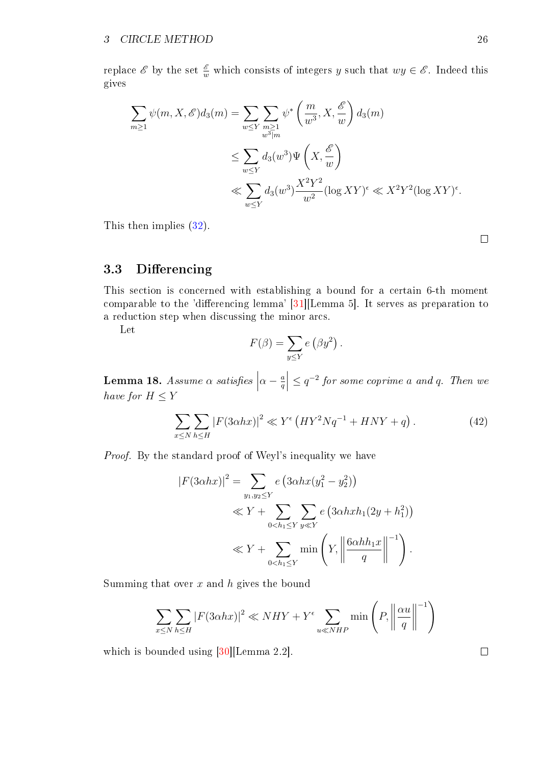replace $\mathscr{E}$ by the set $\frac{\mathscr{E}}{w}$ which consists of integers $y$ such that $wy \in \mathscr{E}$. Indeed this gives

$$
\begin{aligned}
\sum_{m\geq 1} \psi(m, X, \mathscr{E}) d_3(m) &= \sum_{w\leq Y} \sum_{\substack{m\geq 1\\ w^3|m}} \psi^*\left(\frac{m}{w^3}, X, \frac{\mathscr{E}}{w}\right) d_3(m)\\
&\leq \sum_{w\leq Y} d_3(w^3)\Psi\left(X, \frac{\mathscr{E}}{w}\right)\\
&\ll \sum_{w\leq Y} d_3(w^3)\frac{X^2Y^2}{w^2}(\log XY)^\epsilon \ll X^2Y^2(\log XY)^\epsilon.
\end{aligned}
$$

This then implies (32).

□

## 3.3 Differencing

This section is concerned with establishing a bound for a certain 6-th moment comparable to the 'differencing lemma' [31][Lemma 5]. It serves as preparation to a reduction step when discussing the minor arcs.

Let

$$F(\beta) = \sum_{y\leq Y} e\left(\beta y^2\right).$$

**Lemma 18.** *Assume $\alpha$ satisfies $\left|\alpha - \frac{a}{q}\right| \leq q^{-2}$ for some coprime $a$ and $q$. Then we have for $H \leq Y$*

$$\sum_{x\leq N}\sum_{h\leq H} |F(3\alpha hx)|^2 \ll Y^\epsilon\left(HY^2Nq^{-1} + HNY + q\right). \tag{42}$$

*Proof.* By the standard proof of Weyl's inequality we have

$$
\begin{aligned}
|F(3\alpha hx)|^2 &= \sum_{y_1, y_2\leq Y} e\left(3\alpha hx(y_1^2 - y_2^2)\right)\\
&\ll Y + \sum_{0<h_1\leq Y}\sum_{y\ll Y} e\left(3\alpha hxh_1(2y + h_1^2)\right)\\
&\ll Y + \sum_{0<h_1\leq Y} \min\left(Y, \left\|\frac{6\alpha hh_1 x}{q}\right\|^{-1}\right).
\end{aligned}
$$

Summing that over $x$ and $h$ gives the bound

$$\sum_{x\leq N}\sum_{h\leq H} |F(3\alpha hx)|^2 \ll NHY + Y^\epsilon \sum_{u\ll NHP} \min\left(P, \left\|\frac{\alpha u}{q}\right\|^{-1}\right)$$

which is bounded using [30][Lemma 2.2].

□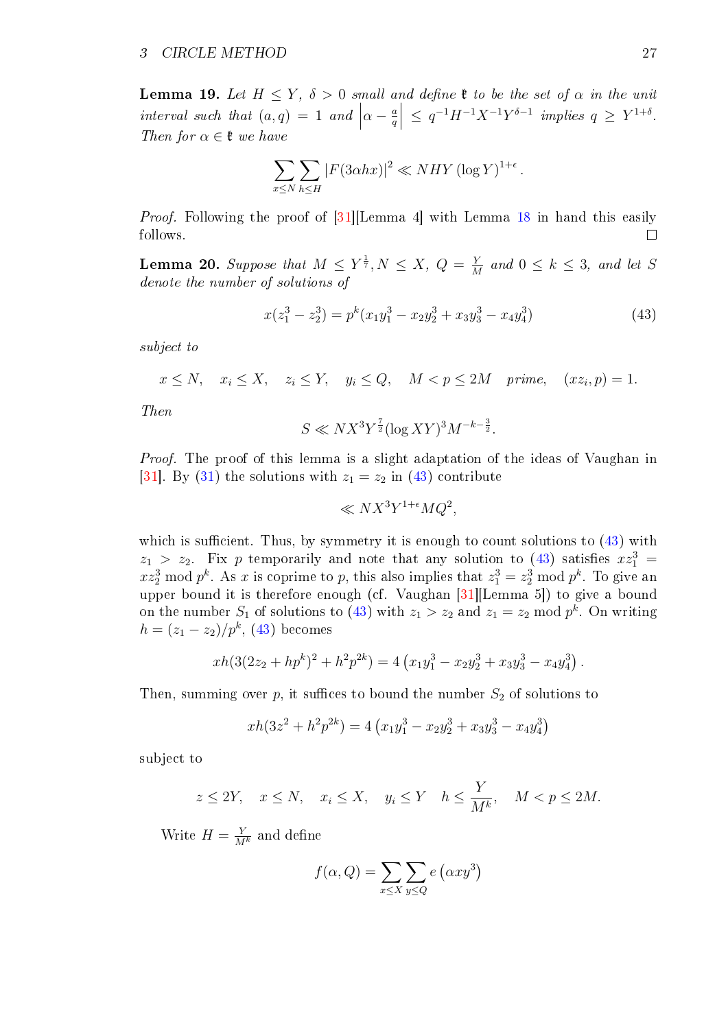**Lemma 19.** *Let $H \leq Y$, $\delta > 0$ small and define $\mathfrak{k}$ to be the set of $\alpha$ in the unit interval such that $(a,q) = 1$ and $\left|\alpha - \frac{a}{q}\right| \leq q^{-1}H^{-1}X^{-1}Y^{\delta-1}$ implies $q \geq Y^{1+\delta}$. Then for $\alpha \in \mathfrak{k}$ we have*

$$\sum_{x \leq N} \sum_{h \leq H} |F(3\alpha hx)|^2 \ll NHY (\log Y)^{1+\epsilon}.$$

*Proof.* Following the proof of [31][Lemma 4] with Lemma 18 in hand this easily follows. □

**Lemma 20.** *Suppose that $M \leq Y^{\frac{1}{7}}, N \leq X$, $Q = \frac{Y}{M}$ and $0 \leq k \leq 3$, and let $S$ denote the number of solutions of*

$$x(z_1^3 - z_2^3) = p^k(x_1y_1^3 - x_2y_2^3 + x_3y_3^3 - x_4y_4^3) \tag{43}$$

*subject to*

$$x \leq N, \quad x_i \leq X, \quad z_i \leq Y, \quad y_i \leq Q, \quad M < p \leq 2M \quad \textit{prime}, \quad (xz_i, p) = 1.$$

*Then*

$$S \ll NX^3Y^{\frac{7}{2}}(\log XY)^3 M^{-k-\frac{3}{2}}.$$

*Proof.* The proof of this lemma is a slight adaptation of the ideas of Vaughan in [31]. By (31) the solutions with $z_1 = z_2$ in (43) contribute

$$\ll NX^3Y^{1+\epsilon}MQ^2,$$

which is sufficient. Thus, by symmetry it is enough to count solutions to (43) with $z_1 > z_2$. Fix $p$ temporarily and note that any solution to (43) satisfies $xz_1^3 = xz_2^3 \bmod p^k$. As $x$ is coprime to $p$, this also implies that $z_1^3 = z_2^3 \bmod p^k$. To give an upper bound it is therefore enough (cf. Vaughan [31][Lemma 5]) to give a bound on the number $S_1$ of solutions to (43) with $z_1 > z_2$ and $z_1 = z_2 \bmod p^k$. On writing $h = (z_1 - z_2)/p^k$, (43) becomes

$$xh(3(2z_2 + hp^k)^2 + h^2p^{2k}) = 4\left(x_1y_1^3 - x_2y_2^3 + x_3y_3^3 - x_4y_4^3\right).$$

Then, summing over $p$, it suffices to bound the number $S_2$ of solutions to

$$xh(3z^2 + h^2p^{2k}) = 4\left(x_1y_1^3 - x_2y_2^3 + x_3y_3^3 - x_4y_4^3\right)$$

subject to

$$z \leq 2Y, \quad x \leq N, \quad x_i \leq X, \quad y_i \leq Y \quad h \leq \frac{Y}{M^k}, \quad M < p \leq 2M.$$

Write $H = \frac{Y}{M^k}$ and define

$$f(\alpha, Q) = \sum_{x \leq X} \sum_{y \leq Q} e\left(\alpha xy^3\right)$$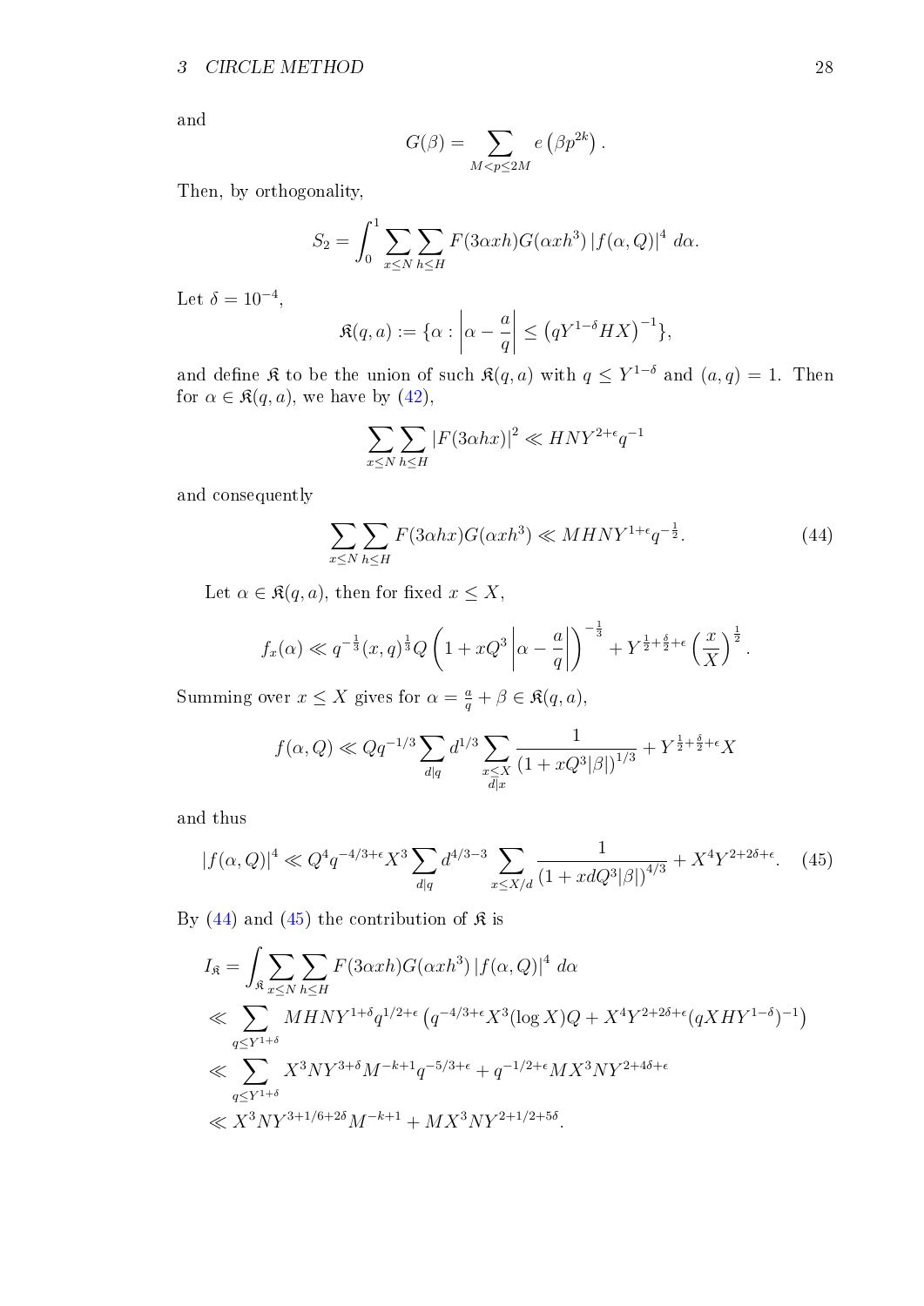and

$$G(\beta) = \sum_{M < p \le 2M} e\left(\beta p^{2k}\right).$$

Then, by orthogonality,

$$S_2 = \int_0^1 \sum_{x \le N} \sum_{h \le H} F(3\alpha x h) G(\alpha x h^3) \left|f(\alpha, Q)\right|^4 \, d\alpha.$$

Let $\delta = 10^{-4}$,

$$\mathfrak{K}(q,a) := \{\alpha : \left|\alpha - \frac{a}{q}\right| \le \left(qY^{1-\delta}HX\right)^{-1}\},$$

and define $\mathfrak{K}$ to be the union of such $\mathfrak{K}(q,a)$ with $q \le Y^{1-\delta}$ and $(a,q) = 1$. Then for $\alpha \in \mathfrak{K}(q,a)$, we have by (42),

$$\sum_{x \le N} \sum_{h \le H} \left|F(3\alpha h x)\right|^2 \ll HNY^{2+\epsilon}q^{-1}$$

and consequently

$$\sum_{x \le N} \sum_{h \le H} F(3\alpha h x) G(\alpha x h^3) \ll MHNY^{1+\epsilon}q^{-\frac{1}{2}}. \tag{44}$$

Let $\alpha \in \mathfrak{K}(q,a)$, then for fixed $x \le X$,

$$f_x(\alpha) \ll q^{-\frac{1}{3}}(x,q)^{\frac{1}{3}} Q \left(1 + xQ^3 \left|\alpha - \frac{a}{q}\right|\right)^{-\frac{1}{3}} + Y^{\frac{1}{2}+\frac{\delta}{2}+\epsilon}\left(\frac{x}{X}\right)^{\frac{1}{2}}.$$

Summing over $x \le X$ gives for $\alpha = \frac{a}{q} + \beta \in \mathfrak{K}(q,a)$,

$$f(\alpha, Q) \ll Qq^{-1/3} \sum_{d|q} d^{1/3} \sum_{\substack{x \le X \\ d|x}} \frac{1}{\left(1 + xQ^3|\beta|\right)^{1/3}} + Y^{\frac{1}{2}+\frac{\delta}{2}+\epsilon}X$$

and thus

$$\left|f(\alpha, Q)\right|^4 \ll Q^4 q^{-4/3+\epsilon} X^3 \sum_{d|q} d^{4/3-3} \sum_{x \le X/d} \frac{1}{\left(1 + xdQ^3|\beta|\right)^{4/3}} + X^4 Y^{2+2\delta+\epsilon}. \tag{45}$$

By (44) and (45) the contribution of $\mathfrak{K}$ is

$$\begin{aligned}
I_{\mathfrak{K}} &= \int_{\mathfrak{K}} \sum_{x \le N} \sum_{h \le H} F(3\alpha x h) G(\alpha x h^3) \left|f(\alpha, Q)\right|^4 \, d\alpha \\
&\ll \sum_{q \le Y^{1+\delta}} MHNY^{1+\delta} q^{1/2+\epsilon} \left(q^{-4/3+\epsilon} X^3 (\log X) Q + X^4 Y^{2+2\delta+\epsilon} (qXHY^{1-\delta})^{-1}\right) \\
&\ll \sum_{q \le Y^{1+\delta}} X^3 N Y^{3+\delta} M^{-k+1} q^{-5/3+\epsilon} + q^{-1/2+\epsilon} M X^3 N Y^{2+4\delta+\epsilon} \\
&\ll X^3 N Y^{3+1/6+2\delta} M^{-k+1} + M X^3 N Y^{2+1/2+5\delta}.
\end{aligned}$$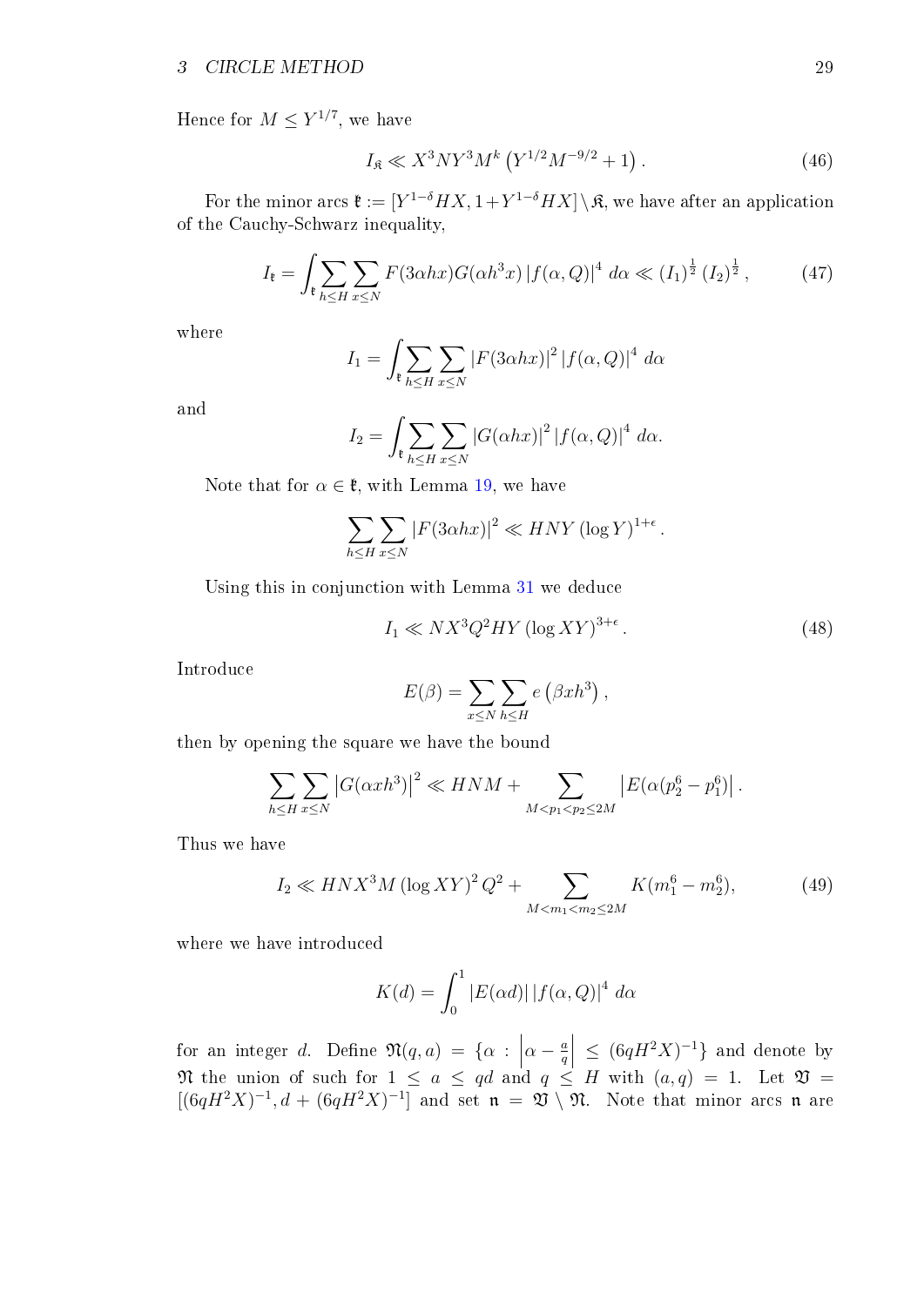Hence for $M \leq Y^{1/7}$, we have

$$I_{\mathfrak{K}} \ll X^3 N Y^3 M^k \left(Y^{1/2} M^{-9/2} + 1\right). \tag{46}$$

For the minor arcs $\mathfrak{k} := [Y^{1-\delta}HX, 1+Y^{1-\delta}HX] \setminus \mathfrak{K}$, we have after an application of the Cauchy-Schwarz inequality,

$$I_{\mathfrak{k}} = \int_{\mathfrak{k}} \sum_{h \leq H} \sum_{x \leq N} F(3\alpha hx) G(\alpha h^3 x) \left|f(\alpha, Q)\right|^4 \, d\alpha \ll (I_1)^{\frac{1}{2}} (I_2)^{\frac{1}{2}}, \tag{47}$$

where

$$I_1 = \int_{\mathfrak{k}} \sum_{h \leq H} \sum_{x \leq N} \left|F(3\alpha hx)\right|^2 \left|f(\alpha, Q)\right|^4 \, d\alpha$$

and

$$I_2 = \int_{\mathfrak{k}} \sum_{h \leq H} \sum_{x \leq N} \left|G(\alpha hx)\right|^2 \left|f(\alpha, Q)\right|^4 \, d\alpha.$$

Note that for $\alpha \in \mathfrak{k}$, with Lemma 19, we have

$$\sum_{h \leq H} \sum_{x \leq N} \left|F(3\alpha hx)\right|^2 \ll HNY \left(\log Y\right)^{1+\epsilon}.$$

Using this in conjunction with Lemma 31 we deduce

$$I_1 \ll NX^3 Q^2 HY \left(\log XY\right)^{3+\epsilon}. \tag{48}$$

Introduce

$$E(\beta) = \sum_{x \leq N} \sum_{h \leq H} e\left(\beta x h^3\right),$$

then by opening the square we have the bound

$$\sum_{h \leq H} \sum_{x \leq N} \left|G(\alpha x h^3)\right|^2 \ll HNM + \sum_{M < p_1 < p_2 \leq 2M} \left|E(\alpha(p_2^6 - p_1^6)\right|.$$

Thus we have

$$I_2 \ll HNX^3 M \left(\log XY\right)^2 Q^2 + \sum_{M < m_1 < m_2 \leq 2M} K(m_1^6 - m_2^6), \tag{49}$$

where we have introduced

$$K(d) = \int_0^1 \left|E(\alpha d)\right| \left|f(\alpha, Q)\right|^4 \, d\alpha$$

for an integer $d$. Define $\mathfrak{N}(q, a) = \{\alpha : \left|\alpha - \frac{a}{q}\right| \leq (6qH^2X)^{-1}\}$ and denote by $\mathfrak{N}$ the union of such for $1 \leq a \leq qd$ and $q \leq H$ with $(a, q) = 1$. Let $\mathfrak{V} = [(6qH^2X)^{-1}, d + (6qH^2X)^{-1}]$ and set $\mathfrak{n} = \mathfrak{V} \setminus \mathfrak{N}$. Note that minor arcs $\mathfrak{n}$ are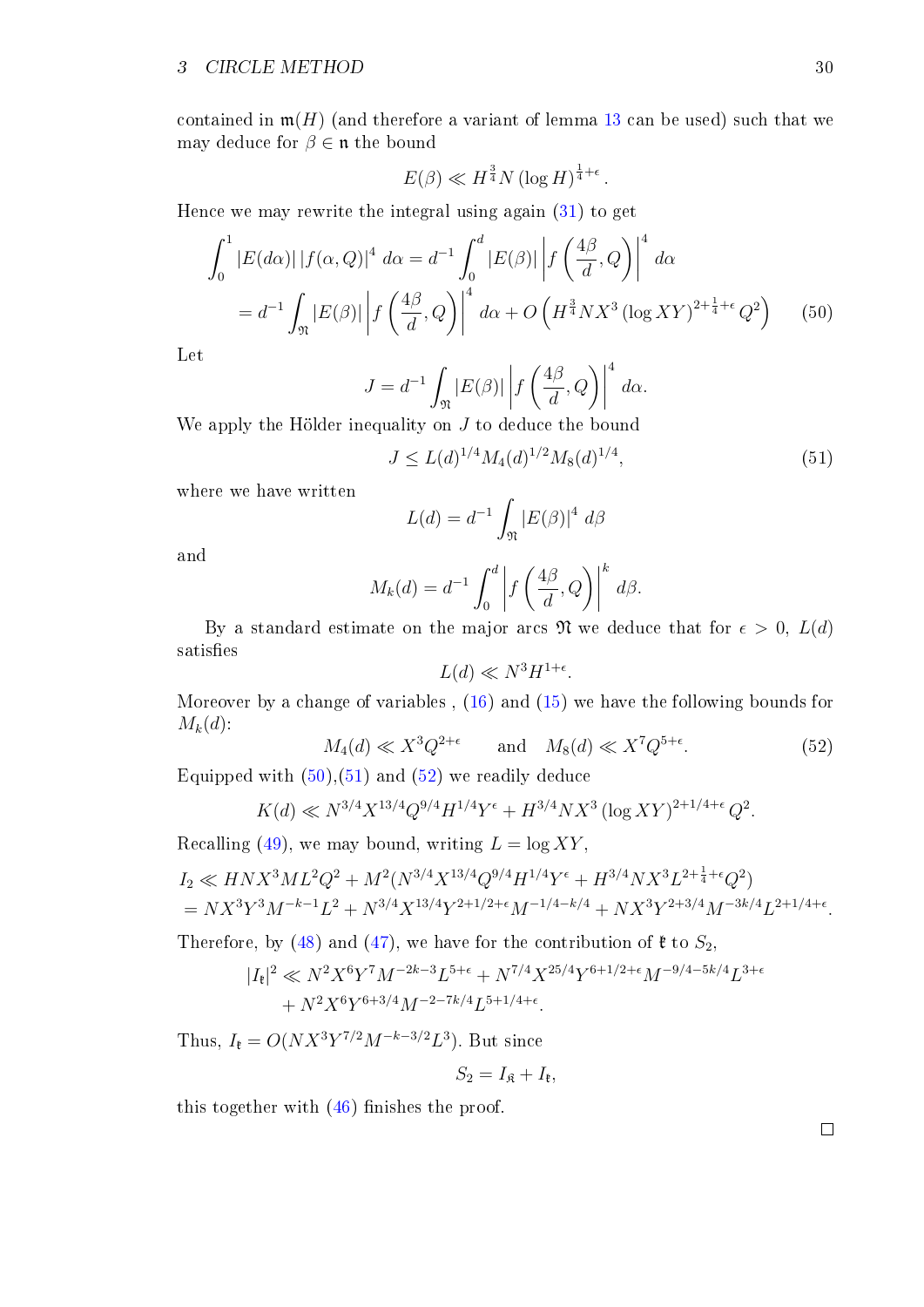contained in $\mathfrak{m}(H)$ (and therefore a variant of lemma 13 can be used) such that we may deduce for $\beta \in \mathfrak{n}$ the bound

$$E(\beta) \ll H^{\frac{3}{4}} N (\log H)^{\frac{1}{4}+\epsilon}.$$

Hence we may rewrite the integral using again (31) to get

$$\begin{aligned} \int_0^1 |E(d\alpha)| \, |f(\alpha, Q)|^4 \, d\alpha &= d^{-1} \int_0^d |E(\beta)| \left| f\left(\frac{4\beta}{d}, Q\right) \right|^4 \, d\alpha \\ &= d^{-1} \int_{\mathfrak{N}} |E(\beta)| \left| f\left(\frac{4\beta}{d}, Q\right) \right|^4 \, d\alpha + O\left(H^{\frac{3}{4}} N X^3 (\log XY)^{2+\frac{1}{4}+\epsilon} Q^2\right) \end{aligned} \tag{50}$$

Let

$$J = d^{-1} \int_{\mathfrak{N}} |E(\beta)| \left| f\left(\frac{4\beta}{d}, Q\right) \right|^4 \, d\alpha.$$

We apply the Hölder inequality on $J$ to deduce the bound

$$J \leq L(d)^{1/4} M_4(d)^{1/2} M_8(d)^{1/4}, \tag{51}$$

where we have written

$$L(d) = d^{-1} \int_{\mathfrak{N}} |E(\beta)|^4 \, d\beta$$

and

$$M_k(d) = d^{-1} \int_0^d \left| f\left(\frac{4\beta}{d}, Q\right) \right|^k \, d\beta.$$

By a standard estimate on the major arcs $\mathfrak{N}$ we deduce that for $\epsilon > 0$, $L(d)$ satisfies

$$L(d) \ll N^3 H^{1+\epsilon}.$$

Moreover by a change of variables , (16) and (15) we have the following bounds for $M_k(d)$:

$$M_4(d) \ll X^3 Q^{2+\epsilon} \qquad \text{and} \qquad M_8(d) \ll X^7 Q^{5+\epsilon}. \tag{52}$$

Equipped with (50),(51) and (52) we readily deduce

$$K(d) \ll N^{3/4} X^{13/4} Q^{9/4} H^{1/4} Y^{\epsilon} + H^{3/4} N X^3 (\log XY)^{2+1/4+\epsilon} Q^2.$$

Recalling (49), we may bound, writing $L = \log XY$,

$$\begin{aligned} I_2 &\ll HNX^3 M L^2 Q^2 + M^2 (N^{3/4} X^{13/4} Q^{9/4} H^{1/4} Y^{\epsilon} + H^{3/4} N X^3 L^{2+\frac{1}{4}+\epsilon} Q^2) \\ &= NX^3 Y^3 M^{-k-1} L^2 + N^{3/4} X^{13/4} Y^{2+1/2+\epsilon} M^{-1/4-k/4} + NX^3 Y^{2+3/4} M^{-3k/4} L^{2+1/4+\epsilon}. \end{aligned}$$

Therefore, by (48) and (47), we have for the contribution of $\mathfrak{k}$ to $S_2$,

$$\begin{aligned} |I_{\mathfrak{k}}|^2 &\ll N^2 X^6 Y^7 M^{-2k-3} L^{5+\epsilon} + N^{7/4} X^{25/4} Y^{6+1/2+\epsilon} M^{-9/4-5k/4} L^{3+\epsilon} \\ &\quad + N^2 X^6 Y^{6+3/4} M^{-2-7k/4} L^{5+1/4+\epsilon}. \end{aligned}$$

Thus, $I_{\mathfrak{k}} = O(NX^3 Y^{7/2} M^{-k-3/2} L^3)$. But since

$$S_2 = I_{\mathfrak{K}} + I_{\mathfrak{k}},$$

this together with (46) finishes the proof.

□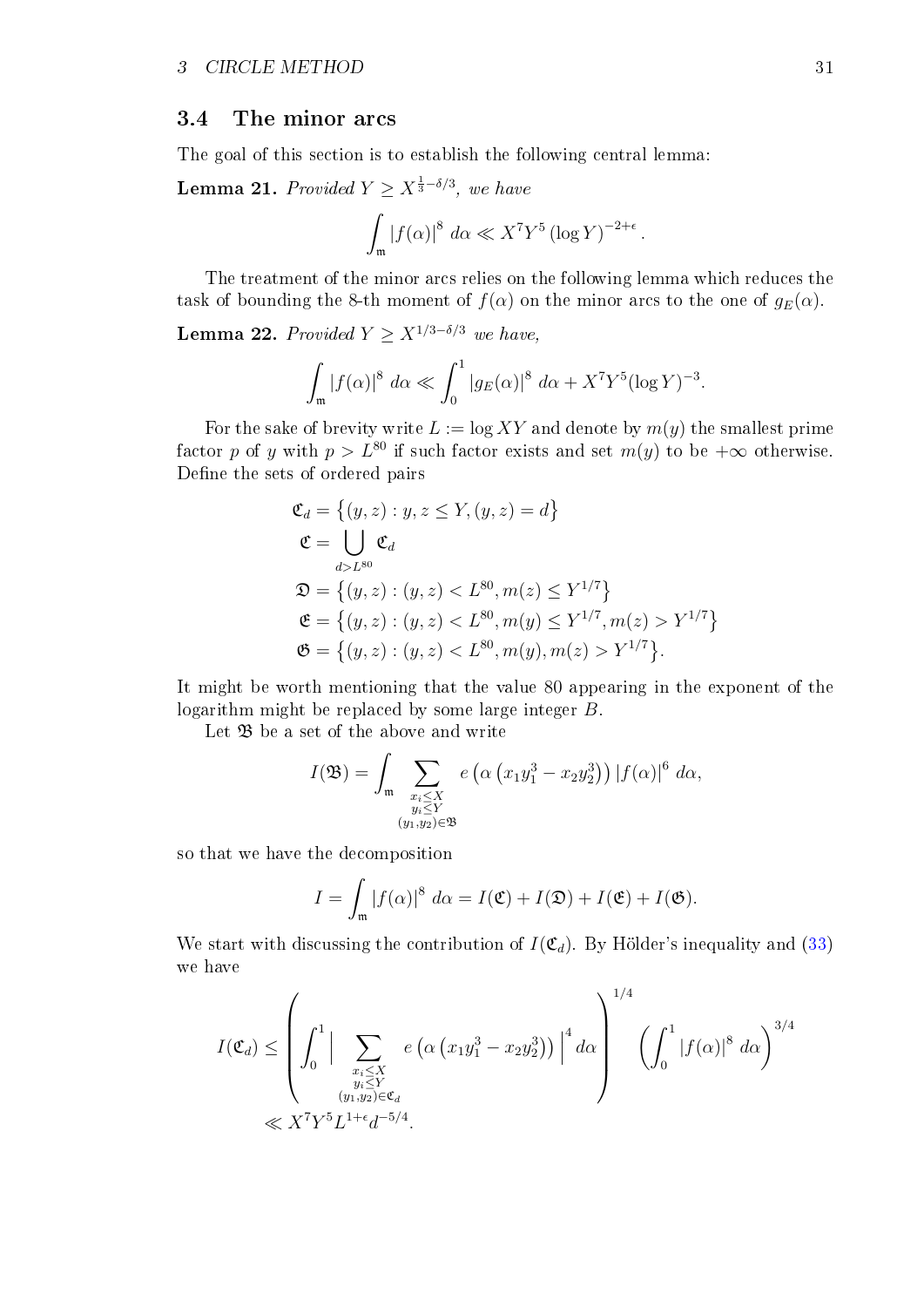### 3.4 The minor arcs

The goal of this section is to establish the following central lemma:

**Lemma 21.** *Provided $Y \geq X^{\frac{1}{3}-\delta/3}$, we have*

$$\int_{\mathfrak{m}} |f(\alpha)|^8 \, d\alpha \ll X^7 Y^5 (\log Y)^{-2+\epsilon}.$$

The treatment of the minor arcs relies on the following lemma which reduces the task of bounding the 8-th moment of $f(\alpha)$ on the minor arcs to the one of $g_E(\alpha)$.

**Lemma 22.** *Provided $Y \geq X^{1/3-\delta/3}$ we have,*

$$\int_{\mathfrak{m}} |f(\alpha)|^8 \, d\alpha \ll \int_0^1 |g_E(\alpha)|^8 \, d\alpha + X^7 Y^5 (\log Y)^{-3}.$$

For the sake of brevity write $L := \log XY$ and denote by $m(y)$ the smallest prime factor $p$ of $y$ with $p > L^{80}$ if such factor exists and set $m(y)$ to be $+\infty$ otherwise. Define the sets of ordered pairs

$$\begin{aligned}
\mathfrak{C}_d &= \big\{(y,z) : y, z \leq Y, (y,z) = d\big\} \\
\mathfrak{C} &= \bigcup_{d > L^{80}} \mathfrak{C}_d \\
\mathfrak{D} &= \big\{(y,z) : (y,z) < L^{80}, m(z) \leq Y^{1/7}\big\} \\
\mathfrak{E} &= \big\{(y,z) : (y,z) < L^{80}, m(y) \leq Y^{1/7}, m(z) > Y^{1/7}\big\} \\
\mathfrak{G} &= \big\{(y,z) : (y,z) < L^{80}, m(y), m(z) > Y^{1/7}\big\}.
\end{aligned}$$

It might be worth mentioning that the value 80 appearing in the exponent of the logarithm might be replaced by some large integer $B$.

Let $\mathfrak{B}$ be a set of the above and write

$$I(\mathfrak{B}) = \int_{\mathfrak{m}} \sum_{\substack{x_i \leq X \\ y_i \leq Y \\ (y_1, y_2) \in \mathfrak{B}}} e\left(\alpha\left(x_1 y_1^3 - x_2 y_2^3\right)\right) |f(\alpha)|^6 \, d\alpha,$$

so that we have the decomposition

$$I = \int_{\mathfrak{m}} |f(\alpha)|^8 \, d\alpha = I(\mathfrak{C}) + I(\mathfrak{D}) + I(\mathfrak{E}) + I(\mathfrak{G}).$$

We start with discussing the contribution of $I(\mathfrak{C}_d)$. By Hölder's inequality and (33) we have

$$\begin{aligned}
I(\mathfrak{C}_d) &\leq \left( \int_0^1 \Big| \sum_{\substack{x_i \leq X \\ y_i \leq Y \\ (y_1, y_2) \in \mathfrak{C}_d}} e\left(\alpha\left(x_1 y_1^3 - x_2 y_2^3\right)\right) \Big|^4 d\alpha \right)^{1/4} \left( \int_0^1 |f(\alpha)|^8 \, d\alpha \right)^{3/4} \\
&\ll X^7 Y^5 L^{1+\epsilon} d^{-5/4}.
\end{aligned}$$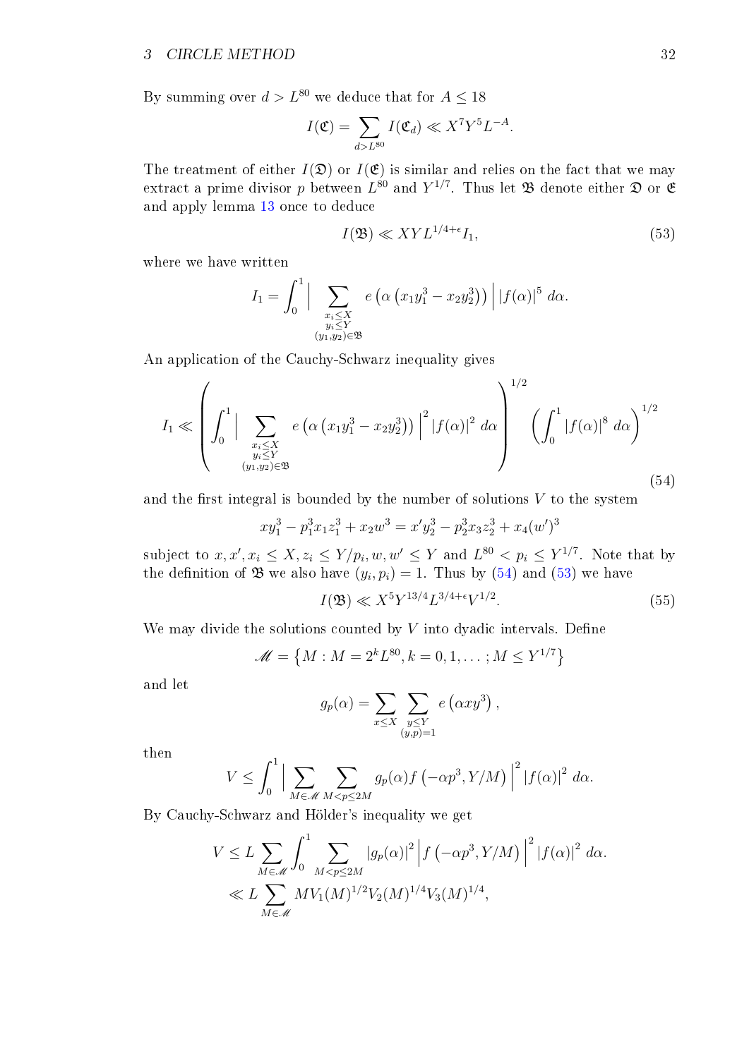By summing over $d > L^{80}$ we deduce that for $A \leq 18$

$$I(\mathfrak{C}) = \sum_{d > L^{80}} I(\mathfrak{C}_d) \ll X^7 Y^5 L^{-A}.$$

The treatment of either $I(\mathfrak{D})$ or $I(\mathfrak{E})$ is similar and relies on the fact that we may extract a prime divisor $p$ between $L^{80}$ and $Y^{1/7}$. Thus let $\mathfrak{B}$ denote either $\mathfrak{D}$ or $\mathfrak{E}$ and apply lemma 13 once to deduce

$$I(\mathfrak{B}) \ll XYL^{1/4+\epsilon} I_1, \tag{53}$$

where we have written

$$I_1 = \int_0^1 \Big| \sum_{\substack{x_i \leq X \\ y_i \leq Y \\ (y_1, y_2) \in \mathfrak{B}}} e\left(\alpha\left(x_1 y_1^3 - x_2 y_2^3\right)\right) \Big| \left|f(\alpha)\right|^5 \, d\alpha.$$

An application of the Cauchy-Schwarz inequality gives

$$I_1 \ll \left( \int_0^1 \Big| \sum_{\substack{x_i \leq X \\ y_i \leq Y \\ (y_1, y_2) \in \mathfrak{B}}} e\left(\alpha\left(x_1 y_1^3 - x_2 y_2^3\right)\right) \Big|^2 \left|f(\alpha)\right|^2 \, d\alpha \right)^{1/2} \left( \int_0^1 \left|f(\alpha)\right|^8 \, d\alpha \right)^{1/2} \tag{54}$$

and the first integral is bounded by the number of solutions $V$ to the system

$$xy_1^3 - p_1^3 x_1 z_1^3 + x_2 w^3 = x' y_2^3 - p_2^3 x_3 z_2^3 + x_4 (w')^3$$

subject to $x, x', x_i \leq X, z_i \leq Y/p_i, w, w' \leq Y$ and $L^{80} < p_i \leq Y^{1/7}$. Note that by the definition of $\mathfrak{B}$ we also have $(y_i, p_i) = 1$. Thus by (54) and (53) we have

$$I(\mathfrak{B}) \ll X^5 Y^{13/4} L^{3/4+\epsilon} V^{1/2}. \tag{55}$$

We may divide the solutions counted by $V$ into dyadic intervals. Define

$$\mathscr{M} = \left\{ M : M = 2^k L^{80}, k = 0, 1, \ldots ; M \leq Y^{1/7} \right\}$$

and let

$$g_p(\alpha) = \sum_{x \leq X} \sum_{\substack{y \leq Y \\ (y,p)=1}} e\left(\alpha x y^3\right),$$

then

$$V \leq \int_0^1 \Big| \sum_{M \in \mathscr{M}} \sum_{M < p \leq 2M} g_p(\alpha) f\left(-\alpha p^3, Y/M\right) \Big|^2 \left|f(\alpha)\right|^2 \, d\alpha.$$

By Cauchy-Schwarz and Hölder's inequality we get

$$\begin{aligned} V &\leq L \sum_{M \in \mathscr{M}} \int_0^1 \sum_{M < p \leq 2M} \left|g_p(\alpha)\right|^2 \Big| f\left(-\alpha p^3, Y/M\right) \Big|^2 \left|f(\alpha)\right|^2 \, d\alpha. \\ &\ll L \sum_{M \in \mathscr{M}} M V_1(M)^{1/2} V_2(M)^{1/4} V_3(M)^{1/4}, \end{aligned}$$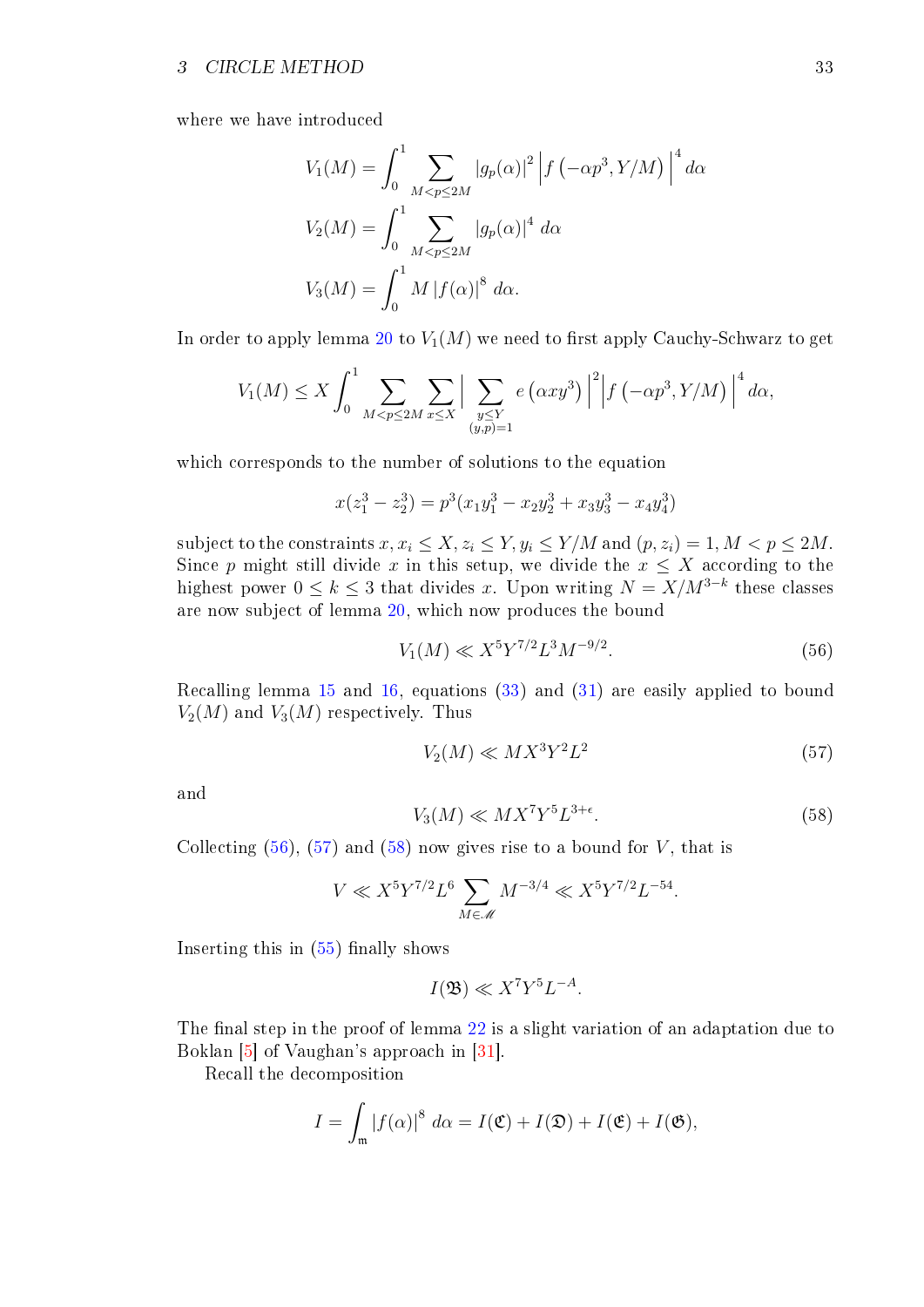where we have introduced

$$V_1(M) = \int_0^1 \sum_{M<p\leq 2M} |g_p(\alpha)|^2 \left| f\left(-\alpha p^3, Y/M\right) \right|^4 d\alpha$$

$$V_2(M) = \int_0^1 \sum_{M<p\leq 2M} |g_p(\alpha)|^4 \, d\alpha$$

$$V_3(M) = \int_0^1 M \, |f(\alpha)|^8 \, d\alpha.$$

In order to apply lemma 20 to $V_1(M)$ we need to first apply Cauchy-Schwarz to get

$$V_1(M) \leq X \int_0^1 \sum_{M<p\leq 2M} \sum_{x\leq X} \Big| \sum_{\substack{y\leq Y \\ (y,p)=1}} e\left(\alpha x y^3\right) \Big|^2 \Big| f\left(-\alpha p^3, Y/M\right) \Big|^4 d\alpha,$$

which corresponds to the number of solutions to the equation

$$x(z_1^3 - z_2^3) = p^3(x_1 y_1^3 - x_2 y_2^3 + x_3 y_3^3 - x_4 y_4^3)$$

subject to the constraints $x, x_i \leq X, z_i \leq Y, y_i \leq Y/M$ and $(p, z_i) = 1, M < p \leq 2M$. Since $p$ might still divide $x$ in this setup, we divide the $x \leq X$ according to the highest power $0 \leq k \leq 3$ that divides $x$. Upon writing $N = X/M^{3-k}$ these classes are now subject of lemma 20, which now produces the bound

$$V_1(M) \ll X^5 Y^{7/2} L^3 M^{-9/2}. \tag{56}$$

Recalling lemma 15 and 16, equations (33) and (31) are easily applied to bound $V_2(M)$ and $V_3(M)$ respectively. Thus

$$V_2(M) \ll M X^3 Y^2 L^2 \tag{57}$$

and

$$V_3(M) \ll M X^7 Y^5 L^{3+\epsilon}. \tag{58}$$

Collecting (56), (57) and (58) now gives rise to a bound for $V$, that is

$$V \ll X^5 Y^{7/2} L^6 \sum_{M\in\mathscr{M}} M^{-3/4} \ll X^5 Y^{7/2} L^{-54}.$$

Inserting this in (55) finally shows

$$I(\mathfrak{B}) \ll X^7 Y^5 L^{-A}.$$

The final step in the proof of lemma 22 is a slight variation of an adaptation due to Boklan [5] of Vaughan's approach in [31].

Recall the decomposition

$$I = \int_{\mathfrak{m}} |f(\alpha)|^8 \, d\alpha = I(\mathfrak{C}) + I(\mathfrak{D}) + I(\mathfrak{E}) + I(\mathfrak{G}),$$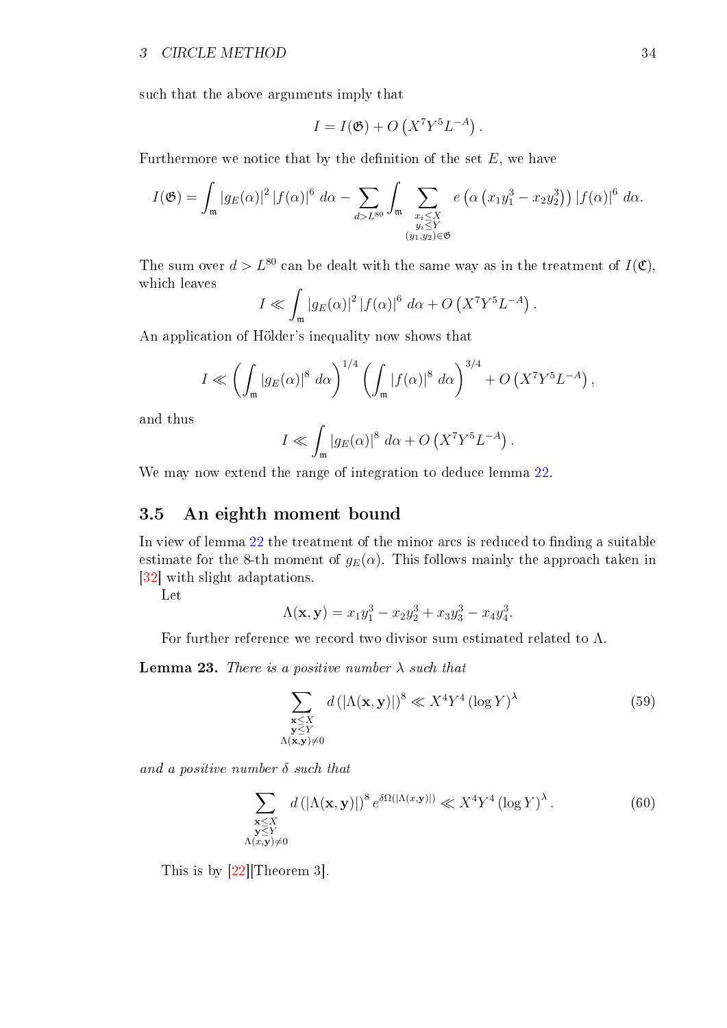such that the above arguments imply that

$$I = I(\mathfrak{G}) + O\left(X^7 Y^5 L^{-A}\right).$$

Furthermore we notice that by the definition of the set $E$, we have

$$I(\mathfrak{G}) = \int_{\mathfrak{m}} |g_E(\alpha)|^2 |f(\alpha)|^6 \, d\alpha - \sum_{d > L^{80}} \int_{\mathfrak{m}} \sum_{\substack{x_i \leq X \\ y_i \leq Y \\ (y_1, y_2) \in \mathfrak{G}}} e\left(\alpha\left(x_1 y_1^3 - x_2 y_2^3\right)\right) |f(\alpha)|^6 \, d\alpha.$$

The sum over $d > L^{80}$ can be dealt with the same way as in the treatment of $I(\mathfrak{C})$, which leaves

$$I \ll \int_{\mathfrak{m}} |g_E(\alpha)|^2 |f(\alpha)|^6 \, d\alpha + O\left(X^7 Y^5 L^{-A}\right).$$

An application of Hölder's inequality now shows that

$$I \ll \left(\int_{\mathfrak{m}} |g_E(\alpha)|^8 \, d\alpha\right)^{1/4} \left(\int_{\mathfrak{m}} |f(\alpha)|^8 \, d\alpha\right)^{3/4} + O\left(X^7 Y^5 L^{-A}\right),$$

and thus

$$I \ll \int_{\mathfrak{m}} |g_E(\alpha)|^8 \, d\alpha + O\left(X^7 Y^5 L^{-A}\right).$$

We may now extend the range of integration to deduce lemma 22.

## 3.5 An eighth moment bound

In view of lemma 22 the treatment of the minor arcs is reduced to finding a suitable estimate for the 8-th moment of $g_E(\alpha)$. This follows mainly the approach taken in [32] with slight adaptations.

Let

$$\Lambda(\mathbf{x}, \mathbf{y}) = x_1 y_1^3 - x_2 y_2^3 + x_3 y_3^3 - x_4 y_4^3.$$

For further reference we record two divisor sum estimated related to $\Lambda$.

**Lemma 23.** *There is a positive number $\lambda$ such that*

$$\sum_{\substack{\mathbf{x} \leq X \\ \mathbf{y} \leq Y \\ \Lambda(\mathbf{x}, \mathbf{y}) \neq 0}} d\left(|\Lambda(\mathbf{x}, \mathbf{y})|\right)^8 \ll X^4 Y^4 (\log Y)^\lambda \tag{59}$$

*and a positive number $\delta$ such that*

$$\sum_{\substack{\mathbf{x} \leq X \\ \mathbf{y} \leq Y \\ \Lambda(x, \mathbf{y}) \neq 0}} d\left(|\Lambda(\mathbf{x}, \mathbf{y})|\right)^8 e^{\delta \Omega(|\Lambda(x, \mathbf{y})|)} \ll X^4 Y^4 (\log Y)^\lambda. \tag{60}$$

This is by [22][Theorem 3].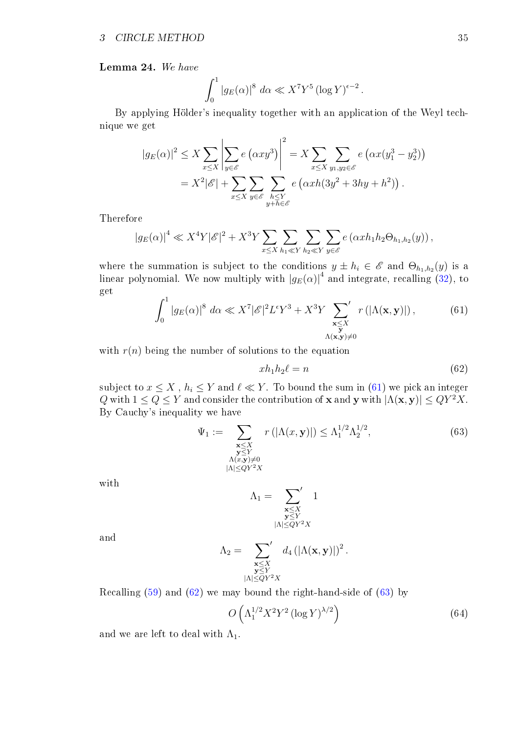**Lemma 24.** *We have*

$$\int_0^1 |g_E(\alpha)|^8 \, d\alpha \ll X^7 Y^5 (\log Y)^{\epsilon - 2}.$$

By applying Hölder's inequality together with an application of the Weyl technique we get

$$\begin{aligned}
|g_E(\alpha)|^2 \leq X \sum_{x \leq X} \left| \sum_{y \in \mathscr{E}} e\left(\alpha x y^3\right) \right|^2 &= X \sum_{x \leq X} \sum_{y_1, y_2 \in \mathscr{E}} e\left(\alpha x (y_1^3 - y_2^3)\right) \\
&= X^2 |\mathscr{E}| + \sum_{x \leq X} \sum_{y \in \mathscr{E}} \sum_{\substack{h \leq Y \\ y + h \in \mathscr{E}}} e\left(\alpha x h (3y^2 + 3hy + h^2)\right).
\end{aligned}$$

Therefore

$$|g_E(\alpha)|^4 \ll X^4 Y |\mathscr{E}|^2 + X^3 Y \sum_{x \leq X} \sum_{h_1 \ll Y} \sum_{h_2 \ll Y} \sum_{y \in \mathscr{E}} e\left(\alpha x h_1 h_2 \Theta_{h_1, h_2}(y)\right),$$

where the summation is subject to the conditions $y \pm h_i \in \mathscr{E}$ and $\Theta_{h_1,h_2}(y)$ is a linear polynomial. We now multiply with $|g_E(\alpha)|^4$ and integrate, recalling (32), to get

$$\int_0^1 |g_E(\alpha)|^8 \, d\alpha \ll X^7 |\mathscr{E}|^2 L^\epsilon Y^3 + X^3 Y \sideset{}{'}\sum_{\substack{\mathbf{x} \leq X \\ \mathbf{y} \\ \Lambda(\mathbf{x}, \mathbf{y}) \neq 0}} r\left(|\Lambda(\mathbf{x}, \mathbf{y})|\right), \tag{61}$$

with $r(n)$ being the number of solutions to the equation

$$x h_1 h_2 \ell = n \tag{62}$$

subject to $x \leq X$ , $h_i \leq Y$ and $\ell \ll Y$. To bound the sum in (61) we pick an integer $Q$ with $1 \leq Q \leq Y$ and consider the contribution of $\mathbf{x}$ and $\mathbf{y}$ with $|\Lambda(\mathbf{x}, \mathbf{y})| \leq Q Y^2 X$. By Cauchy's inequality we have

$$\Psi_1 := \sum_{\substack{\mathbf{x} \leq X \\ \mathbf{y} \leq Y \\ \Lambda(x, \mathbf{y}) \neq 0 \\ |\Lambda| \leq Q Y^2 X}} r\left(|\Lambda(x, \mathbf{y})|\right) \leq \Lambda_1^{1/2} \Lambda_2^{1/2}, \tag{63}$$

with

$$\Lambda_1 = \sideset{}{'}\sum_{\substack{\mathbf{x} \leq X \\ \mathbf{y} \leq Y \\ |\Lambda| \leq Q Y^2 X}} 1$$

and

$$\Lambda_2 = \sideset{}{'}\sum_{\substack{\mathbf{x} \leq X \\ \mathbf{y} \leq Y \\ |\Lambda| \leq Q Y^2 X}} d_4\left(|\Lambda(\mathbf{x}, \mathbf{y})|\right)^2.$$

Recalling (59) and (62) we may bound the right-hand-side of (63) by

$$O\left(\Lambda_1^{1/2} X^2 Y^2 (\log Y)^{\lambda/2}\right) \tag{64}$$

and we are left to deal with $\Lambda_1$.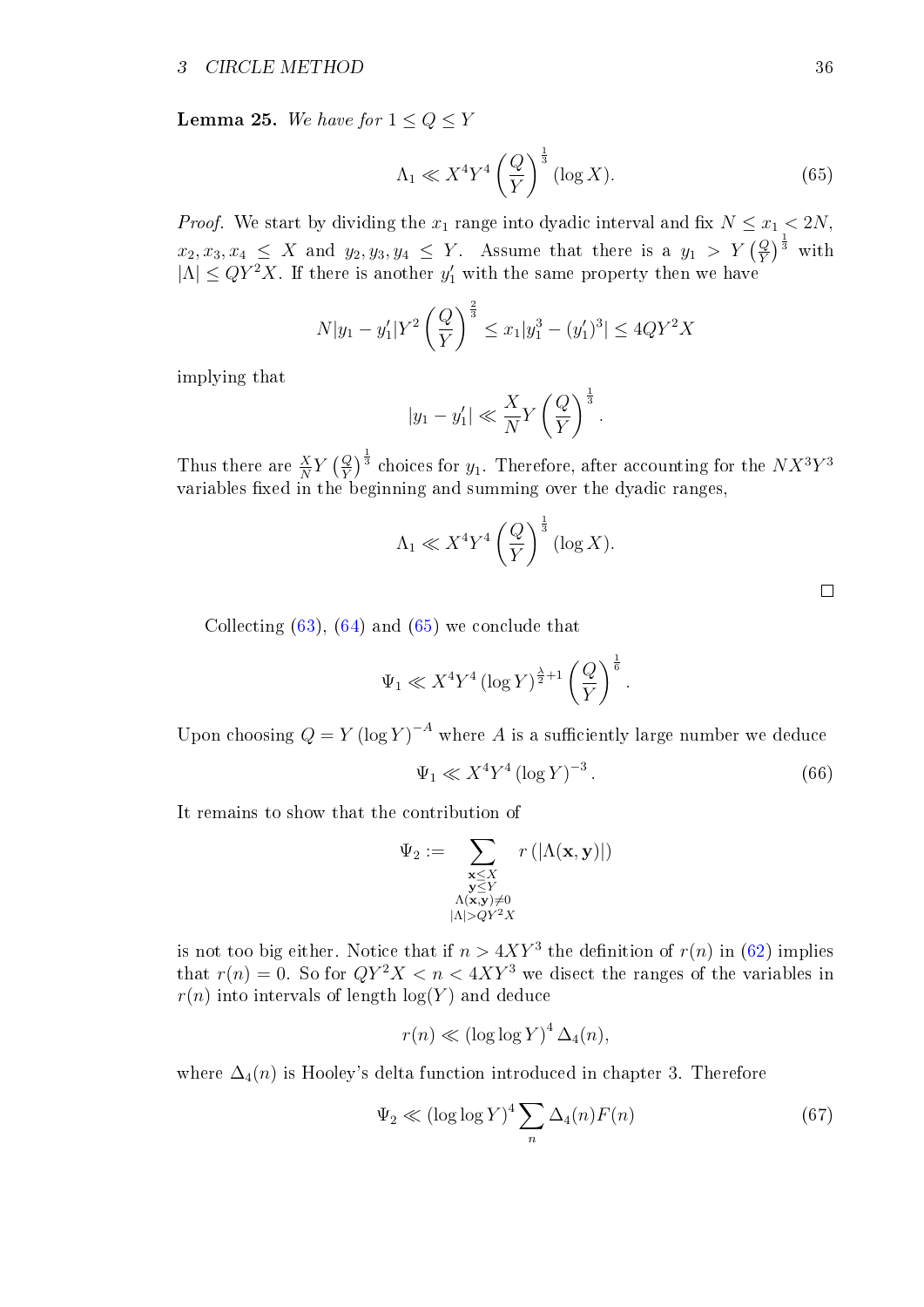**Lemma 25.** *We have for $1 \leq Q \leq Y$*

$$\Lambda_1 \ll X^4 Y^4 \left(\frac{Q}{Y}\right)^{\frac{1}{3}} (\log X). \tag{65}$$

*Proof.* We start by dividing the $x_1$ range into dyadic interval and fix $N \leq x_1 < 2N$, $x_2, x_3, x_4 \leq X$ and $y_2, y_3, y_4 \leq Y$. Assume that there is a $y_1 > Y\left(\frac{Q}{Y}\right)^{\frac{1}{3}}$ with $|\Lambda| \leq QY^2X$. If there is another $y_1'$ with the same property then we have

$$N|y_1 - y_1'|Y^2 \left(\frac{Q}{Y}\right)^{\frac{2}{3}} \leq x_1 |y_1^3 - (y_1')^3| \leq 4QY^2X$$

implying that

$$|y_1 - y_1'| \ll \frac{X}{N} Y \left(\frac{Q}{Y}\right)^{\frac{1}{3}}.$$

Thus there are $\frac{X}{N}Y\left(\frac{Q}{Y}\right)^{\frac{1}{3}}$ choices for $y_1$. Therefore, after accounting for the $NX^3Y^3$ variables fixed in the beginning and summing over the dyadic ranges,

$$\Lambda_1 \ll X^4 Y^4 \left(\frac{Q}{Y}\right)^{\frac{1}{3}} (\log X).$$

$\square$

Collecting (63), (64) and (65) we conclude that

$$\Psi_1 \ll X^4 Y^4 (\log Y)^{\frac{\lambda}{2}+1} \left(\frac{Q}{Y}\right)^{\frac{1}{6}}.$$

Upon choosing $Q = Y(\log Y)^{-A}$ where $A$ is a sufficiently large number we deduce

$$\Psi_1 \ll X^4 Y^4 (\log Y)^{-3}. \tag{66}$$

It remains to show that the contribution of

$$\Psi_2 := \sum_{\substack{\mathbf{x} \leq X \\ \mathbf{y} \leq Y \\ \Lambda(\mathbf{x},\mathbf{y}) \neq 0 \\ |\Lambda| > QY^2X}} r(|\Lambda(\mathbf{x}, \mathbf{y})|)$$

is not too big either. Notice that if $n > 4XY^3$ the definition of $r(n)$ in (62) implies that $r(n) = 0$. So for $QY^2X < n < 4XY^3$ we disect the ranges of the variables in $r(n)$ into intervals of length $\log(Y)$ and deduce

$$r(n) \ll (\log \log Y)^4 \Delta_4(n),$$

where $\Delta_4(n)$ is Hooley's delta function introduced in chapter 3. Therefore

$$\Psi_2 \ll (\log \log Y)^4 \sum_n \Delta_4(n) F(n) \tag{67}$$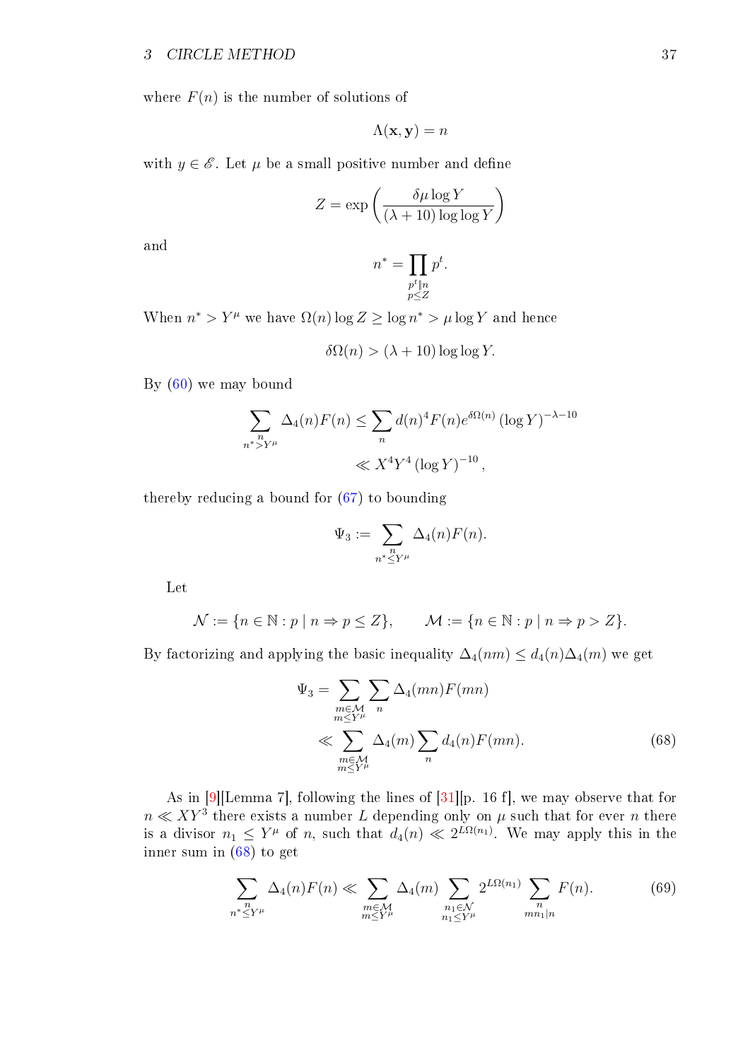where $F(n)$ is the number of solutions of

$$\Lambda(\mathbf{x}, \mathbf{y}) = n$$

with $y \in \mathscr{E}$. Let $\mu$ be a small positive number and define

$$Z = \exp\left(\frac{\delta\mu \log Y}{(\lambda + 10) \log\log Y}\right)$$

and

$$n^* = \prod_{\substack{p^t \| n \\ p \le Z}} p^t.$$

When $n^* > Y^\mu$ we have $\Omega(n) \log Z \ge \log n^* > \mu \log Y$ and hence

$$\delta\Omega(n) > (\lambda + 10) \log\log Y.$$

By (60) we may bound

$$\begin{aligned}
\sum_{\substack{n \\ n^* > Y^\mu}} \Delta_4(n) F(n) &\le \sum_n d(n)^4 F(n) e^{\delta\Omega(n)} (\log Y)^{-\lambda - 10} \\
&\ll X^4 Y^4 (\log Y)^{-10},
\end{aligned}$$

thereby reducing a bound for (67) to bounding

$$\Psi_3 := \sum_{\substack{n \\ n^* \le Y^\mu}} \Delta_4(n) F(n).$$

Let

$$\mathcal{N} := \{n \in \mathbb{N} : p \mid n \Rightarrow p \le Z\}, \qquad \mathcal{M} := \{n \in \mathbb{N} : p \mid n \Rightarrow p > Z\}.$$

By factorizing and applying the basic inequality $\Delta_4(nm) \le d_4(n)\Delta_4(m)$ we get

$$\begin{aligned}
\Psi_3 &= \sum_{\substack{m \in \mathcal{M} \\ m \le Y^\mu}} \sum_n \Delta_4(mn) F(mn) \\
&\ll \sum_{\substack{m \in \mathcal{M} \\ m \le Y^\mu}} \Delta_4(m) \sum_n d_4(n) F(mn). \qquad (68)
\end{aligned}$$

As in [9][Lemma 7], following the lines of [31][p. 16 f], we may observe that for $n \ll XY^3$ there exists a number $L$ depending only on $\mu$ such that for ever $n$ there is a divisor $n_1 \le Y^\mu$ of $n$, such that $d_4(n) \ll 2^{L\Omega(n_1)}$. We may apply this in the inner sum in (68) to get

$$\sum_{\substack{n \\ n^* \le Y^\mu}} \Delta_4(n) F(n) \ll \sum_{\substack{m \in \mathcal{M} \\ m \le Y^\mu}} \Delta_4(m) \sum_{\substack{n_1 \in \mathcal{N} \\ n_1 \le Y^\mu}} 2^{L\Omega(n_1)} \sum_{\substack{n \\ mn_1 \mid n}} F(n). \qquad (69)$$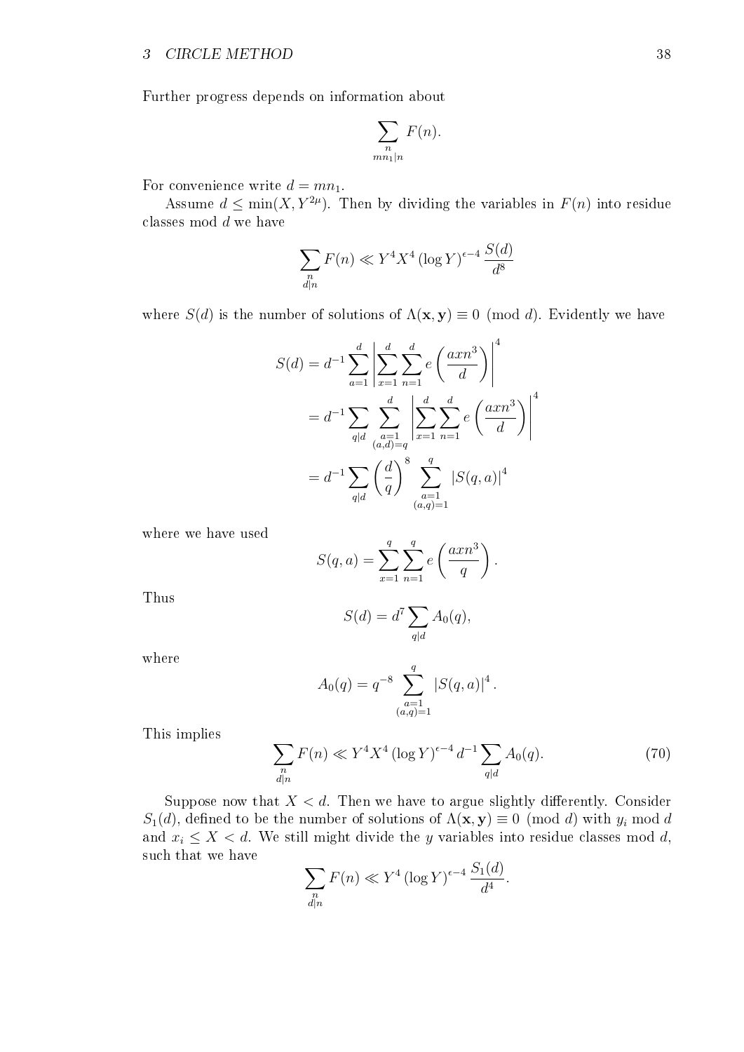Further progress depends on information about

$$\sum_{\substack{n \\ mn_1 | n}} F(n).$$

For convenience write $d = mn_1$.

Assume $d \leq \min(X, Y^{2\mu})$. Then by dividing the variables in $F(n)$ into residue classes mod $d$ we have

$$\sum_{\substack{n \\ d|n}} F(n) \ll Y^4 X^4 (\log Y)^{\epsilon - 4} \frac{S(d)}{d^8}$$

where $S(d)$ is the number of solutions of $\Lambda(\mathbf{x}, \mathbf{y}) \equiv 0 \pmod{d}$. Evidently we have

$$\begin{aligned}
S(d) &= d^{-1} \sum_{a=1}^{d} \left| \sum_{x=1}^{d} \sum_{n=1}^{d} e\left(\frac{axn^3}{d}\right) \right|^4 \\
&= d^{-1} \sum_{q|d} \sum_{\substack{a=1 \\ (a,d)=q}}^{d} \left| \sum_{x=1}^{d} \sum_{n=1}^{d} e\left(\frac{axn^3}{d}\right) \right|^4 \\
&= d^{-1} \sum_{q|d} \left(\frac{d}{q}\right)^8 \sum_{\substack{a=1 \\ (a,q)=1}}^{q} |S(q,a)|^4
\end{aligned}$$

where we have used

$$S(q,a) = \sum_{x=1}^{q} \sum_{n=1}^{q} e\left(\frac{axn^3}{q}\right).$$

Thus

$$S(d) = d^7 \sum_{q|d} A_0(q),$$

where

$$A_0(q) = q^{-8} \sum_{\substack{a=1 \\ (a,q)=1}}^{q} |S(q,a)|^4.$$

This implies

$$\sum_{\substack{n \\ d|n}} F(n) \ll Y^4 X^4 (\log Y)^{\epsilon - 4} d^{-1} \sum_{q|d} A_0(q). \tag{70}$$

Suppose now that $X < d$. Then we have to argue slightly differently. Consider $S_1(d)$, defined to be the number of solutions of $\Lambda(\mathbf{x}, \mathbf{y}) \equiv 0 \pmod{d}$ with $y_i \bmod d$ and $x_i \leq X < d$. We still might divide the $y$ variables into residue classes mod $d$, such that we have

$$\sum_{\substack{n \\ d|n}} F(n) \ll Y^4 (\log Y)^{\epsilon - 4} \frac{S_1(d)}{d^4}.$$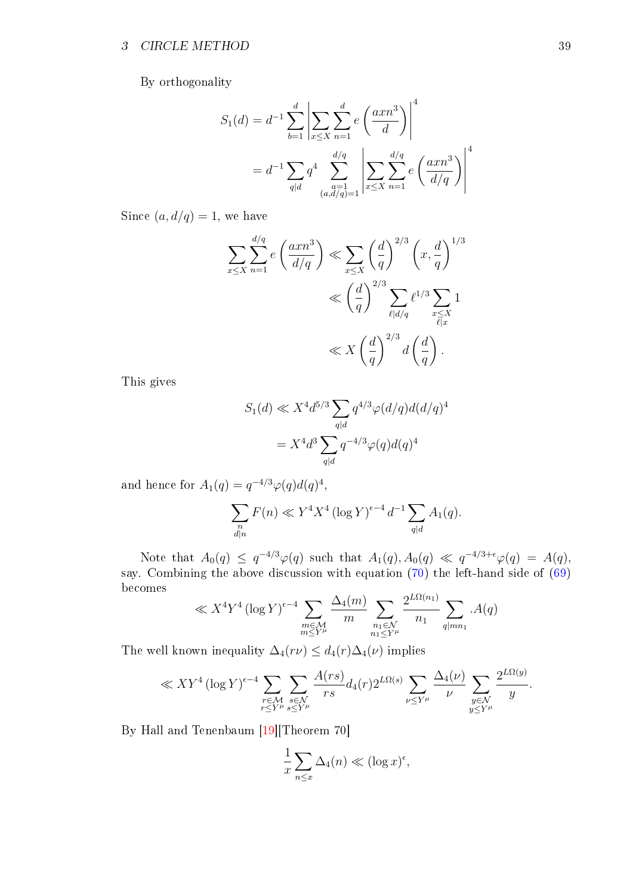By orthogonality

$$
\begin{aligned}
S_1(d) &= d^{-1} \sum_{b=1}^{d} \left| \sum_{x \le X} \sum_{n=1}^{d} e\left(\frac{axn^3}{d}\right) \right|^4 \\
&= d^{-1} \sum_{q \mid d} q^4 \sum_{\substack{a=1 \\ (a,d/q)=1}}^{d/q} \left| \sum_{x \le X} \sum_{n=1}^{d/q} e\left(\frac{axn^3}{d/q}\right) \right|^4
\end{aligned}
$$

Since $(a, d/q) = 1$, we have

$$
\begin{aligned}
\sum_{x \le X} \sum_{n=1}^{d/q} e\left(\frac{axn^3}{d/q}\right) &\ll \sum_{x \le X} \left(\frac{d}{q}\right)^{2/3} \left(x, \frac{d}{q}\right)^{1/3} \\
&\ll \left(\frac{d}{q}\right)^{2/3} \sum_{\ell \mid d/q} \ell^{1/3} \sum_{\substack{x \le X \\ \ell \mid x}} 1 \\
&\ll X \left(\frac{d}{q}\right)^{2/3} d\left(\frac{d}{q}\right).
\end{aligned}
$$

This gives

$$
\begin{aligned}
S_1(d) &\ll X^4 d^{5/3} \sum_{q \mid d} q^{4/3} \varphi(d/q) d(d/q)^4 \\
&= X^4 d^3 \sum_{q \mid d} q^{-4/3} \varphi(q) d(q)^4
\end{aligned}
$$

and hence for $A_1(q) = q^{-4/3}\varphi(q)d(q)^4$,

$$
\sum_{\substack{n \\ d \mid n}} F(n) \ll Y^4 X^4 (\log Y)^{\epsilon - 4} d^{-1} \sum_{q \mid d} A_1(q).
$$

Note that $A_0(q) \le q^{-4/3}\varphi(q)$ such that $A_1(q), A_0(q) \ll q^{-4/3+\epsilon}\varphi(q) = A(q)$, say. Combining the above discussion with equation (70) the left-hand side of (69) becomes

$$
\ll X^4 Y^4 (\log Y)^{\epsilon - 4} \sum_{\substack{m \in \mathcal{M} \\ m \le Y^\mu}} \frac{\Delta_4(m)}{m} \sum_{\substack{n_1 \in \mathcal{N} \\ n_1 \le Y^\mu}} \frac{2^{L\Omega(n_1)}}{n_1} \sum_{q \mid mn_1} .A(q)
$$

The well known inequality $\Delta_4(r\nu) \le d_4(r)\Delta_4(\nu)$ implies

$$
\ll XY^4 (\log Y)^{\epsilon - 4} \sum_{\substack{r \in \mathcal{M} \\ r \le Y^\mu}} \sum_{\substack{s \in \mathcal{N} \\ s \le Y^\mu}} \frac{A(rs)}{rs} d_4(r) 2^{L\Omega(s)} \sum_{\nu \le Y^\mu} \frac{\Delta_4(\nu)}{\nu} \sum_{\substack{y \in \mathcal{N} \\ y \le Y^\mu}} \frac{2^{L\Omega(y)}}{y}.
$$

By Hall and Tenenbaum [19][Theorem 70]

$$
\frac{1}{x} \sum_{n \le x} \Delta_4(n) \ll (\log x)^\epsilon,
$$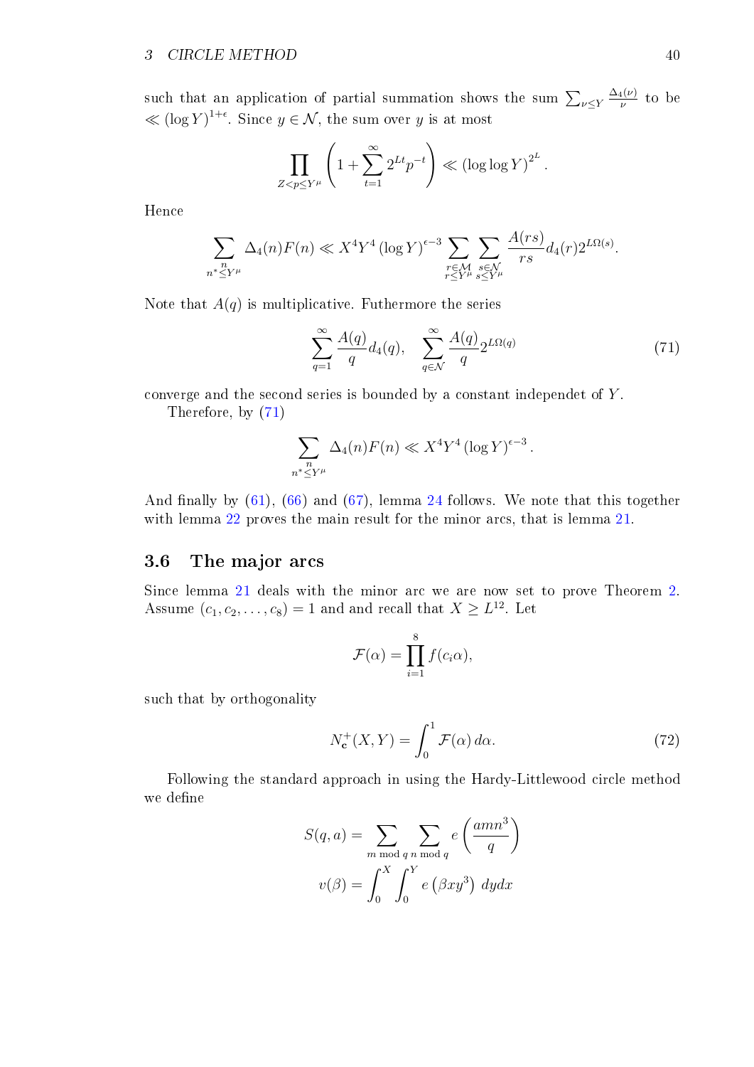such that an application of partial summation shows the sum $\sum_{\nu \leq Y} \frac{\Delta_4(\nu)}{\nu}$ to be $\ll (\log Y)^{1+\epsilon}$. Since $y \in \mathcal{N}$, the sum over $y$ is at most

$$\prod_{Z<p\leq Y^{\mu}} \left(1+\sum_{t=1}^{\infty} 2^{Lt} p^{-t}\right) \ll (\log\log Y)^{2^L}.$$

Hence

$$\sum_{\substack{n \\ n^* \leq Y^{\mu}}} \Delta_4(n) F(n) \ll X^4 Y^4 (\log Y)^{\epsilon-3} \sum_{\substack{r\in\mathcal{M} \\ r\leq Y^{\mu}}} \sum_{\substack{s\in\mathcal{N} \\ s\leq Y^{\mu}}} \frac{A(rs)}{rs} d_4(r) 2^{L\Omega(s)}.$$

Note that $A(q)$ is multiplicative. Futhermore the series

$$\sum_{q=1}^{\infty} \frac{A(q)}{q} d_4(q), \quad \sum_{q\in\mathcal{N}}^{\infty} \frac{A(q)}{q} 2^{L\Omega(q)} \tag{71}$$

converge and the second series is bounded by a constant independet of $Y$.

Therefore, by (71)

$$\sum_{\substack{n \\ n^* \leq Y^{\mu}}} \Delta_4(n) F(n) \ll X^4 Y^4 (\log Y)^{\epsilon-3}.$$

And finally by (61), (66) and (67), lemma 24 follows. We note that this together with lemma 22 proves the main result for the minor arcs, that is lemma 21.

## 3.6 The major arcs

Since lemma 21 deals with the minor arc we are now set to prove Theorem 2. Assume $(c_1, c_2, \ldots, c_8) = 1$ and and recall that $X \geq L^{12}$. Let

$$\mathcal{F}(\alpha) = \prod_{i=1}^{8} f(c_i \alpha),$$

such that by orthogonality

$$N_{\mathbf{c}}^{+}(X,Y) = \int_0^1 \mathcal{F}(\alpha)\, d\alpha. \tag{72}$$

Following the standard approach in using the Hardy-Littlewood circle method we define

$$S(q,a) = \sum_{m \bmod q} \sum_{n \bmod q} e\left(\frac{amn^3}{q}\right)$$

$$v(\beta) = \int_0^X \int_0^Y e\left(\beta x y^3\right)\, dy dx$$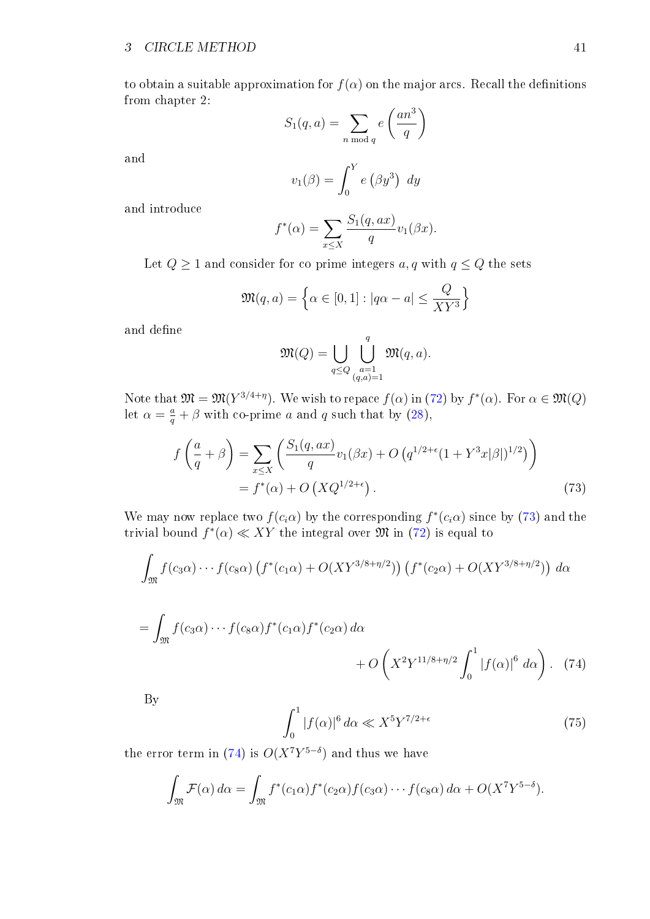to obtain a suitable approximation for $f(\alpha)$ on the major arcs. Recall the definitions from chapter 2:

$$S_1(q,a) = \sum_{n \bmod q} e\left(\frac{an^3}{q}\right)$$

and

$$v_1(\beta) = \int_0^Y e\left(\beta y^3\right)\, dy$$

and introduce

$$f^*(\alpha) = \sum_{x \le X} \frac{S_1(q,ax)}{q} v_1(\beta x).$$

Let $Q \ge 1$ and consider for co prime integers $a, q$ with $q \le Q$ the sets

$$\mathfrak{M}(q,a) = \left\{\alpha \in [0,1] : |q\alpha - a| \le \frac{Q}{XY^3}\right\}$$

and define

$$\mathfrak{M}(Q) = \bigcup_{q \le Q} \bigcup_{\substack{a=1 \\ (q,a)=1}}^{q} \mathfrak{M}(q,a).$$

Note that $\mathfrak{M} = \mathfrak{M}(Y^{3/4+\eta})$. We wish to repace $f(\alpha)$ in (72) by $f^*(\alpha)$. For $\alpha \in \mathfrak{M}(Q)$ let $\alpha = \frac{a}{q} + \beta$ with co-prime $a$ and $q$ such that by (28),

$$\begin{aligned} f\left(\frac{a}{q} + \beta\right) &= \sum_{x \le X} \left(\frac{S_1(q,ax)}{q} v_1(\beta x) + O\left(q^{1/2+\epsilon}(1 + Y^3 x|\beta|)^{1/2}\right)\right) \\ &= f^*(\alpha) + O\left(XQ^{1/2+\epsilon}\right). \end{aligned} \tag{73}$$

We may now replace two $f(c_i\alpha)$ by the corresponding $f^*(c_i\alpha)$ since by (73) and the trivial bound $f^*(\alpha) \ll XY$ the integral over $\mathfrak{M}$ in (72) is equal to

$$\int_{\mathfrak{M}} f(c_3\alpha)\cdots f(c_8\alpha)\left(f^*(c_1\alpha) + O(XY^{3/8+\eta/2})\right)\left(f^*(c_2\alpha) + O(XY^{3/8+\eta/2})\right)\, d\alpha$$

$$= \int_{\mathfrak{M}} f(c_3\alpha)\cdots f(c_8\alpha) f^*(c_1\alpha) f^*(c_2\alpha)\, d\alpha + O\left(X^2 Y^{11/8+\eta/2} \int_0^1 |f(\alpha)|^6\, d\alpha\right). \tag{74}$$

By

$$\int_0^1 |f(\alpha)|^6\, d\alpha \ll X^5 Y^{7/2+\epsilon} \tag{75}$$

the error term in (74) is $O(X^7 Y^{5-\delta})$ and thus we have

$$\int_{\mathfrak{M}} \mathcal{F}(\alpha)\, d\alpha = \int_{\mathfrak{M}} f^*(c_1\alpha) f^*(c_2\alpha) f(c_3\alpha)\cdots f(c_8\alpha)\, d\alpha + O(X^7 Y^{5-\delta}).$$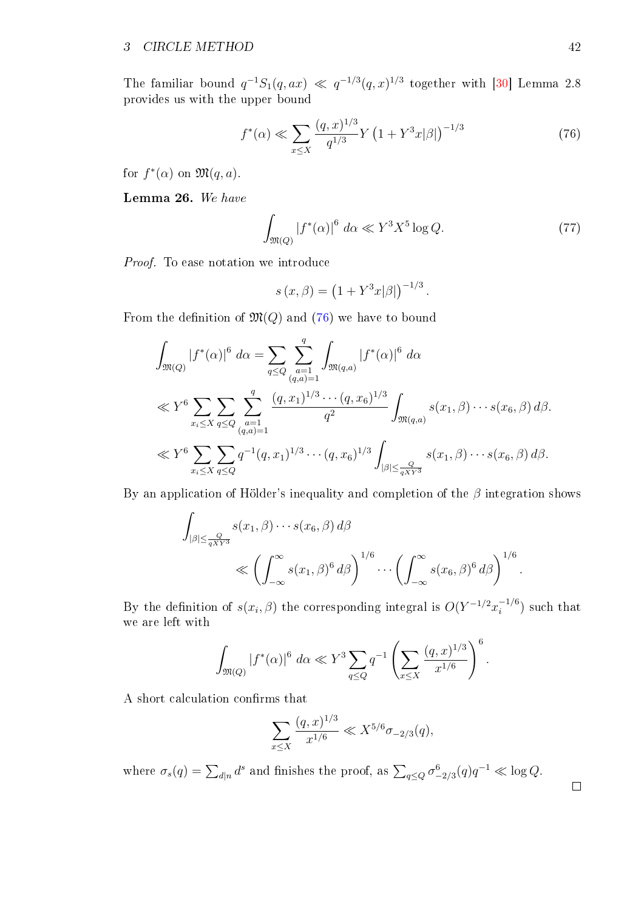The familiar bound $q^{-1}S_1(q,ax) \ll q^{-1/3}(q,x)^{1/3}$ together with [30] Lemma 2.8 provides us with the upper bound

$$f^*(\alpha) \ll \sum_{x\leq X} \frac{(q,x)^{1/3}}{q^{1/3}} Y \left(1+Y^3 x|\beta|\right)^{-1/3} \tag{76}$$

for $f^*(\alpha)$ on $\mathfrak{M}(q,a)$.

**Lemma 26.** *We have*

$$\int_{\mathfrak{M}(Q)} |f^*(\alpha)|^6 \, d\alpha \ll Y^3 X^5 \log Q. \tag{77}$$

*Proof.* To ease notation we introduce

$$s(x,\beta) = \left(1+Y^3 x|\beta|\right)^{-1/3}.$$

From the definition of $\mathfrak{M}(Q)$ and (76) we have to bound

$$\begin{aligned}
\int_{\mathfrak{M}(Q)} |f^*(\alpha)|^6 \, d\alpha &= \sum_{q\leq Q} \sum_{\substack{a=1\\(q,a)=1}}^{q} \int_{\mathfrak{M}(q,a)} |f^*(\alpha)|^6 \, d\alpha \\
&\ll Y^6 \sum_{x_i\leq X} \sum_{q\leq Q} \sum_{\substack{a=1\\(q,a)=1}}^{q} \frac{(q,x_1)^{1/3}\cdots(q,x_6)^{1/3}}{q^2} \int_{\mathfrak{M}(q,a)} s(x_1,\beta)\cdots s(x_6,\beta)\, d\beta. \\
&\ll Y^6 \sum_{x_i\leq X} \sum_{q\leq Q} q^{-1}(q,x_1)^{1/3}\cdots(q,x_6)^{1/3} \int_{|\beta|\leq \frac{Q}{qXY^3}} s(x_1,\beta)\cdots s(x_6,\beta)\, d\beta.
\end{aligned}$$

By an application of Hölder's inequality and completion of the $\beta$ integration shows

$$\begin{aligned}
&\int_{|\beta|\leq \frac{Q}{qXY^3}} s(x_1,\beta)\cdots s(x_6,\beta)\, d\beta \\
&\qquad \ll \left(\int_{-\infty}^{\infty} s(x_1,\beta)^6\, d\beta\right)^{1/6} \cdots \left(\int_{-\infty}^{\infty} s(x_6,\beta)^6\, d\beta\right)^{1/6}.
\end{aligned}$$

By the definition of $s(x_i,\beta)$ the corresponding integral is $O(Y^{-1/2}x_i^{-1/6})$ such that we are left with

$$\int_{\mathfrak{M}(Q)} |f^*(\alpha)|^6 \, d\alpha \ll Y^3 \sum_{q\leq Q} q^{-1} \left(\sum_{x\leq X} \frac{(q,x)^{1/3}}{x^{1/6}}\right)^6.$$

A short calculation confirms that

$$\sum_{x\leq X} \frac{(q,x)^{1/3}}{x^{1/6}} \ll X^{5/6}\sigma_{-2/3}(q),$$

where $\sigma_s(q) = \sum_{d|n} d^s$ and finishes the proof, as $\sum_{q\leq Q} \sigma_{-2/3}^6(q) q^{-1} \ll \log Q$. $\square$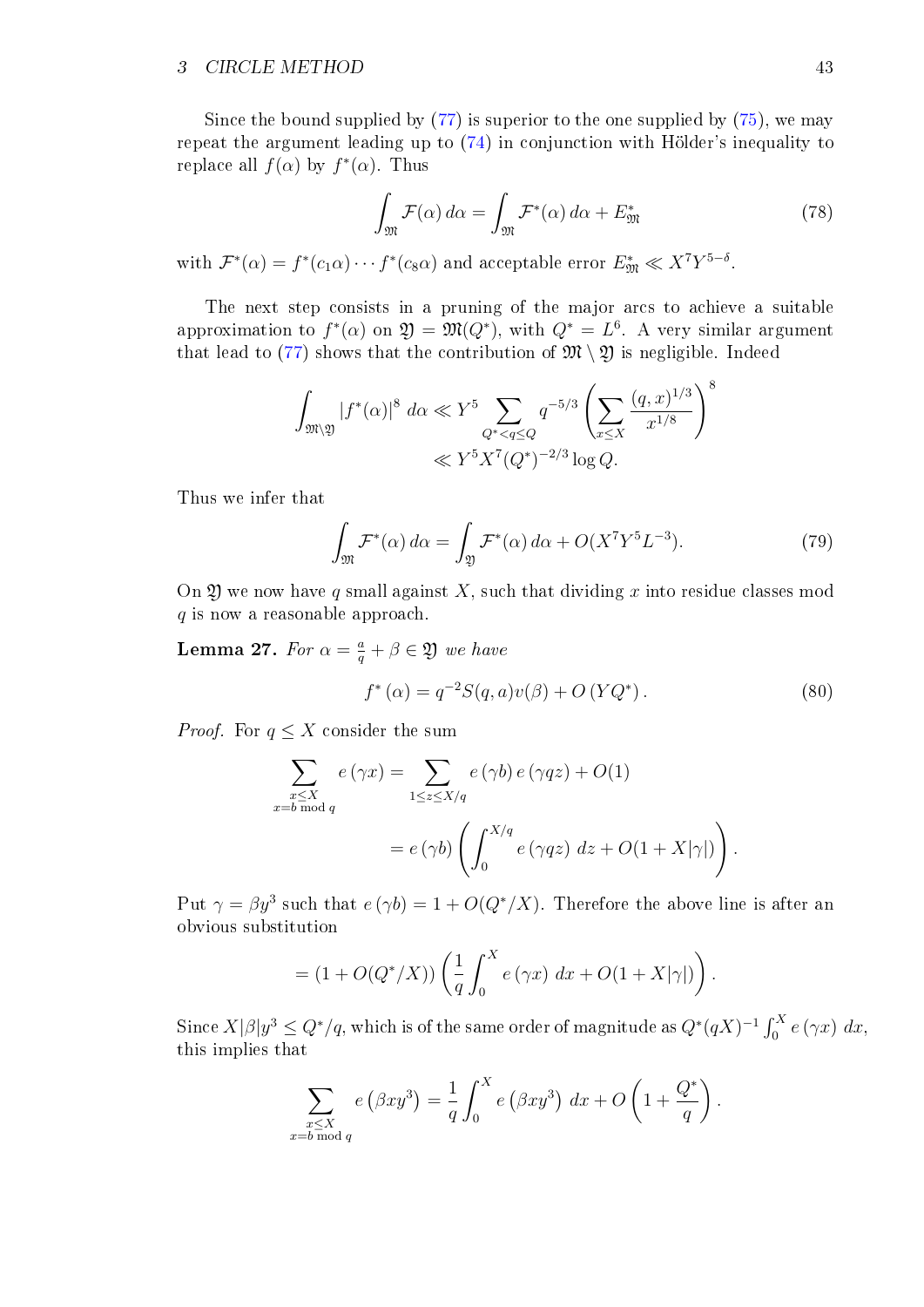Since the bound supplied by (77) is superior to the one supplied by (75), we may repeat the argument leading up to (74) in conjunction with Hölder's inequality to replace all $f(\alpha)$ by $f^*(\alpha)$. Thus

$$\int_{\mathfrak{M}} \mathcal{F}(\alpha)\, d\alpha = \int_{\mathfrak{M}} \mathcal{F}^*(\alpha)\, d\alpha + E^*_{\mathfrak{M}} \tag{78}$$

with $\mathcal{F}^*(\alpha) = f^*(c_1\alpha)\cdots f^*(c_8\alpha)$ and acceptable error $E^*_{\mathfrak{M}} \ll X^7Y^{5-\delta}$.

The next step consists in a pruning of the major arcs to achieve a suitable approximation to $f^*(\alpha)$ on $\mathfrak{Y} = \mathfrak{M}(Q^*)$, with $Q^* = L^6$. A very similar argument that lead to (77) shows that the contribution of $\mathfrak{M} \setminus \mathfrak{Y}$ is negligible. Indeed

$$\begin{aligned}\int_{\mathfrak{M}\setminus\mathfrak{Y}} \left|f^*(\alpha)\right|^8\, d\alpha &\ll Y^5 \sum_{Q^*<q\le Q} q^{-5/3} \left(\sum_{x\le X} \frac{(q,x)^{1/3}}{x^{1/8}}\right)^8 \\ &\ll Y^5X^7(Q^*)^{-2/3}\log Q.\end{aligned}$$

Thus we infer that

$$\int_{\mathfrak{M}} \mathcal{F}^*(\alpha)\, d\alpha = \int_{\mathfrak{Y}} \mathcal{F}^*(\alpha)\, d\alpha + O(X^7Y^5L^{-3}). \tag{79}$$

On $\mathfrak{Y}$ we now have $q$ small against $X$, such that dividing $x$ into residue classes mod $q$ is now a reasonable approach.

**Lemma 27.** *For $\alpha = \frac{a}{q} + \beta \in \mathfrak{Y}$ we have*

$$f^*(\alpha) = q^{-2}S(q,a)v(\beta) + O\left(YQ^*\right). \tag{80}$$

*Proof.* For $q \le X$ consider the sum

$$\begin{aligned}\sum_{\substack{x\le X\\ x=b \bmod q}} e\left(\gamma x\right) &= \sum_{1\le z\le X/q} e\left(\gamma b\right) e\left(\gamma qz\right) + O(1) \\ &= e\left(\gamma b\right)\left(\int_0^{X/q} e\left(\gamma qz\right)\, dz + O(1 + X|\gamma|)\right).\end{aligned}$$

Put $\gamma = \beta y^3$ such that $e\left(\gamma b\right) = 1 + O(Q^*/X)$. Therefore the above line is after an obvious substitution

$$= (1 + O(Q^*/X))\left(\frac{1}{q}\int_0^X e\left(\gamma x\right)\, dx + O(1 + X|\gamma|)\right).$$

Since $X|\beta|y^3 \le Q^*/q$, which is of the same order of magnitude as $Q^*(qX)^{-1}\int_0^X e\left(\gamma x\right)\, dx$, this implies that

$$\sum_{\substack{x\le X\\ x=b \bmod q}} e\left(\beta xy^3\right) = \frac{1}{q}\int_0^X e\left(\beta xy^3\right)\, dx + O\left(1 + \frac{Q^*}{q}\right).$$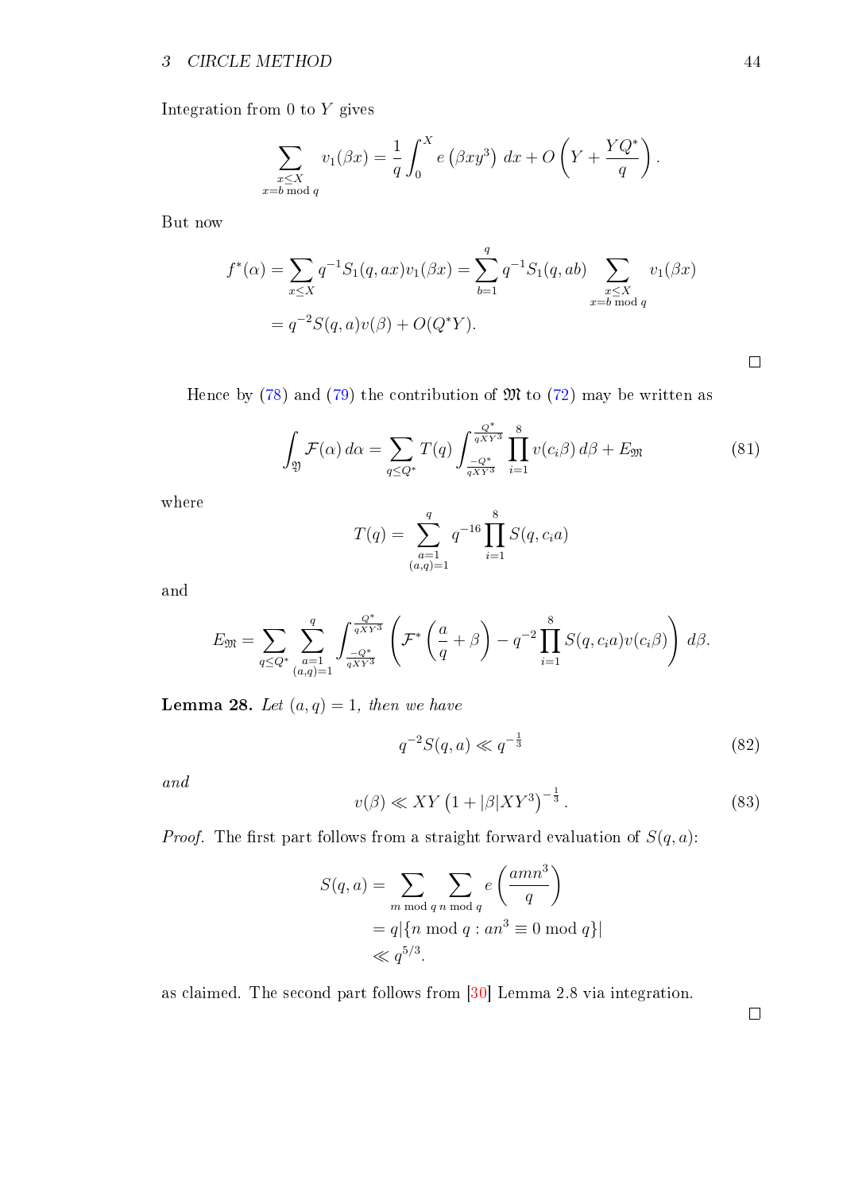Integration from 0 to $Y$ gives

$$\sum_{\substack{x \leq X \\ x = b \bmod q}} v_1(\beta x) = \frac{1}{q} \int_0^X e\left(\beta x y^3\right)\, dx + O\left(Y + \frac{YQ^*}{q}\right).$$

But now

$$\begin{aligned} f^*(\alpha) &= \sum_{x \leq X} q^{-1} S_1(q, ax) v_1(\beta x) = \sum_{b=1}^{q} q^{-1} S_1(q, ab) \sum_{\substack{x \leq X \\ x = b \bmod q}} v_1(\beta x) \\ &= q^{-2} S(q,a) v(\beta) + O(Q^* Y). \end{aligned}$$

□

Hence by (78) and (79) the contribution of $\mathfrak{M}$ to (72) may be written as

$$\int_{\mathfrak{Y}} \mathcal{F}(\alpha)\, d\alpha = \sum_{q \leq Q^*} T(q) \int_{\frac{-Q^*}{qXY^3}}^{\frac{Q^*}{qXY^3}} \prod_{i=1}^{8} v(c_i \beta)\, d\beta + E_{\mathfrak{M}} \tag{81}$$

where

$$T(q) = \sum_{\substack{a=1 \\ (a,q)=1}}^{q} q^{-16} \prod_{i=1}^{8} S(q, c_i a)$$

and

$$E_{\mathfrak{M}} = \sum_{q \leq Q^*} \sum_{\substack{a=1 \\ (a,q)=1}}^{q} \int_{\frac{-Q^*}{qXY^3}}^{\frac{Q^*}{qXY^3}} \left( \mathcal{F}^*\left(\frac{a}{q} + \beta\right) - q^{-2} \prod_{i=1}^{8} S(q, c_i a) v(c_i \beta) \right) d\beta.$$

**Lemma 28.** *Let* $(a,q) = 1$*, then we have*

$$q^{-2} S(q,a) \ll q^{-\frac{1}{3}} \tag{82}$$

*and*

$$v(\beta) \ll XY\left(1 + |\beta| XY^3\right)^{-\frac{1}{3}}. \tag{83}$$

*Proof.* The first part follows from a straight forward evaluation of $S(q,a)$:

$$\begin{aligned} S(q,a) &= \sum_{m \bmod q} \sum_{n \bmod q} e\left(\frac{amn^3}{q}\right) \\ &= q|\{n \bmod q : an^3 \equiv 0 \bmod q\}| \\ &\ll q^{5/3}. \end{aligned}$$

as claimed. The second part follows from [30] Lemma 2.8 via integration.

□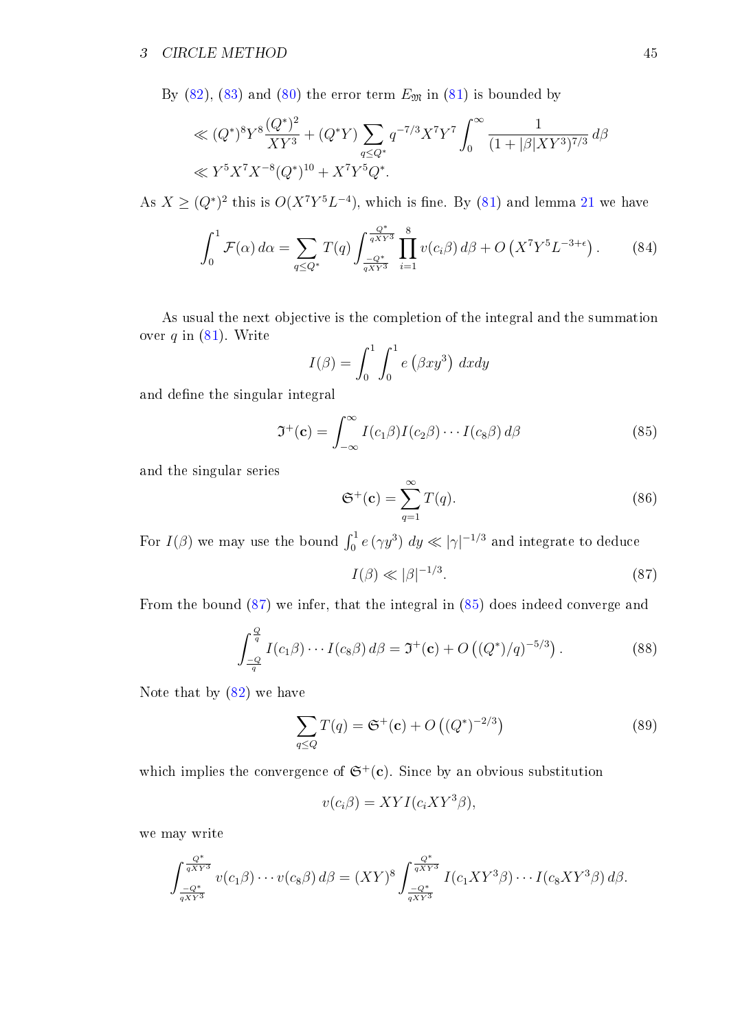By (82), (83) and (80) the error term $E_{\mathfrak{M}}$ in (81) is bounded by

$$\ll (Q^*)^8 Y^8 \frac{(Q^*)^2}{XY^3} + (Q^* Y) \sum_{q \le Q^*} q^{-7/3} X^7 Y^7 \int_0^\infty \frac{1}{(1+|\beta| XY^3)^{7/3}} \, d\beta$$
$$\ll Y^5 X^7 X^{-8} (Q^*)^{10} + X^7 Y^5 Q^*.$$

As $X \ge (Q^*)^2$ this is $O(X^7 Y^5 L^{-4})$, which is fine. By (81) and lemma 21 we have

$$\int_0^1 \mathcal{F}(\alpha) \, d\alpha = \sum_{q \le Q^*} T(q) \int_{\frac{-Q^*}{qXY^3}}^{\frac{Q^*}{qXY^3}} \prod_{i=1}^{8} v(c_i \beta) \, d\beta + O\left(X^7 Y^5 L^{-3+\epsilon}\right). \tag{84}$$

As usual the next objective is the completion of the integral and the summation over $q$ in (81). Write

$$I(\beta) = \int_0^1 \int_0^1 e\left(\beta x y^3\right) \, dx dy$$

and define the singular integral

$$\mathfrak{I}^+(\mathbf{c}) = \int_{-\infty}^{\infty} I(c_1 \beta) I(c_2 \beta) \cdots I(c_8 \beta) \, d\beta \tag{85}$$

and the singular series

$$\mathfrak{S}^+(\mathbf{c}) = \sum_{q=1}^{\infty} T(q). \tag{86}$$

For $I(\beta)$ we may use the bound $\int_0^1 e\left(\gamma y^3\right) \, dy \ll |\gamma|^{-1/3}$ and integrate to deduce

$$I(\beta) \ll |\beta|^{-1/3}. \tag{87}$$

From the bound (87) we infer, that the integral in (85) does indeed converge and

$$\int_{\frac{-Q}{q}}^{\frac{Q}{q}} I(c_1 \beta) \cdots I(c_8 \beta) \, d\beta = \mathfrak{I}^+(\mathbf{c}) + O\left(((Q^*)/q)^{-5/3}\right). \tag{88}$$

Note that by (82) we have

$$\sum_{q \le Q} T(q) = \mathfrak{S}^+(\mathbf{c}) + O\left((Q^*)^{-2/3}\right) \tag{89}$$

which implies the convergence of $\mathfrak{S}^+(\mathbf{c})$. Since by an obvious substitution

$$v(c_i \beta) = XY I(c_i XY^3 \beta),$$

we may write

$$\int_{\frac{-Q^*}{qXY^3}}^{\frac{Q^*}{qXY^3}} v(c_1 \beta) \cdots v(c_8 \beta) \, d\beta = (XY)^8 \int_{\frac{-Q^*}{qXY^3}}^{\frac{Q^*}{qXY^3}} I(c_1 XY^3 \beta) \cdots I(c_8 XY^3 \beta) \, d\beta.$$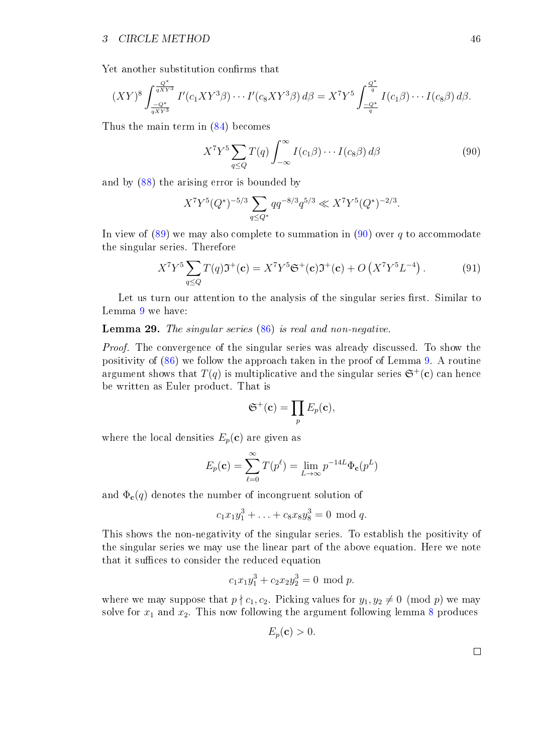Yet another substitution confirms that

$$(XY)^8 \int_{\frac{-Q^*}{qXY^3}}^{\frac{Q^*}{qXY^3}} I'(c_1XY^3\beta)\cdots I'(c_8XY^3\beta)\,d\beta = X^7Y^5 \int_{\frac{-Q^*}{q}}^{\frac{Q^*}{q}} I(c_1\beta)\cdots I(c_8\beta)\,d\beta.$$

Thus the main term in (84) becomes

$$X^7Y^5 \sum_{q\le Q} T(q) \int_{-\infty}^{\infty} I(c_1\beta)\cdots I(c_8\beta)\,d\beta \tag{90}$$

and by (88) the arising error is bounded by

$$X^7Y^5(Q^*)^{-5/3} \sum_{q\le Q^*} qq^{-8/3}q^{5/3} \ll X^7Y^5(Q^*)^{-2/3}.$$

In view of (89) we may also complete to summation in (90) over $q$ to accommodate the singular series. Therefore

$$X^7Y^5 \sum_{q\le Q} T(q)\mathfrak{I}^+(\mathbf{c}) = X^7Y^5\mathfrak{S}^+(\mathbf{c})\mathfrak{I}^+(\mathbf{c}) + O\left(X^7Y^5L^{-4}\right). \tag{91}$$

Let us turn our attention to the analysis of the singular series first. Similar to Lemma 9 we have:

**Lemma 29.** *The singular series (86) is real and non-negative.*

*Proof.* The convergence of the singular series was already discussed. To show the positivity of (86) we follow the approach taken in the proof of Lemma 9. A routine argument shows that $T(q)$ is multiplicative and the singular series $\mathfrak{S}^+(\mathbf{c})$ can hence be written as Euler product. That is

$$\mathfrak{S}^+(\mathbf{c}) = \prod_p E_p(\mathbf{c}),$$

where the local densities $E_p(\mathbf{c})$ are given as

$$E_p(\mathbf{c}) = \sum_{\ell=0}^{\infty} T(p^\ell) = \lim_{L\to\infty} p^{-14L}\Phi_{\mathbf{c}}(p^L)$$

and $\Phi_{\mathbf{c}}(q)$ denotes the number of incongruent solution of

$$c_1x_1y_1^3 + \ldots + c_8x_8y_8^3 = 0 \mod q.$$

This shows the non-negativity of the singular series. To establish the positivity of the singular series we may use the linear part of the above equation. Here we note that it suffices to consider the reduced equation

$$c_1x_1y_1^3 + c_2x_2y_2^3 = 0 \mod p.$$

where we may suppose that $p \nmid c_1, c_2$. Picking values for $y_1, y_2 \not\equiv 0 \pmod p$ we may solve for $x_1$ and $x_2$. This now following the argument following lemma 8 produces

$$E_p(\mathbf{c}) > 0.$$

□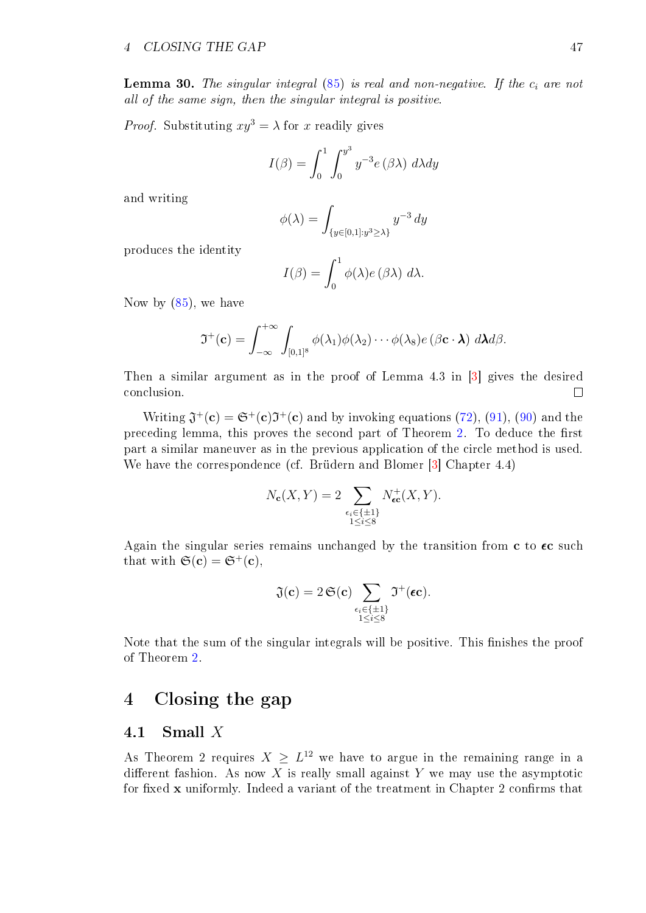**Lemma 30.** *The singular integral (85) is real and non-negative. If the $c_i$ are not all of the same sign, then the singular integral is positive.*

*Proof.* Substituting $xy^3 = \lambda$ for $x$ readily gives

$$I(\beta) = \int_0^1 \int_0^{y^3} y^{-3} e(\beta\lambda)\, d\lambda dy$$

and writing

$$\phi(\lambda) = \int_{\{y \in [0,1] : y^3 \geq \lambda\}} y^{-3}\, dy$$

produces the identity

$$I(\beta) = \int_0^1 \phi(\lambda) e(\beta\lambda)\, d\lambda.$$

Now by (85), we have

$$\mathfrak{I}^+(\mathbf{c}) = \int_{-\infty}^{+\infty} \int_{[0,1]^8} \phi(\lambda_1)\phi(\lambda_2)\cdots\phi(\lambda_8) e(\beta \mathbf{c} \cdot \boldsymbol{\lambda})\, d\boldsymbol{\lambda} d\beta.$$

Then a similar argument as in the proof of Lemma 4.3 in [3] gives the desired conclusion. ◻

Writing $\mathfrak{J}^+(\mathbf{c}) = \mathfrak{S}^+(\mathbf{c})\mathfrak{I}^+(\mathbf{c})$ and by invoking equations (72), (91), (90) and the preceding lemma, this proves the second part of Theorem 2. To deduce the first part a similar maneuver as in the previous application of the circle method is used. We have the correspondence (cf. Brüdern and Blomer [3] Chapter 4.4)

$$N_{\mathbf{c}}(X,Y) = 2 \sum_{\substack{\epsilon_i \in \{\pm 1\} \\ 1 \leq i \leq 8}} N^+_{\boldsymbol{\epsilon}\mathbf{c}}(X,Y).$$

Again the singular series remains unchanged by the transition from $\mathbf{c}$ to $\boldsymbol{\epsilon}\mathbf{c}$ such that with $\mathfrak{S}(\mathbf{c}) = \mathfrak{S}^+(\mathbf{c})$,

$$\mathfrak{J}(\mathbf{c}) = 2\,\mathfrak{S}(\mathbf{c}) \sum_{\substack{\epsilon_i \in \{\pm 1\} \\ 1 \leq i \leq 8}} \mathfrak{I}^+(\boldsymbol{\epsilon}\mathbf{c}).$$

Note that the sum of the singular integrals will be positive. This finishes the proof of Theorem 2.

# 4 Closing the gap

## 4.1 Small $X$

As Theorem 2 requires $X \geq L^{12}$ we have to argue in the remaining range in a different fashion. As now $X$ is really small against $Y$ we may use the asymptotic for fixed $\mathbf{x}$ uniformly. Indeed a variant of the treatment in Chapter 2 confirms that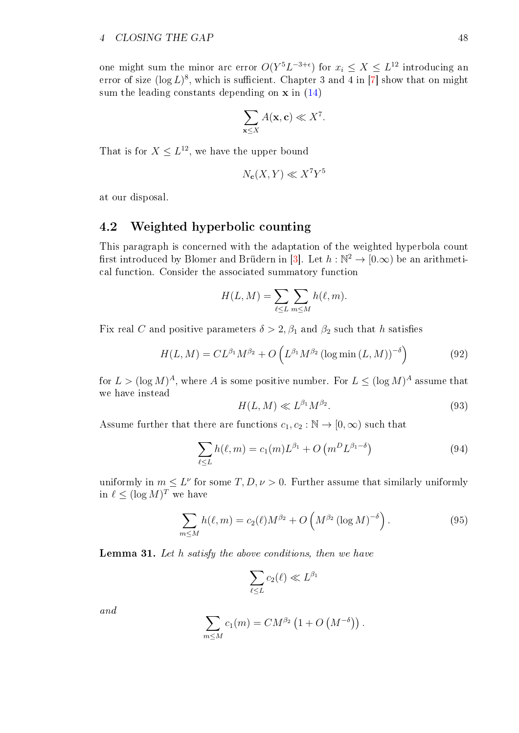one might sum the minor arc error $O(Y^5 L^{-3+\epsilon})$ for $x_i \leq X \leq L^{12}$ introducing an error of size $(\log L)^8$, which is sufficient. Chapter 3 and 4 in [7] show that on might sum the leading constants depending on $\mathbf{x}$ in (14)

$$\sum_{\mathbf{x} \leq X} A(\mathbf{x}, \mathbf{c}) \ll X^7.$$

That is for $X \leq L^{12}$, we have the upper bound

$$N_{\mathbf{c}}(X, Y) \ll X^7 Y^5$$

at our disposal.

## 4.2 Weighted hyperbolic counting

This paragraph is concerned with the adaptation of the weighted hyperbola count first introduced by Blomer and Brüdern in [3]. Let $h : \mathbb{N}^2 \to [0.\infty)$ be an arithmetical function. Consider the associated summatory function

$$H(L, M) = \sum_{\ell \leq L} \sum_{m \leq M} h(\ell, m).$$

Fix real $C$ and positive parameters $\delta > 2$, $\beta_1$ and $\beta_2$ such that $h$ satisfies

$$H(L, M) = C L^{\beta_1} M^{\beta_2} + O\left(L^{\beta_1} M^{\beta_2} \left(\log \min\left(L, M\right)\right)^{-\delta}\right) \tag{92}$$

for $L > (\log M)^A$, where $A$ is some positive number. For $L \leq (\log M)^A$ assume that we have instead

$$H(L, M) \ll L^{\beta_1} M^{\beta_2}. \tag{93}$$

Assume further that there are functions $c_1, c_2 : \mathbb{N} \to [0, \infty)$ such that

$$\sum_{\ell \leq L} h(\ell, m) = c_1(m) L^{\beta_1} + O\left(m^D L^{\beta_1 - \delta}\right) \tag{94}$$

uniformly in $m \leq L^\nu$ for some $T, D, \nu > 0$. Further assume that similarly uniformly in $\ell \leq (\log M)^T$ we have

$$\sum_{m \leq M} h(\ell, m) = c_2(\ell) M^{\beta_2} + O\left(M^{\beta_2} \left(\log M\right)^{-\delta}\right). \tag{95}$$

**Lemma 31.** *Let $h$ satisfy the above conditions, then we have*

$$\sum_{\ell \leq L} c_2(\ell) \ll L^{\beta_1}$$

*and*

$$\sum_{m \leq M} c_1(m) = C M^{\beta_2} \left(1 + O\left(M^{-\delta}\right)\right).$$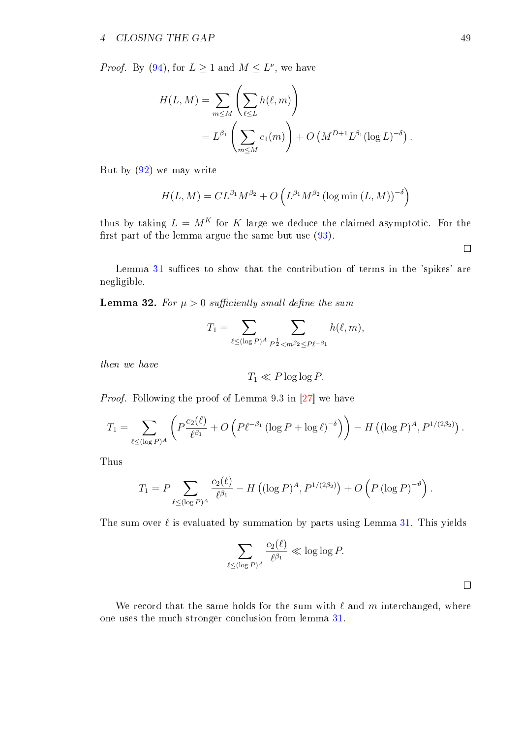*Proof.* By (94), for $L \geq 1$ and $M \leq L^{\nu}$, we have

$$H(L,M) = \sum_{m \leq M} \left( \sum_{\ell \leq L} h(\ell, m) \right)$$
$$= L^{\beta_1} \left( \sum_{m \leq M} c_1(m) \right) + O\left( M^{D+1} L^{\beta_1} (\log L)^{-\delta} \right).$$

But by (92) we may write

$$H(L,M) = C L^{\beta_1} M^{\beta_2} + O\left( L^{\beta_1} M^{\beta_2} \left(\log \min\left(L, M\right)\right)^{-\delta} \right)$$

thus by taking $L = M^K$ for $K$ large we deduce the claimed asymptotic. For the first part of the lemma argue the same but use (93). ◻

Lemma 31 suffices to show that the contribution of terms in the 'spikes' are negligible.

**Lemma 32.** *For $\mu > 0$ sufficiently small define the sum*

$$T_1 = \sum_{\ell \leq (\log P)^A} \sum_{P^{\frac{1}{2}} < m^{\beta_2} \leq P \ell^{-\beta_1}} h(\ell, m),$$

*then we have*

$$T_1 \ll P \log \log P.$$

*Proof.* Following the proof of Lemma 9.3 in [27] we have

$$T_1 = \sum_{\ell \leq (\log P)^A} \left( P \frac{c_2(\ell)}{\ell^{\beta_1}} + O\left( P \ell^{-\beta_1} \left(\log P + \log \ell\right)^{-\delta} \right) \right) - H\left( (\log P)^A, P^{1/(2\beta_2)} \right).$$

Thus

$$T_1 = P \sum_{\ell \leq (\log P)^A} \frac{c_2(\ell)}{\ell^{\beta_1}} - H\left( (\log P)^A, P^{1/(2\beta_2)} \right) + O\left( P \left(\log P\right)^{-\vartheta} \right).$$

The sum over $\ell$ is evaluated by summation by parts using Lemma 31. This yields

$$\sum_{\ell \leq (\log P)^A} \frac{c_2(\ell)}{\ell^{\beta_1}} \ll \log \log P.$$

◻

We record that the same holds for the sum with $\ell$ and $m$ interchanged, where one uses the much stronger conclusion from lemma 31.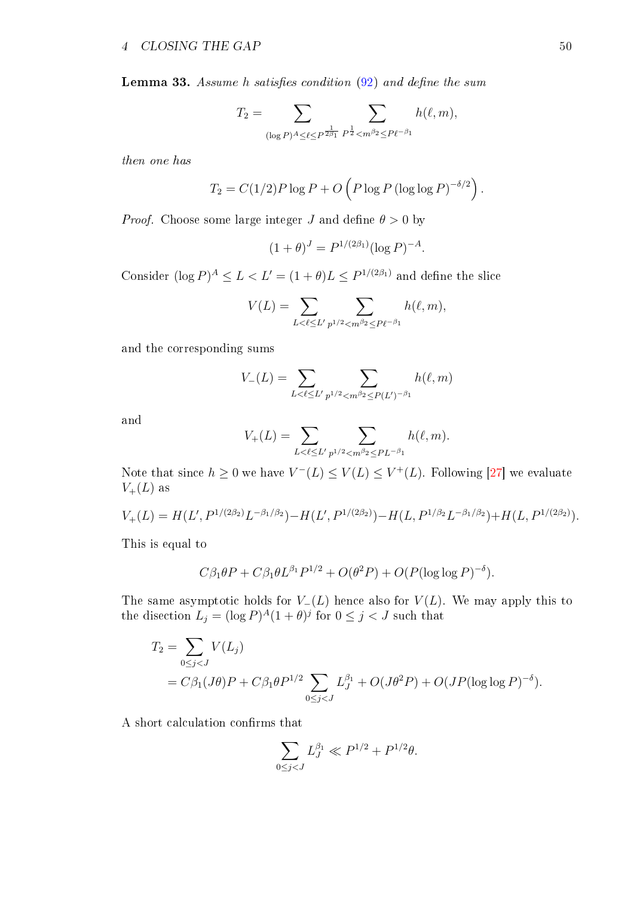**Lemma 33.** *Assume $h$ satisfies condition (92) and define the sum*

$$T_2 = \sum_{(\log P)^A \leq \ell \leq P^{\frac{1}{2\beta_1}}} \sum_{P^{\frac{1}{2}} < m^{\beta_2} \leq P\ell^{-\beta_1}} h(\ell, m),$$

*then one has*

$$T_2 = C(1/2) P \log P + O\left(P \log P \left(\log\log P\right)^{-\delta/2}\right).$$

*Proof.* Choose some large integer $J$ and define $\theta > 0$ by

$$(1+\theta)^J = P^{1/(2\beta_1)} (\log P)^{-A}.$$

Consider $(\log P)^A \leq L < L' = (1+\theta)L \leq P^{1/(2\beta_1)}$ and define the slice

$$V(L) = \sum_{L < \ell \leq L'} \sum_{p^{1/2} < m^{\beta_2} \leq P\ell^{-\beta_1}} h(\ell, m),$$

and the corresponding sums

$$V_-(L) = \sum_{L < \ell \leq L'} \sum_{p^{1/2} < m^{\beta_2} \leq P(L')^{-\beta_1}} h(\ell, m)$$

and

$$V_+(L) = \sum_{L < \ell \leq L'} \sum_{p^{1/2} < m^{\beta_2} \leq PL^{-\beta_1}} h(\ell, m).$$

Note that since $h \geq 0$ we have $V^-(L) \leq V(L) \leq V^+(L)$. Following [27] we evaluate $V_+(L)$ as

$$V_+(L) = H(L', P^{1/(2\beta_2)} L^{-\beta_1/\beta_2}) - H(L', P^{1/(2\beta_2)}) - H(L, P^{1/\beta_2} L^{-\beta_1/\beta_2}) + H(L, P^{1/(2\beta_2)}).$$

This is equal to

$$C\beta_1 \theta P + C\beta_1 \theta L^{\beta_1} P^{1/2} + O(\theta^2 P) + O(P(\log\log P)^{-\delta}).$$

The same asymptotic holds for $V_-(L)$ hence also for $V(L)$. We may apply this to the disection $L_j = (\log P)^A (1+\theta)^j$ for $0 \leq j < J$ such that

$$\begin{aligned}
T_2 &= \sum_{0 \leq j < J} V(L_j) \\
&= C\beta_1 (J\theta) P + C\beta_1 \theta P^{1/2} \sum_{0 \leq j < J} L_J^{\beta_1} + O(J\theta^2 P) + O(JP(\log\log P)^{-\delta}).
\end{aligned}$$

A short calculation confirms that

$$\sum_{0 \leq j < J} L_J^{\beta_1} \ll P^{1/2} + P^{1/2}\theta.$$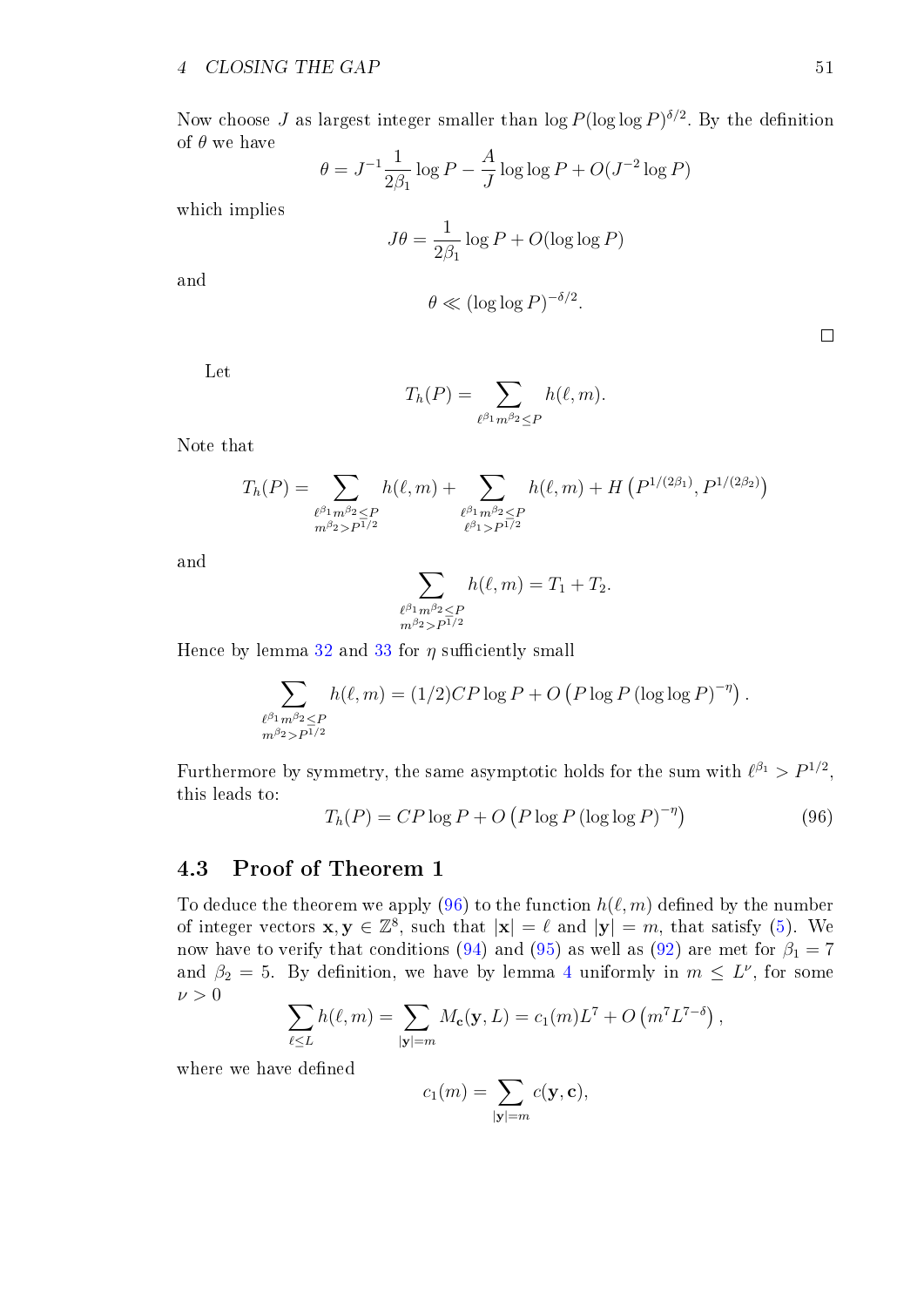Now choose $J$ as largest integer smaller than $\log P(\log\log P)^{\delta/2}$. By the definition of $\theta$ we have

$$\theta = J^{-1}\frac{1}{2\beta_1}\log P - \frac{A}{J}\log\log P + O(J^{-2}\log P)$$

which implies

$$J\theta = \frac{1}{2\beta_1}\log P + O(\log\log P)$$

and

$$\theta \ll (\log\log P)^{-\delta/2}.$$

□

Let

$$T_h(P) = \sum_{\ell^{\beta_1}m^{\beta_2}\leq P} h(\ell,m).$$

Note that

$$T_h(P) = \sum_{\substack{\ell^{\beta_1}m^{\beta_2}\leq P\\ m^{\beta_2}>P^{1/2}}} h(\ell,m) + \sum_{\substack{\ell^{\beta_1}m^{\beta_2}\leq P\\ \ell^{\beta_1}>P^{1/2}}} h(\ell,m) + H\left(P^{1/(2\beta_1)}, P^{1/(2\beta_2)}\right)$$

and

$$\sum_{\substack{\ell^{\beta_1}m^{\beta_2}\leq P\\ m^{\beta_2}>P^{1/2}}} h(\ell,m) = T_1 + T_2.$$

Hence by lemma 32 and 33 for $\eta$ sufficiently small

$$\sum_{\substack{\ell^{\beta_1}m^{\beta_2}\leq P\\ m^{\beta_2}>P^{1/2}}} h(\ell,m) = (1/2)CP\log P + O\left(P\log P\left(\log\log P\right)^{-\eta}\right).$$

Furthermore by symmetry, the same asymptotic holds for the sum with $\ell^{\beta_1} > P^{1/2}$, this leads to:

$$T_h(P) = CP\log P + O\left(P\log P\left(\log\log P\right)^{-\eta}\right) \tag{96}$$

## 4.3 Proof of Theorem 1

To deduce the theorem we apply (96) to the function $h(\ell,m)$ defined by the number of integer vectors $\mathbf{x},\mathbf{y}\in\mathbb{Z}^8$, such that $|\mathbf{x}| = \ell$ and $|\mathbf{y}| = m$, that satisfy (5). We now have to verify that conditions (94) and (95) as well as (92) are met for $\beta_1 = 7$ and $\beta_2 = 5$. By definition, we have by lemma 4 uniformly in $m\leq L^{\nu}$, for some $\nu > 0$

$$\sum_{\ell\leq L} h(\ell,m) = \sum_{|\mathbf{y}|=m} M_{\mathbf{c}}(\mathbf{y},L) = c_1(m)L^7 + O\left(m^7 L^{7-\delta}\right),$$

where we have defined

$$c_1(m) = \sum_{|\mathbf{y}|=m} c(\mathbf{y},\mathbf{c}),$$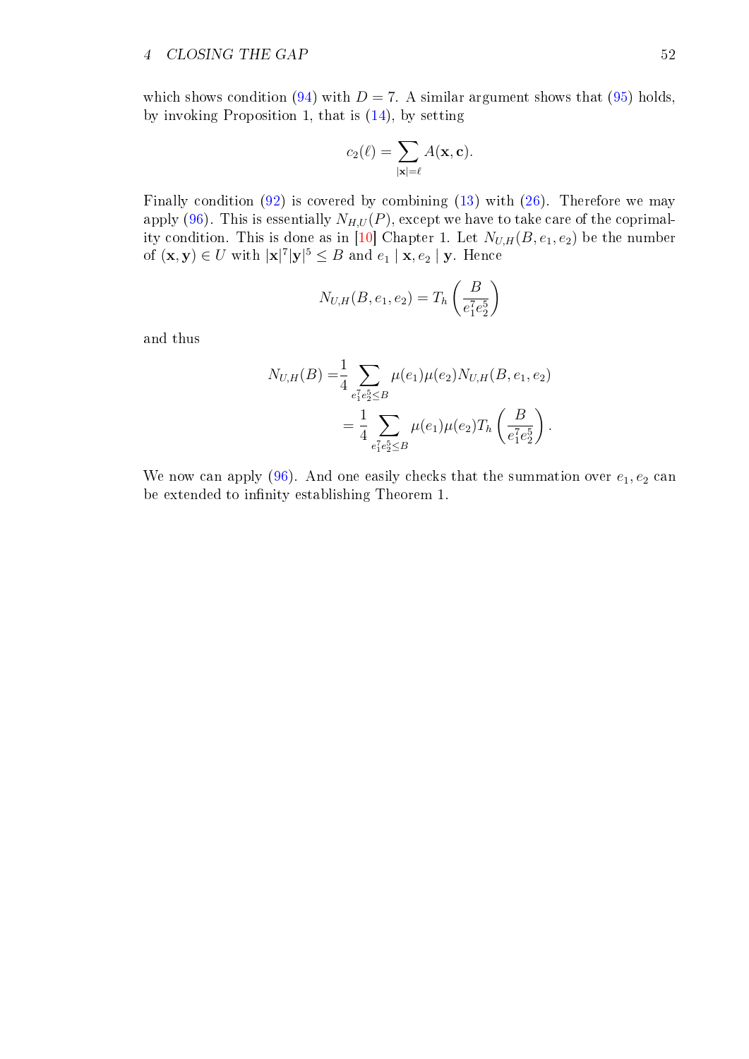which shows condition (94) with $D = 7$. A similar argument shows that (95) holds, by invoking Proposition 1, that is (14), by setting

$$c_2(\ell) = \sum_{|\mathbf{x}|=\ell} A(\mathbf{x}, \mathbf{c}).$$

Finally condition (92) is covered by combining (13) with (26). Therefore we may apply (96). This is essentially $N_{H,U}(P)$, except we have to take care of the coprimality condition. This is done as in [10] Chapter 1. Let $N_{U,H}(B, e_1, e_2)$ be the number of $(\mathbf{x}, \mathbf{y}) \in U$ with $|\mathbf{x}|^7 |\mathbf{y}|^5 \leq B$ and $e_1 \mid \mathbf{x}, e_2 \mid \mathbf{y}$. Hence

$$N_{U,H}(B, e_1, e_2) = T_h\left(\frac{B}{e_1^7 e_2^5}\right)$$

and thus

$$\begin{aligned} N_{U,H}(B) =& \frac{1}{4} \sum_{e_1^7 e_2^5 \leq B} \mu(e_1)\mu(e_2) N_{U,H}(B, e_1, e_2) \\ =& \frac{1}{4} \sum_{e_1^7 e_2^5 \leq B} \mu(e_1)\mu(e_2) T_h\left(\frac{B}{e_1^7 e_2^5}\right). \end{aligned}$$

We now can apply (96). And one easily checks that the summation over $e_1, e_2$ can be extended to infinity establishing Theorem 1.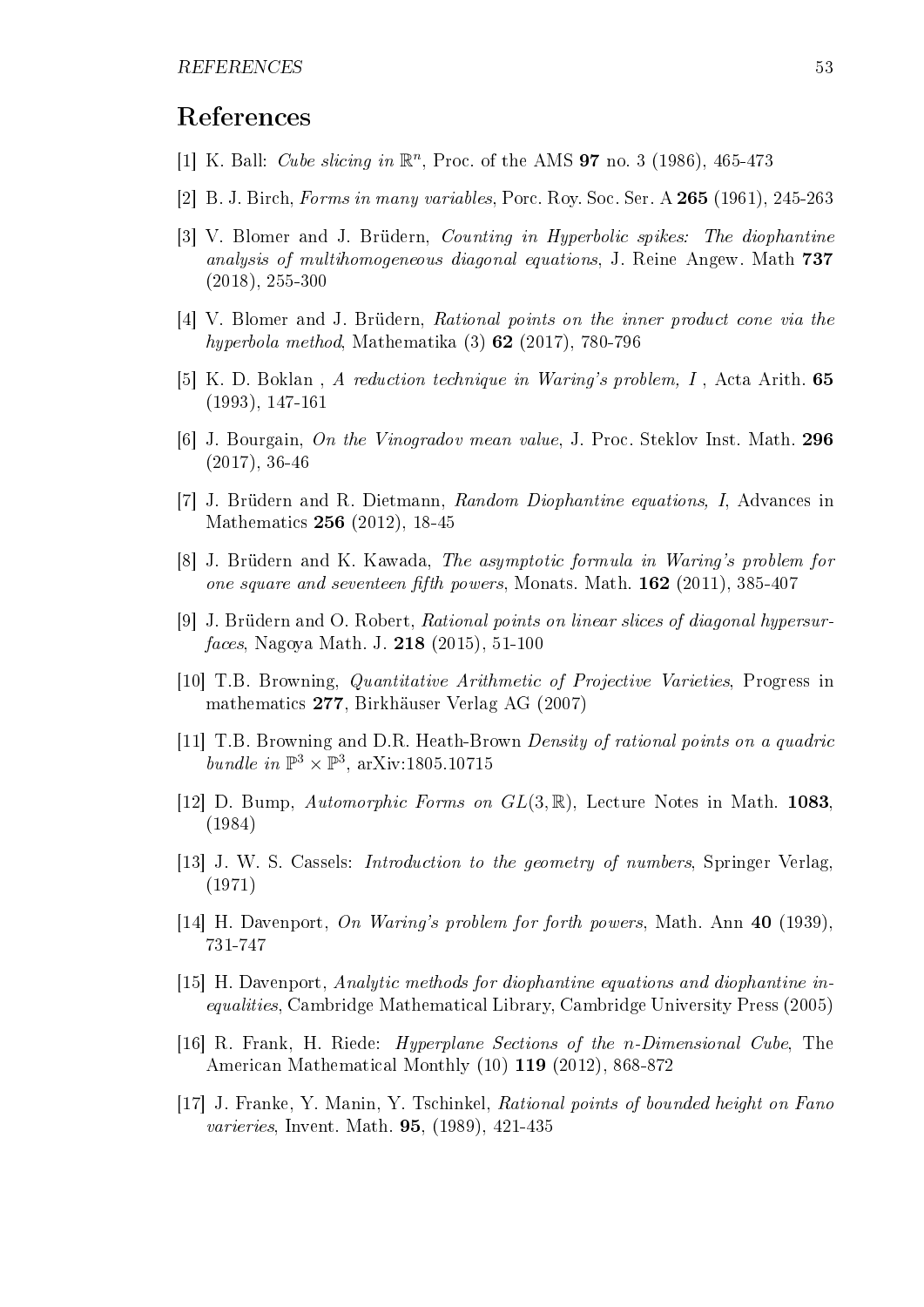# References

[1] K. Ball: *Cube slicing in* $\mathbb{R}^n$, Proc. of the AMS **97** no. 3 (1986), 465-473

[2] B. J. Birch, *Forms in many variables*, Porc. Roy. Soc. Ser. A **265** (1961), 245-263

[3] V. Blomer and J. Brüdern, *Counting in Hyperbolic spikes: The diophantine analysis of multihomogeneous diagonal equations*, J. Reine Angew. Math **737** (2018), 255-300

[4] V. Blomer and J. Brüdern, *Rational points on the inner product cone via the hyperbola method*, Mathematika (3) **62** (2017), 780-796

[5] K. D. Boklan , *A reduction technique in Waring's problem, I* , Acta Arith. **65** (1993), 147-161

[6] J. Bourgain, *On the Vinogradov mean value*, J. Proc. Steklov Inst. Math. **296** (2017), 36-46

[7] J. Brüdern and R. Dietmann, *Random Diophantine equations, I*, Advances in Mathematics **256** (2012), 18-45

[8] J. Brüdern and K. Kawada, *The asymptotic formula in Waring's problem for one square and seventeen fifth powers*, Monats. Math. **162** (2011), 385-407

[9] J. Brüdern and O. Robert, *Rational points on linear slices of diagonal hypersurfaces*, Nagoya Math. J. **218** (2015), 51-100

[10] T.B. Browning, *Quantitative Arithmetic of Projective Varieties*, Progress in mathematics **277**, Birkhäuser Verlag AG (2007)

[11] T.B. Browning and D.R. Heath-Brown *Density of rational points on a quadric bundle in* $\mathbb{P}^3 \times \mathbb{P}^3$, arXiv:1805.10715

[12] D. Bump, *Automorphic Forms on* $GL(3, \mathbb{R})$, Lecture Notes in Math. **1083**, (1984)

[13] J. W. S. Cassels: *Introduction to the geometry of numbers*, Springer Verlag, (1971)

[14] H. Davenport, *On Waring's problem for forth powers*, Math. Ann **40** (1939), 731-747

[15] H. Davenport, *Analytic methods for diophantine equations and diophantine inequalities*, Cambridge Mathematical Library, Cambridge University Press (2005)

[16] R. Frank, H. Riede: *Hyperplane Sections of the n-Dimensional Cube*, The American Mathematical Monthly (10) **119** (2012), 868-872

[17] J. Franke, Y. Manin, Y. Tschinkel, *Rational points of bounded height on Fano varieries*, Invent. Math. **95**, (1989), 421-435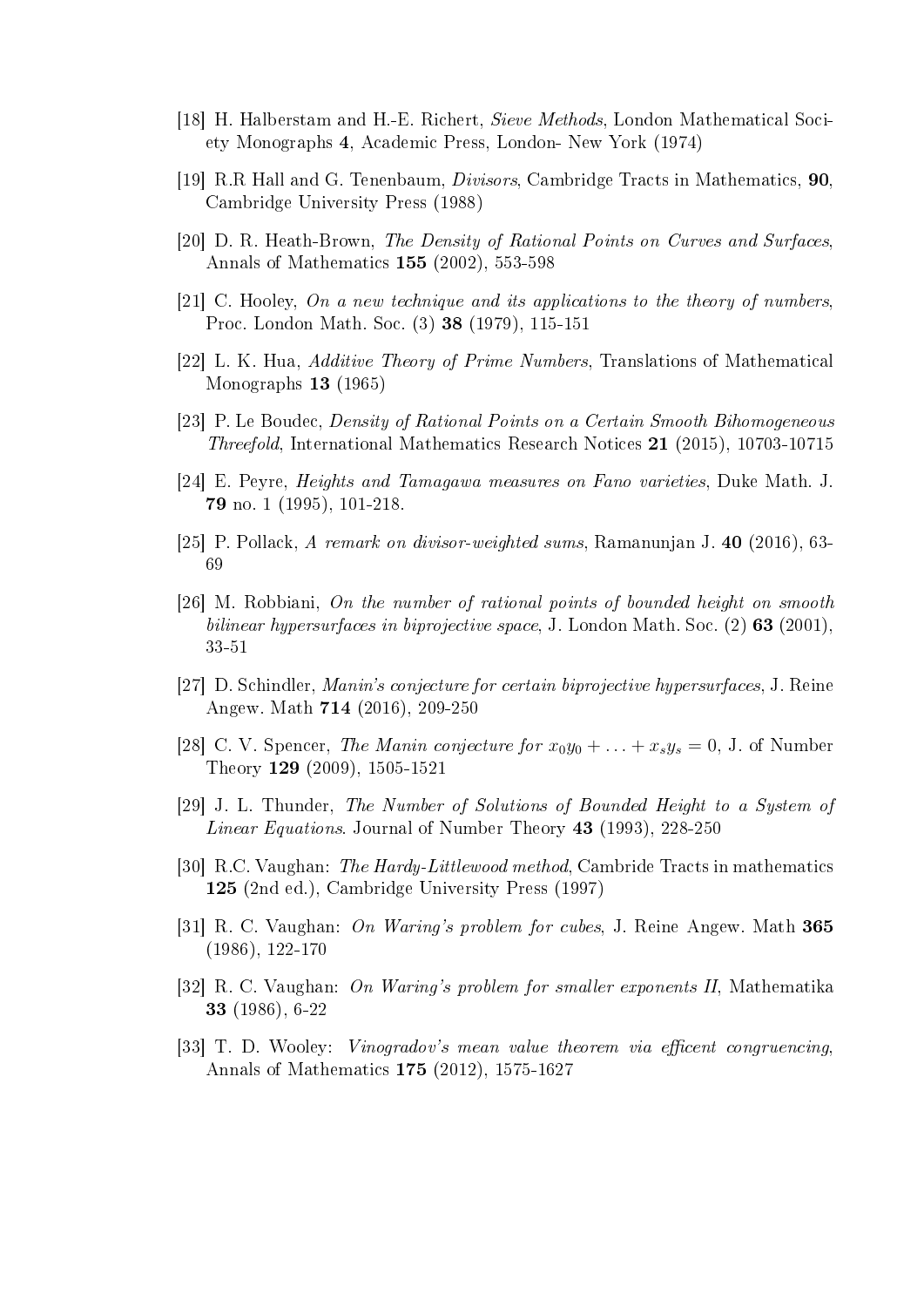[18] H. Halberstam and H.-E. Richert, *Sieve Methods*, London Mathematical Society Monographs **4**, Academic Press, London- New York (1974)

[19] R.R Hall and G. Tenenbaum, *Divisors*, Cambridge Tracts in Mathematics, **90**, Cambridge University Press (1988)

[20] D. R. Heath-Brown, *The Density of Rational Points on Curves and Surfaces*, Annals of Mathematics **155** (2002), 553-598

[21] C. Hooley, *On a new technique and its applications to the theory of numbers*, Proc. London Math. Soc. (3) **38** (1979), 115-151

[22] L. K. Hua, *Additive Theory of Prime Numbers*, Translations of Mathematical Monographs **13** (1965)

[23] P. Le Boudec, *Density of Rational Points on a Certain Smooth Bihomogeneous Threefold*, International Mathematics Research Notices **21** (2015), 10703-10715

[24] E. Peyre, *Heights and Tamagawa measures on Fano varieties*, Duke Math. J. **79** no. 1 (1995), 101-218.

[25] P. Pollack, *A remark on divisor-weighted sums*, Ramanunjan J. **40** (2016), 63-69

[26] M. Robbiani, *On the number of rational points of bounded height on smooth bilinear hypersurfaces in biprojective space*, J. London Math. Soc. (2) **63** (2001), 33-51

[27] D. Schindler, *Manin's conjecture for certain biprojective hypersurfaces*, J. Reine Angew. Math **714** (2016), 209-250

[28] C. V. Spencer, *The Manin conjecture for* $x_0y_0 + \ldots + x_sy_s = 0$, J. of Number Theory **129** (2009), 1505-1521

[29] J. L. Thunder, *The Number of Solutions of Bounded Height to a System of Linear Equations*. Journal of Number Theory **43** (1993), 228-250

[30] R.C. Vaughan: *The Hardy-Littlewood method*, Cambride Tracts in mathematics **125** (2nd ed.), Cambridge University Press (1997)

[31] R. C. Vaughan: *On Waring's problem for cubes*, J. Reine Angew. Math **365** (1986), 122-170

[32] R. C. Vaughan: *On Waring's problem for smaller exponents II*, Mathematika **33** (1986), 6-22

[33] T. D. Wooley: *Vinogradov's mean value theorem via efficent congruencing*, Annals of Mathematics **175** (2012), 1575-1627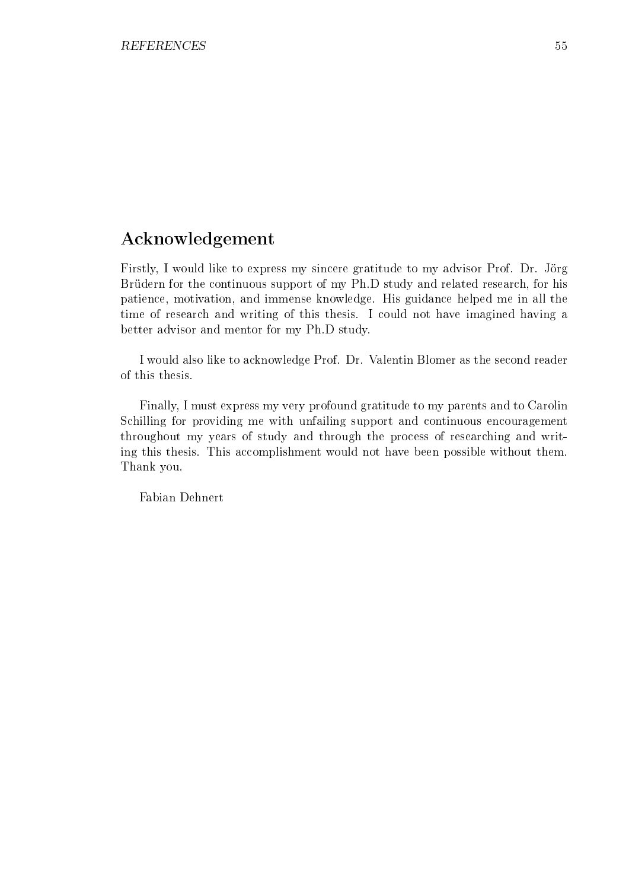## Acknowledgement

Firstly, I would like to express my sincere gratitude to my advisor Prof. Dr. Jörg Brüdern for the continuous support of my Ph.D study and related research, for his patience, motivation, and immense knowledge. His guidance helped me in all the time of research and writing of this thesis. I could not have imagined having a better advisor and mentor for my Ph.D study.

I would also like to acknowledge Prof. Dr. Valentin Blomer as the second reader of this thesis.

Finally, I must express my very profound gratitude to my parents and to Carolin Schilling for providing me with unfailing support and continuous encouragement throughout my years of study and through the process of researching and writing this thesis. This accomplishment would not have been possible without them. Thank you.

Fabian Dehnert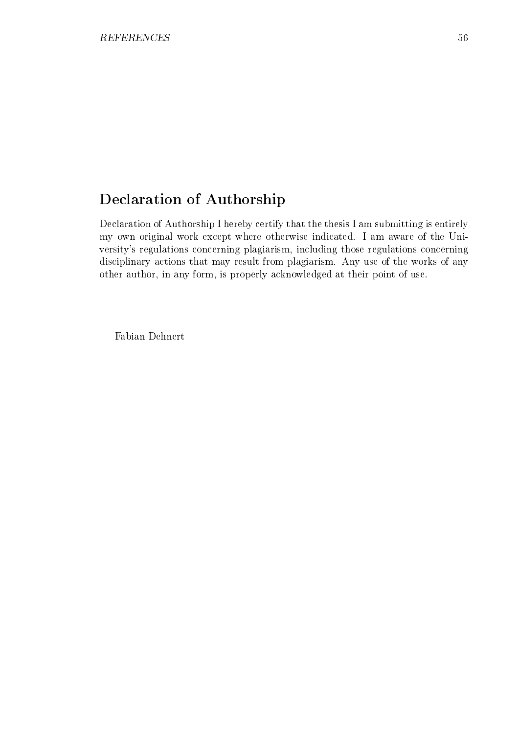## Declaration of Authorship

Declaration of Authorship I hereby certify that the thesis I am submitting is entirely my own original work except where otherwise indicated. I am aware of the University's regulations concerning plagiarism, including those regulations concerning disciplinary actions that may result from plagiarism. Any use of the works of any other author, in any form, is properly acknowledged at their point of use.

Fabian Dehnert